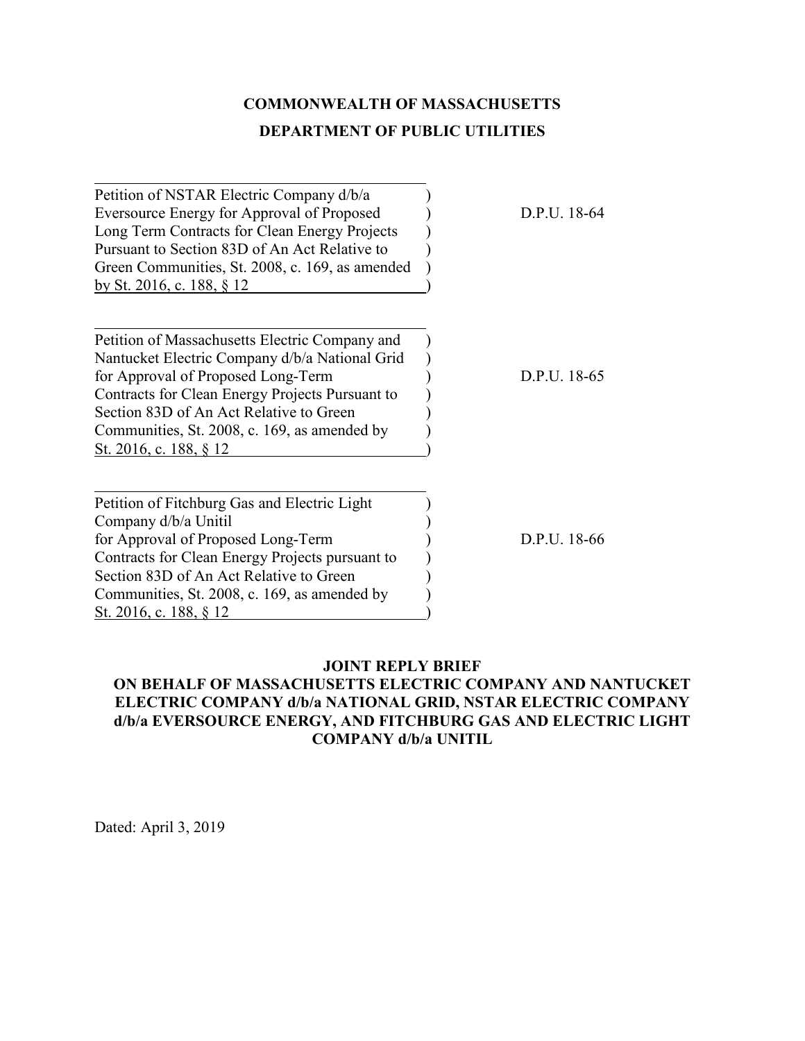# COMMONWEALTH OF MASSACHUSETTS

# DEPARTMENT OF PUBLIC UTILITIES

| | |
|---|---|
| Petition of NSTAR Electric Company d/b/a Eversource Energy for Approval of Proposed Long Term Contracts for Clean Energy Projects Pursuant to Section 83D of An Act Relative to Green Communities, St. 2008, c. 169, as amended by St. 2016, c. 188, § 12 | D.P.U. 18-64 |
| Petition of Massachusetts Electric Company and Nantucket Electric Company d/b/a National Grid for Approval of Proposed Long-Term Contracts for Clean Energy Projects Pursuant to Section 83D of An Act Relative to Green Communities, St. 2008, c. 169, as amended by St. 2016, c. 188, § 12 | D.P.U. 18-65 |
| Petition of Fitchburg Gas and Electric Light Company d/b/a Unitil for Approval of Proposed Long-Term Contracts for Clean Energy Projects pursuant to Section 83D of An Act Relative to Green Communities, St. 2008, c. 169, as amended by St. 2016, c. 188, § 12 | D.P.U. 18-66 |

## JOINT REPLY BRIEF
## ON BEHALF OF MASSACHUSETTS ELECTRIC COMPANY AND NANTUCKET ELECTRIC COMPANY d/b/a NATIONAL GRID, NSTAR ELECTRIC COMPANY d/b/a EVERSOURCE ENERGY, AND FITCHBURG GAS AND ELECTRIC LIGHT COMPANY d/b/a UNITIL

Dated: April 3, 2019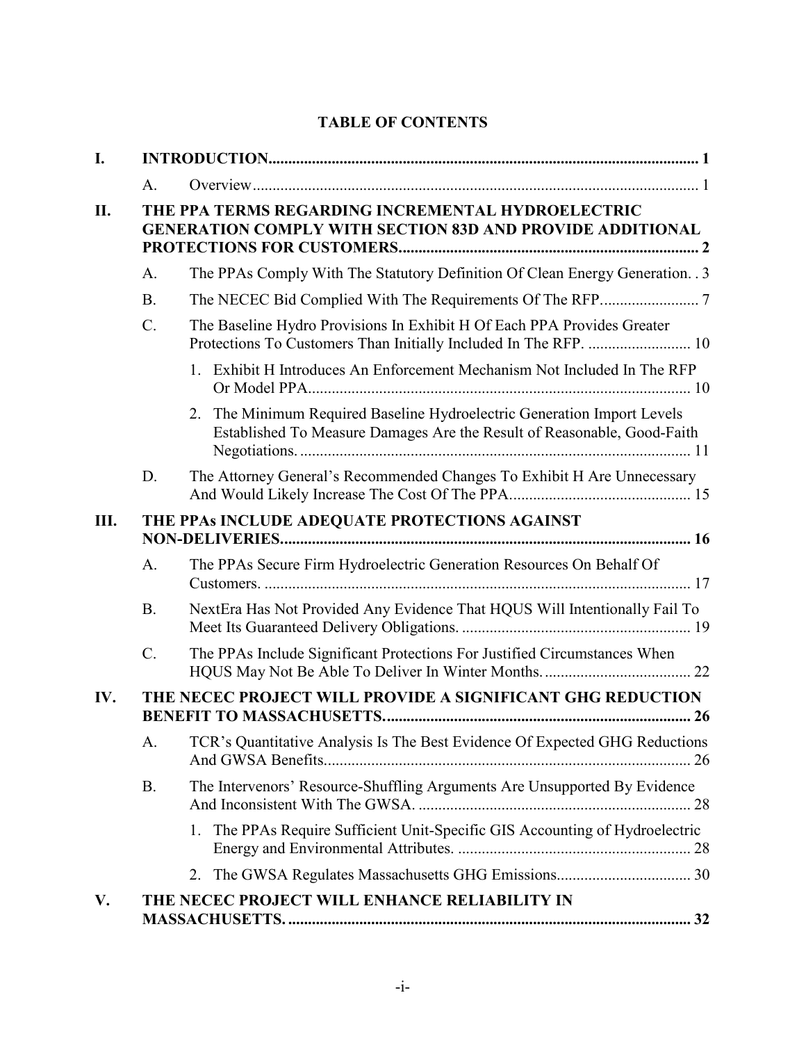# TABLE OF CONTENTS

- **I. INTRODUCTION** .......... 1
  - A. Overview .......... 1
- **II. THE PPA TERMS REGARDING INCREMENTAL HYDROELECTRIC GENERATION COMPLY WITH SECTION 83D AND PROVIDE ADDITIONAL PROTECTIONS FOR CUSTOMERS** .......... 2
  - A. The PPAs Comply With The Statutory Definition Of Clean Energy Generation. .......... 3
  - B. The NECEC Bid Complied With The Requirements Of The RFP. .......... 7
  - C. The Baseline Hydro Provisions In Exhibit H Of Each PPA Provides Greater Protections To Customers Than Initially Included In The RFP. .......... 10
    - 1. Exhibit H Introduces An Enforcement Mechanism Not Included In The RFP Or Model PPA .......... 10
    - 2. The Minimum Required Baseline Hydroelectric Generation Import Levels Established To Measure Damages Are the Result of Reasonable, Good-Faith Negotiations. .......... 11
  - D. The Attorney General's Recommended Changes To Exhibit H Are Unnecessary And Would Likely Increase The Cost Of The PPA .......... 15
- **III. THE PPAs INCLUDE ADEQUATE PROTECTIONS AGAINST NON-DELIVERIES** .......... 16
  - A. The PPAs Secure Firm Hydroelectric Generation Resources On Behalf Of Customers. .......... 17
  - B. NextEra Has Not Provided Any Evidence That HQUS Will Intentionally Fail To Meet Its Guaranteed Delivery Obligations. .......... 19
  - C. The PPAs Include Significant Protections For Justified Circumstances When HQUS May Not Be Able To Deliver In Winter Months. .......... 22
- **IV. THE NECEC PROJECT WILL PROVIDE A SIGNIFICANT GHG REDUCTION BENEFIT TO MASSACHUSETTS.** .......... 26
  - A. TCR's Quantitative Analysis Is The Best Evidence Of Expected GHG Reductions And GWSA Benefits. .......... 26
  - B. The Intervenors' Resource-Shuffling Arguments Are Unsupported By Evidence And Inconsistent With The GWSA. .......... 28
    - 1. The PPAs Require Sufficient Unit-Specific GIS Accounting of Hydroelectric Energy and Environmental Attributes. .......... 28
    - 2. The GWSA Regulates Massachusetts GHG Emissions. .......... 30
- **V. THE NECEC PROJECT WILL ENHANCE RELIABILITY IN MASSACHUSETTS.** .......... 32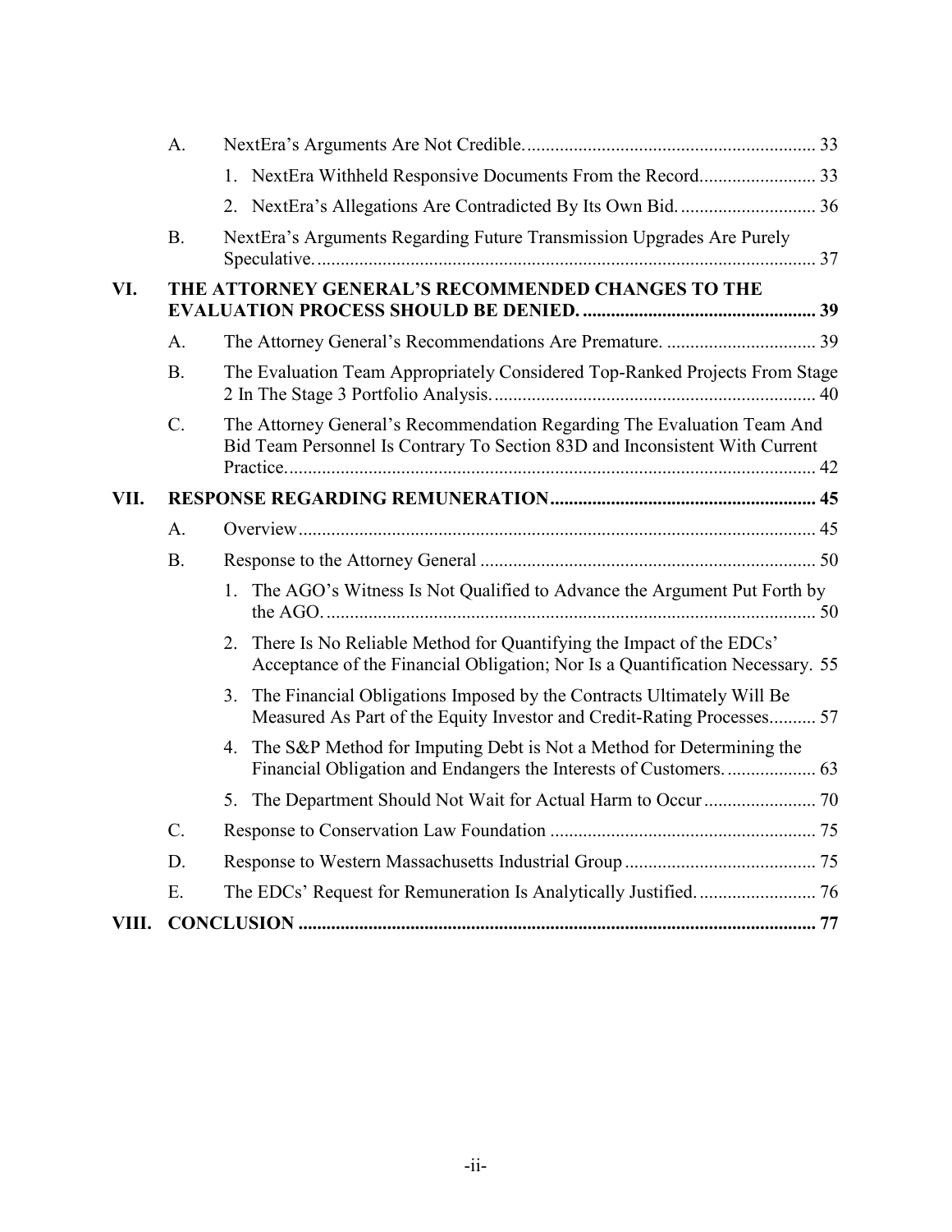- A. NextEra's Arguments Are Not Credible. 33
  - 1. NextEra Withheld Responsive Documents From the Record. 33
  - 2. NextEra's Allegations Are Contradicted By Its Own Bid. 36
- B. NextEra's Arguments Regarding Future Transmission Upgrades Are Purely Speculative. 37

**VI. THE ATTORNEY GENERAL'S RECOMMENDED CHANGES TO THE EVALUATION PROCESS SHOULD BE DENIED. 39**

- A. The Attorney General's Recommendations Are Premature. 39
- B. The Evaluation Team Appropriately Considered Top-Ranked Projects From Stage 2 In The Stage 3 Portfolio Analysis. 40
- C. The Attorney General's Recommendation Regarding The Evaluation Team And Bid Team Personnel Is Contrary To Section 83D and Inconsistent With Current Practice. 42

**VII. RESPONSE REGARDING REMUNERATION 45**

- A. Overview 45
- B. Response to the Attorney General 50
  - 1. The AGO's Witness Is Not Qualified to Advance the Argument Put Forth by the AGO. 50
  - 2. There Is No Reliable Method for Quantifying the Impact of the EDCs' Acceptance of the Financial Obligation; Nor Is a Quantification Necessary. 55
  - 3. The Financial Obligations Imposed by the Contracts Ultimately Will Be Measured As Part of the Equity Investor and Credit-Rating Processes. 57
  - 4. The S&P Method for Imputing Debt is Not a Method for Determining the Financial Obligation and Endangers the Interests of Customers. 63
  - 5. The Department Should Not Wait for Actual Harm to Occur 70
- C. Response to Conservation Law Foundation 75
- D. Response to Western Massachusetts Industrial Group 75
- E. The EDCs' Request for Remuneration Is Analytically Justified. 76

**VIII. CONCLUSION 77**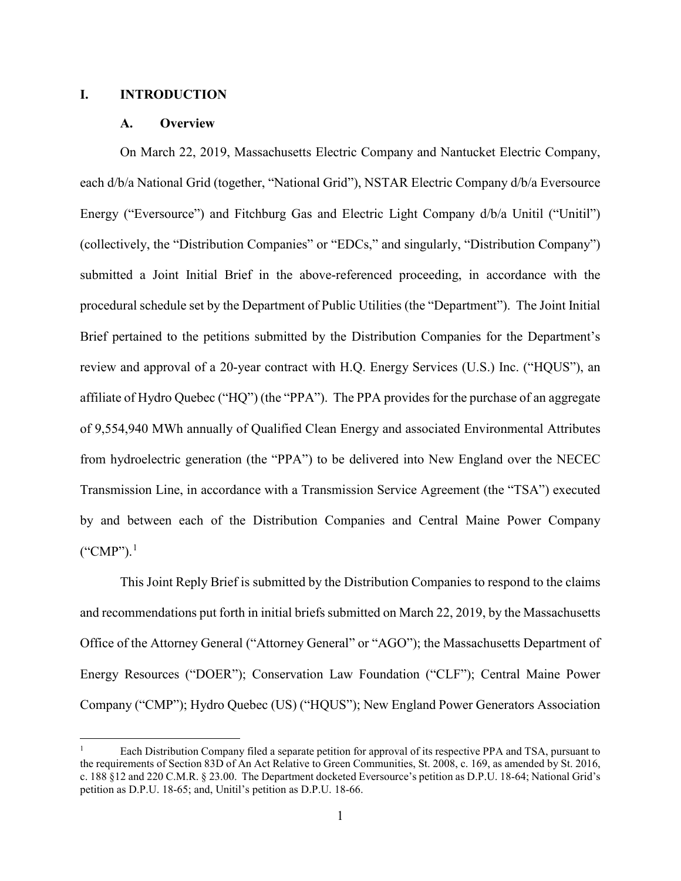# I. INTRODUCTION

## A. Overview

On March 22, 2019, Massachusetts Electric Company and Nantucket Electric Company, each d/b/a National Grid (together, "National Grid"), NSTAR Electric Company d/b/a Eversource Energy ("Eversource") and Fitchburg Gas and Electric Light Company d/b/a Unitil ("Unitil") (collectively, the "Distribution Companies" or "EDCs," and singularly, "Distribution Company") submitted a Joint Initial Brief in the above-referenced proceeding, in accordance with the procedural schedule set by the Department of Public Utilities (the "Department"). The Joint Initial Brief pertained to the petitions submitted by the Distribution Companies for the Department's review and approval of a 20-year contract with H.Q. Energy Services (U.S.) Inc. ("HQUS"), an affiliate of Hydro Quebec ("HQ") (the "PPA"). The PPA provides for the purchase of an aggregate of 9,554,940 MWh annually of Qualified Clean Energy and associated Environmental Attributes from hydroelectric generation (the "PPA") to be delivered into New England over the NECEC Transmission Line, in accordance with a Transmission Service Agreement (the "TSA") executed by and between each of the Distribution Companies and Central Maine Power Company ("CMP").[1]

This Joint Reply Brief is submitted by the Distribution Companies to respond to the claims and recommendations put forth in initial briefs submitted on March 22, 2019, by the Massachusetts Office of the Attorney General ("Attorney General" or "AGO"); the Massachusetts Department of Energy Resources ("DOER"); Conservation Law Foundation ("CLF"); Central Maine Power Company ("CMP"); Hydro Quebec (US) ("HQUS"); New England Power Generators Association

---

[1] Each Distribution Company filed a separate petition for approval of its respective PPA and TSA, pursuant to the requirements of Section 83D of An Act Relative to Green Communities, St. 2008, c. 169, as amended by St. 2016, c. 188 §12 and 220 C.M.R. § 23.00. The Department docketed Eversource's petition as D.P.U. 18-64; National Grid's petition as D.P.U. 18-65; and, Unitil's petition as D.P.U. 18-66.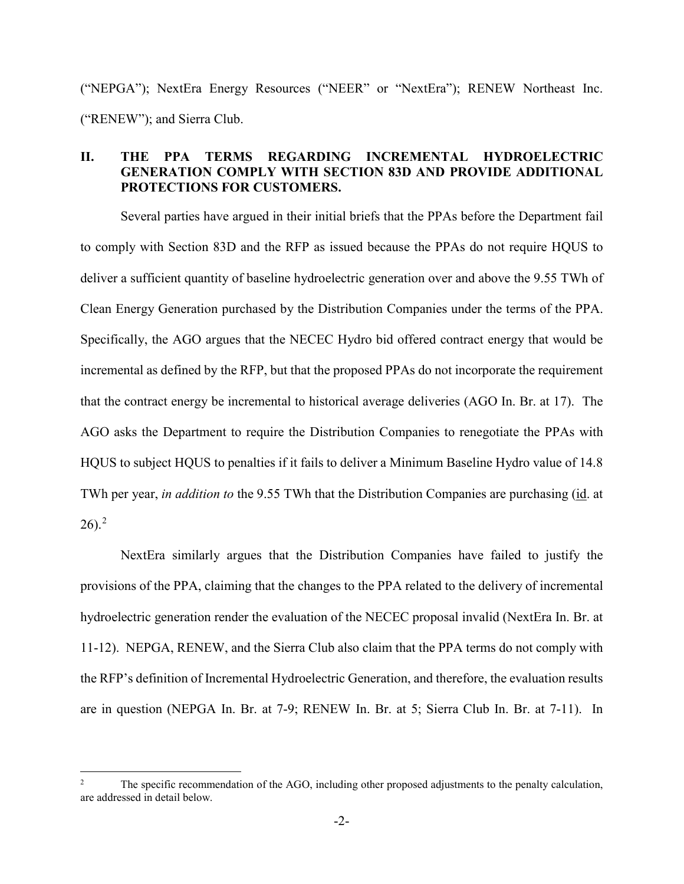("NEPGA"); NextEra Energy Resources ("NEER" or "NextEra"); RENEW Northeast Inc. ("RENEW"); and Sierra Club.

## II. THE PPA TERMS REGARDING INCREMENTAL HYDROELECTRIC GENERATION COMPLY WITH SECTION 83D AND PROVIDE ADDITIONAL PROTECTIONS FOR CUSTOMERS.

Several parties have argued in their initial briefs that the PPAs before the Department fail to comply with Section 83D and the RFP as issued because the PPAs do not require HQUS to deliver a sufficient quantity of baseline hydroelectric generation over and above the 9.55 TWh of Clean Energy Generation purchased by the Distribution Companies under the terms of the PPA. Specifically, the AGO argues that the NECEC Hydro bid offered contract energy that would be incremental as defined by the RFP, but that the proposed PPAs do not incorporate the requirement that the contract energy be incremental to historical average deliveries (AGO In. Br. at 17). The AGO asks the Department to require the Distribution Companies to renegotiate the PPAs with HQUS to subject HQUS to penalties if it fails to deliver a Minimum Baseline Hydro value of 14.8 TWh per year, *in addition to* the 9.55 TWh that the Distribution Companies are purchasing (id. at 26).[2]

NextEra similarly argues that the Distribution Companies have failed to justify the provisions of the PPA, claiming that the changes to the PPA related to the delivery of incremental hydroelectric generation render the evaluation of the NECEC proposal invalid (NextEra In. Br. at 11-12). NEPGA, RENEW, and the Sierra Club also claim that the PPA terms do not comply with the RFP's definition of Incremental Hydroelectric Generation, and therefore, the evaluation results are in question (NEPGA In. Br. at 7-9; RENEW In. Br. at 5; Sierra Club In. Br. at 7-11). In

---

[2] The specific recommendation of the AGO, including other proposed adjustments to the penalty calculation, are addressed in detail below.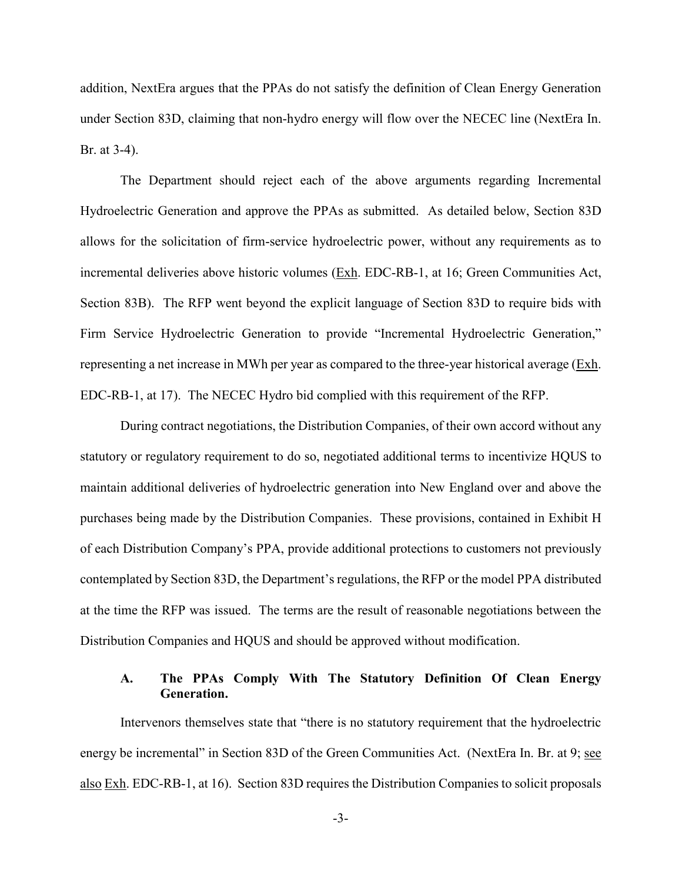addition, NextEra argues that the PPAs do not satisfy the definition of Clean Energy Generation under Section 83D, claiming that non-hydro energy will flow over the NECEC line (NextEra In. Br. at 3-4).

The Department should reject each of the above arguments regarding Incremental Hydroelectric Generation and approve the PPAs as submitted. As detailed below, Section 83D allows for the solicitation of firm-service hydroelectric power, without any requirements as to incremental deliveries above historic volumes (Exh. EDC-RB-1, at 16; Green Communities Act, Section 83B). The RFP went beyond the explicit language of Section 83D to require bids with Firm Service Hydroelectric Generation to provide "Incremental Hydroelectric Generation," representing a net increase in MWh per year as compared to the three-year historical average (Exh. EDC-RB-1, at 17). The NECEC Hydro bid complied with this requirement of the RFP.

During contract negotiations, the Distribution Companies, of their own accord without any statutory or regulatory requirement to do so, negotiated additional terms to incentivize HQUS to maintain additional deliveries of hydroelectric generation into New England over and above the purchases being made by the Distribution Companies. These provisions, contained in Exhibit H of each Distribution Company's PPA, provide additional protections to customers not previously contemplated by Section 83D, the Department's regulations, the RFP or the model PPA distributed at the time the RFP was issued. The terms are the result of reasonable negotiations between the Distribution Companies and HQUS and should be approved without modification.

### A. The PPAs Comply With The Statutory Definition Of Clean Energy Generation.

Intervenors themselves state that "there is no statutory requirement that the hydroelectric energy be incremental" in Section 83D of the Green Communities Act. (NextEra In. Br. at 9; see also Exh. EDC-RB-1, at 16). Section 83D requires the Distribution Companies to solicit proposals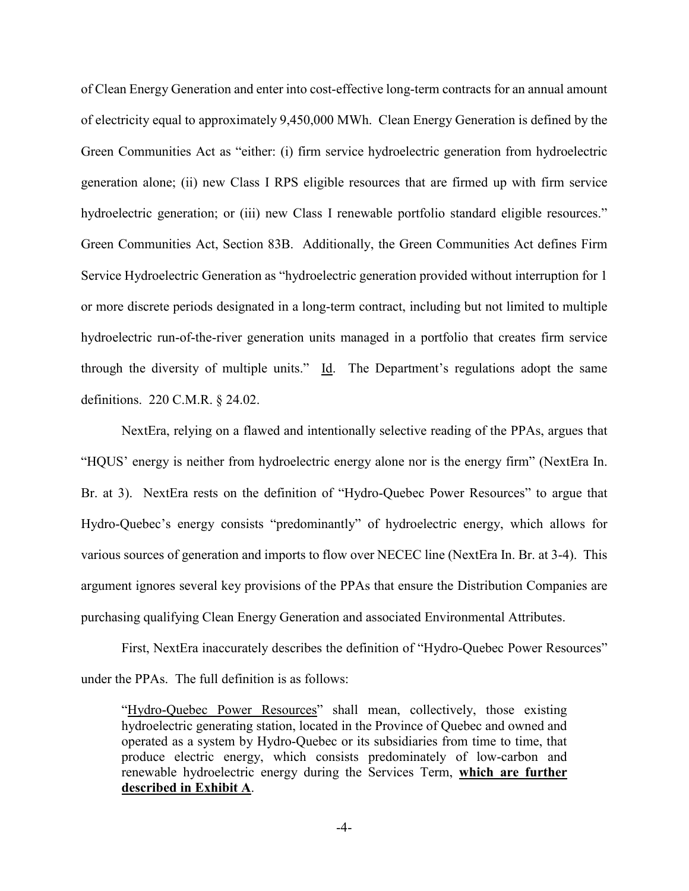of Clean Energy Generation and enter into cost-effective long-term contracts for an annual amount of electricity equal to approximately 9,450,000 MWh. Clean Energy Generation is defined by the Green Communities Act as "either: (i) firm service hydroelectric generation from hydroelectric generation alone; (ii) new Class I RPS eligible resources that are firmed up with firm service hydroelectric generation; or (iii) new Class I renewable portfolio standard eligible resources." Green Communities Act, Section 83B. Additionally, the Green Communities Act defines Firm Service Hydroelectric Generation as "hydroelectric generation provided without interruption for 1 or more discrete periods designated in a long-term contract, including but not limited to multiple hydroelectric run-of-the-river generation units managed in a portfolio that creates firm service through the diversity of multiple units." Id. The Department's regulations adopt the same definitions. 220 C.M.R. § 24.02.

NextEra, relying on a flawed and intentionally selective reading of the PPAs, argues that "HQUS' energy is neither from hydroelectric energy alone nor is the energy firm" (NextEra In. Br. at 3). NextEra rests on the definition of "Hydro-Quebec Power Resources" to argue that Hydro-Quebec's energy consists "predominantly" of hydroelectric energy, which allows for various sources of generation and imports to flow over NECEC line (NextEra In. Br. at 3-4). This argument ignores several key provisions of the PPAs that ensure the Distribution Companies are purchasing qualifying Clean Energy Generation and associated Environmental Attributes.

First, NextEra inaccurately describes the definition of "Hydro-Quebec Power Resources" under the PPAs. The full definition is as follows:

> "Hydro-Quebec Power Resources" shall mean, collectively, those existing hydroelectric generating station, located in the Province of Quebec and owned and operated as a system by Hydro-Quebec or its subsidiaries from time to time, that produce electric energy, which consists predominately of low-carbon and renewable hydroelectric energy during the Services Term, **which are further described in Exhibit A**.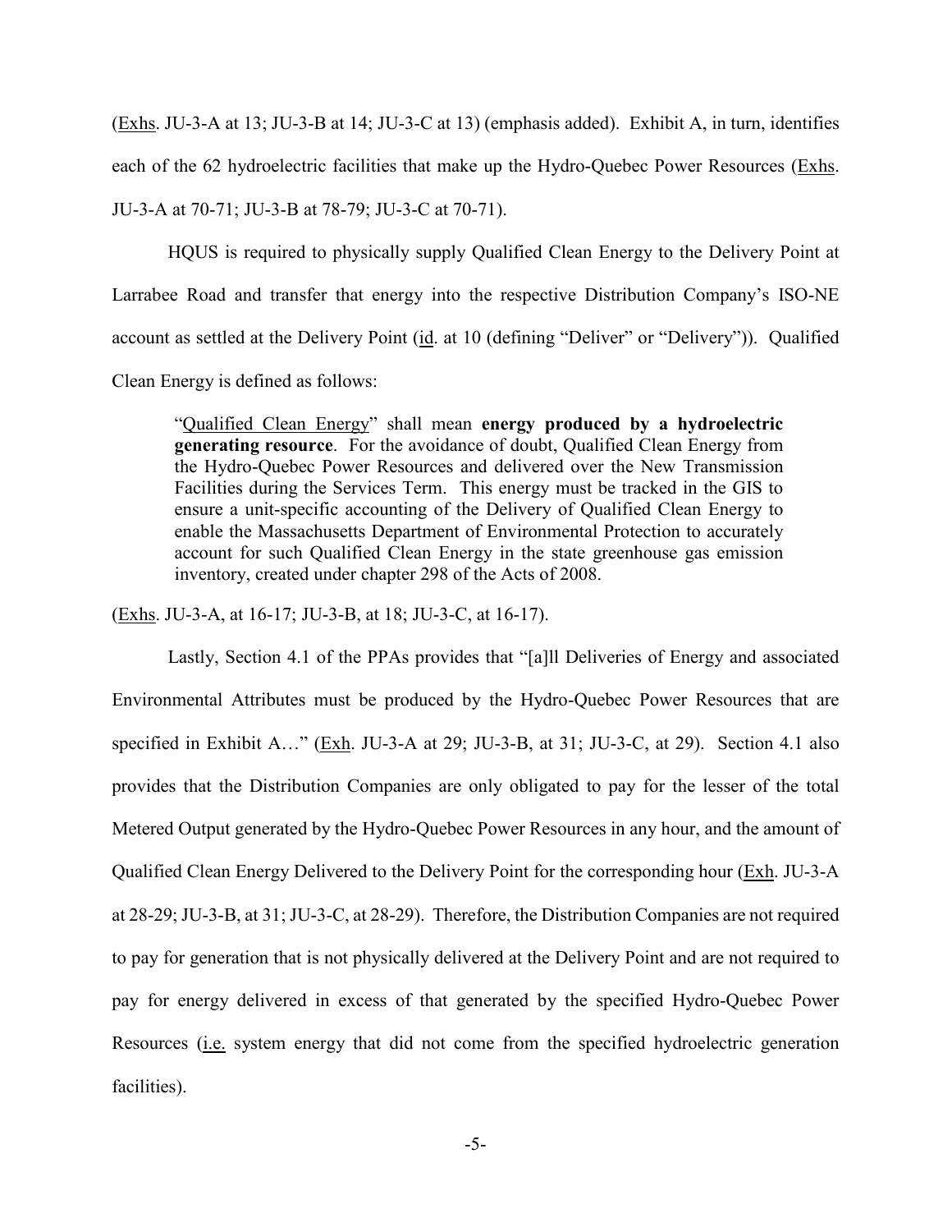(Exhs. JU-3-A at 13; JU-3-B at 14; JU-3-C at 13) (emphasis added). Exhibit A, in turn, identifies each of the 62 hydroelectric facilities that make up the Hydro-Quebec Power Resources (Exhs. JU-3-A at 70-71; JU-3-B at 78-79; JU-3-C at 70-71).

HQUS is required to physically supply Qualified Clean Energy to the Delivery Point at Larrabee Road and transfer that energy into the respective Distribution Company's ISO-NE account as settled at the Delivery Point (id. at 10 (defining "Deliver" or "Delivery")). Qualified Clean Energy is defined as follows:

> "Qualified Clean Energy" shall mean **energy produced by a hydroelectric generating resource**. For the avoidance of doubt, Qualified Clean Energy from the Hydro-Quebec Power Resources and delivered over the New Transmission Facilities during the Services Term. This energy must be tracked in the GIS to ensure a unit-specific accounting of the Delivery of Qualified Clean Energy to enable the Massachusetts Department of Environmental Protection to accurately account for such Qualified Clean Energy in the state greenhouse gas emission inventory, created under chapter 298 of the Acts of 2008.

(Exhs. JU-3-A, at 16-17; JU-3-B, at 18; JU-3-C, at 16-17).

Lastly, Section 4.1 of the PPAs provides that "[a]ll Deliveries of Energy and associated Environmental Attributes must be produced by the Hydro-Quebec Power Resources that are specified in Exhibit A…" (Exh. JU-3-A at 29; JU-3-B, at 31; JU-3-C, at 29). Section 4.1 also provides that the Distribution Companies are only obligated to pay for the lesser of the total Metered Output generated by the Hydro-Quebec Power Resources in any hour, and the amount of Qualified Clean Energy Delivered to the Delivery Point for the corresponding hour (Exh. JU-3-A at 28-29; JU-3-B, at 31; JU-3-C, at 28-29). Therefore, the Distribution Companies are not required to pay for generation that is not physically delivered at the Delivery Point and are not required to pay for energy delivered in excess of that generated by the specified Hydro-Quebec Power Resources (i.e. system energy that did not come from the specified hydroelectric generation facilities).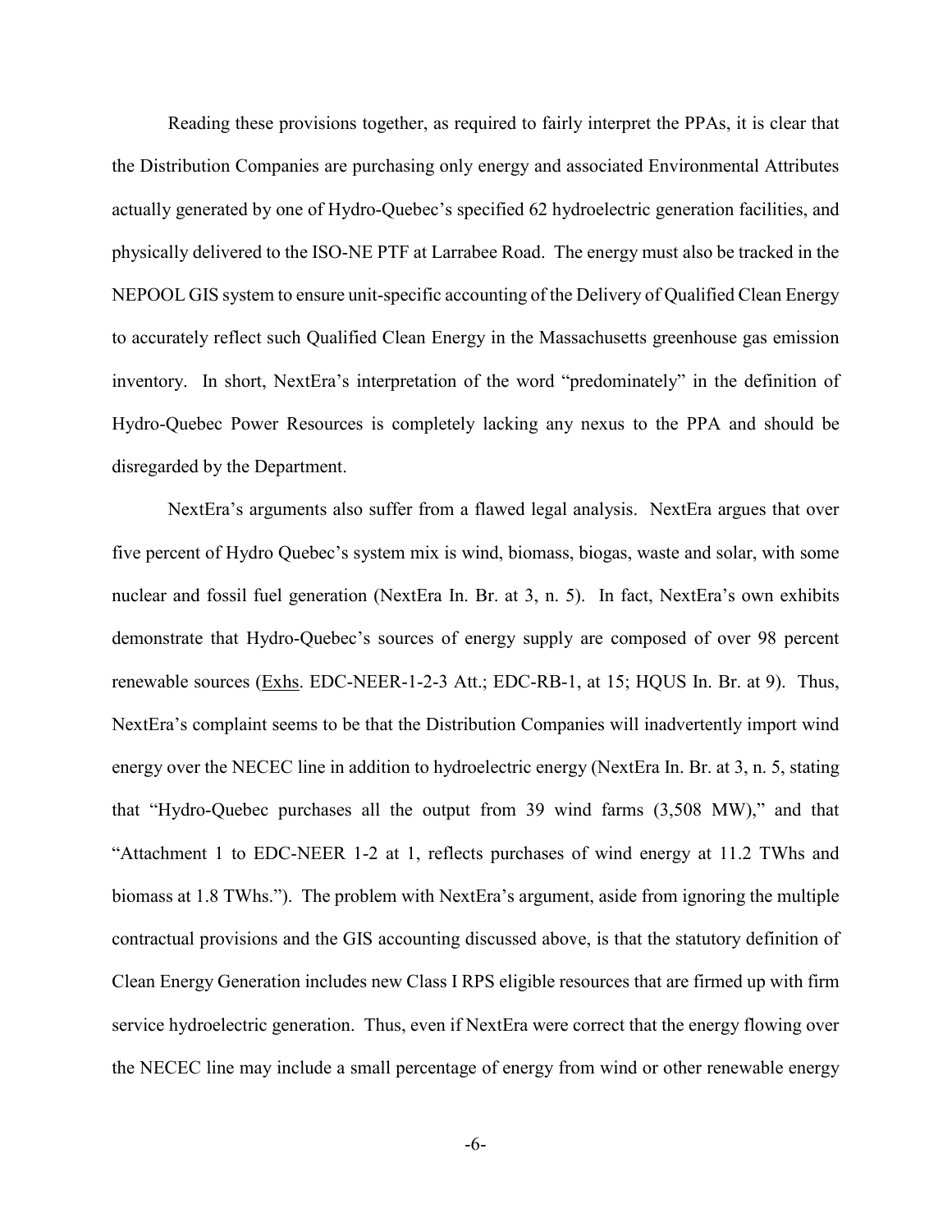Reading these provisions together, as required to fairly interpret the PPAs, it is clear that the Distribution Companies are purchasing only energy and associated Environmental Attributes actually generated by one of Hydro-Quebec's specified 62 hydroelectric generation facilities, and physically delivered to the ISO-NE PTF at Larrabee Road. The energy must also be tracked in the NEPOOL GIS system to ensure unit-specific accounting of the Delivery of Qualified Clean Energy to accurately reflect such Qualified Clean Energy in the Massachusetts greenhouse gas emission inventory. In short, NextEra's interpretation of the word "predominately" in the definition of Hydro-Quebec Power Resources is completely lacking any nexus to the PPA and should be disregarded by the Department.

NextEra's arguments also suffer from a flawed legal analysis. NextEra argues that over five percent of Hydro Quebec's system mix is wind, biomass, biogas, waste and solar, with some nuclear and fossil fuel generation (NextEra In. Br. at 3, n. 5). In fact, NextEra's own exhibits demonstrate that Hydro-Quebec's sources of energy supply are composed of over 98 percent renewable sources (Exhs. EDC-NEER-1-2-3 Att.; EDC-RB-1, at 15; HQUS In. Br. at 9). Thus, NextEra's complaint seems to be that the Distribution Companies will inadvertently import wind energy over the NECEC line in addition to hydroelectric energy (NextEra In. Br. at 3, n. 5, stating that "Hydro-Quebec purchases all the output from 39 wind farms (3,508 MW)," and that "Attachment 1 to EDC-NEER 1-2 at 1, reflects purchases of wind energy at 11.2 TWhs and biomass at 1.8 TWhs."). The problem with NextEra's argument, aside from ignoring the multiple contractual provisions and the GIS accounting discussed above, is that the statutory definition of Clean Energy Generation includes new Class I RPS eligible resources that are firmed up with firm service hydroelectric generation. Thus, even if NextEra were correct that the energy flowing over the NECEC line may include a small percentage of energy from wind or other renewable energy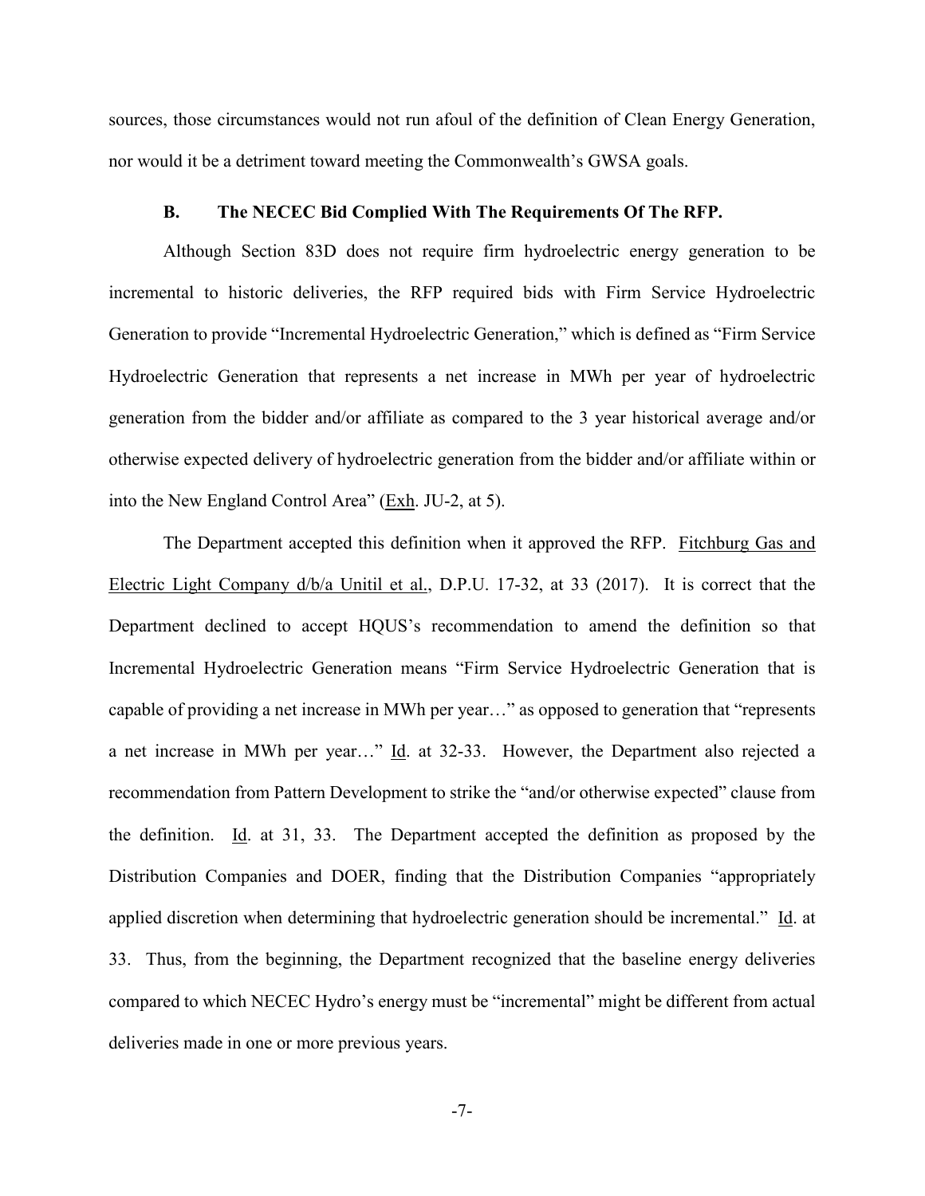sources, those circumstances would not run afoul of the definition of Clean Energy Generation, nor would it be a detriment toward meeting the Commonwealth's GWSA goals.

### B. The NECEC Bid Complied With The Requirements Of The RFP.

Although Section 83D does not require firm hydroelectric energy generation to be incremental to historic deliveries, the RFP required bids with Firm Service Hydroelectric Generation to provide "Incremental Hydroelectric Generation," which is defined as "Firm Service Hydroelectric Generation that represents a net increase in MWh per year of hydroelectric generation from the bidder and/or affiliate as compared to the 3 year historical average and/or otherwise expected delivery of hydroelectric generation from the bidder and/or affiliate within or into the New England Control Area" (Exh. JU-2, at 5).

The Department accepted this definition when it approved the RFP. Fitchburg Gas and Electric Light Company d/b/a Unitil et al., D.P.U. 17-32, at 33 (2017). It is correct that the Department declined to accept HQUS's recommendation to amend the definition so that Incremental Hydroelectric Generation means "Firm Service Hydroelectric Generation that is capable of providing a net increase in MWh per year…" as opposed to generation that "represents a net increase in MWh per year…" Id. at 32-33. However, the Department also rejected a recommendation from Pattern Development to strike the "and/or otherwise expected" clause from the definition. Id. at 31, 33. The Department accepted the definition as proposed by the Distribution Companies and DOER, finding that the Distribution Companies "appropriately applied discretion when determining that hydroelectric generation should be incremental." Id. at 33. Thus, from the beginning, the Department recognized that the baseline energy deliveries compared to which NECEC Hydro's energy must be "incremental" might be different from actual deliveries made in one or more previous years.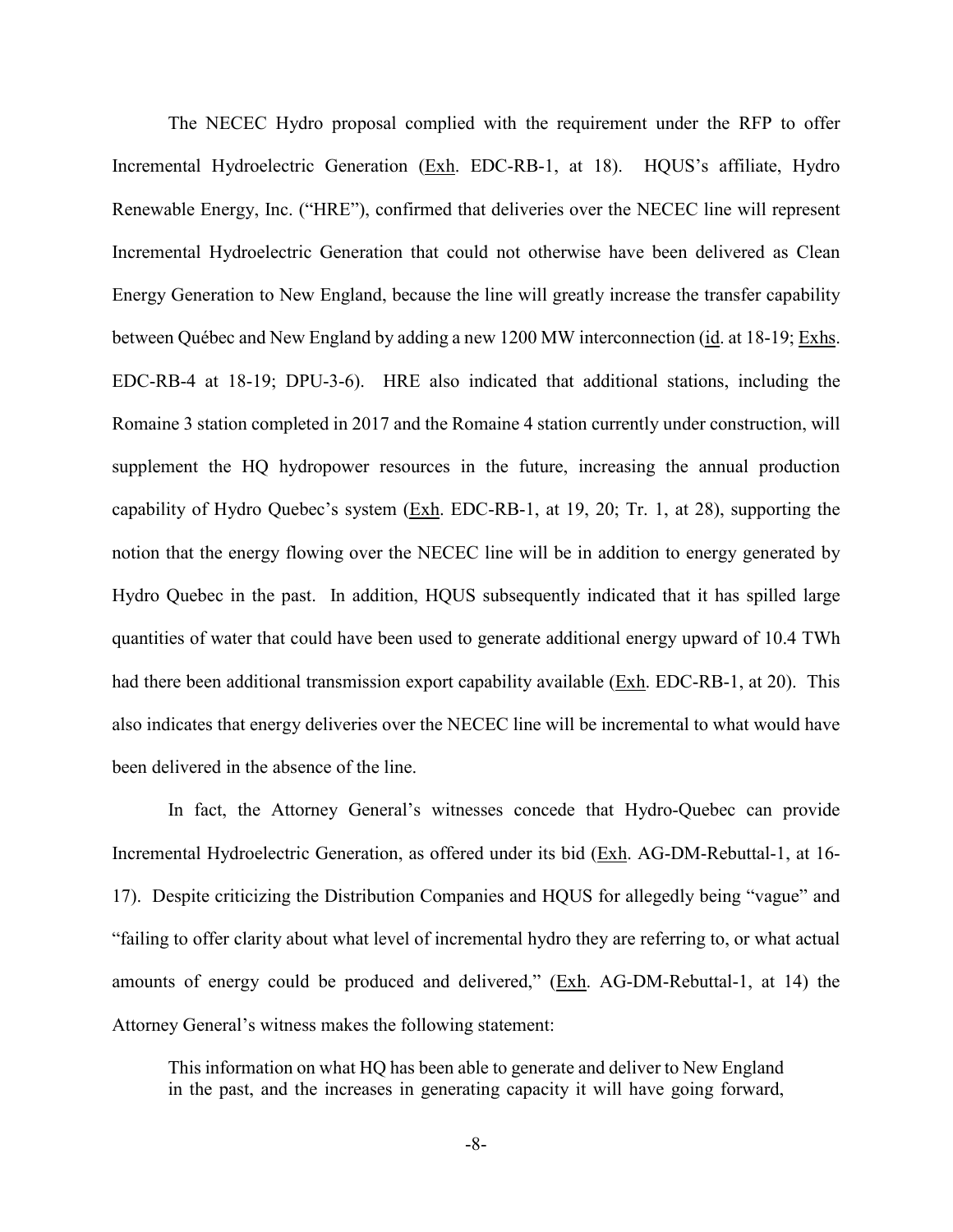The NECEC Hydro proposal complied with the requirement under the RFP to offer Incremental Hydroelectric Generation (Exh. EDC-RB-1, at 18). HQUS's affiliate, Hydro Renewable Energy, Inc. ("HRE"), confirmed that deliveries over the NECEC line will represent Incremental Hydroelectric Generation that could not otherwise have been delivered as Clean Energy Generation to New England, because the line will greatly increase the transfer capability between Québec and New England by adding a new 1200 MW interconnection (id. at 18-19; Exhs. EDC-RB-4 at 18-19; DPU-3-6). HRE also indicated that additional stations, including the Romaine 3 station completed in 2017 and the Romaine 4 station currently under construction, will supplement the HQ hydropower resources in the future, increasing the annual production capability of Hydro Quebec's system (Exh. EDC-RB-1, at 19, 20; Tr. 1, at 28), supporting the notion that the energy flowing over the NECEC line will be in addition to energy generated by Hydro Quebec in the past. In addition, HQUS subsequently indicated that it has spilled large quantities of water that could have been used to generate additional energy upward of 10.4 TWh had there been additional transmission export capability available (Exh. EDC-RB-1, at 20). This also indicates that energy deliveries over the NECEC line will be incremental to what would have been delivered in the absence of the line.

In fact, the Attorney General's witnesses concede that Hydro-Quebec can provide Incremental Hydroelectric Generation, as offered under its bid (Exh. AG-DM-Rebuttal-1, at 16-17). Despite criticizing the Distribution Companies and HQUS for allegedly being "vague" and "failing to offer clarity about what level of incremental hydro they are referring to, or what actual amounts of energy could be produced and delivered," (Exh. AG-DM-Rebuttal-1, at 14) the Attorney General's witness makes the following statement:

> This information on what HQ has been able to generate and deliver to New England in the past, and the increases in generating capacity it will have going forward,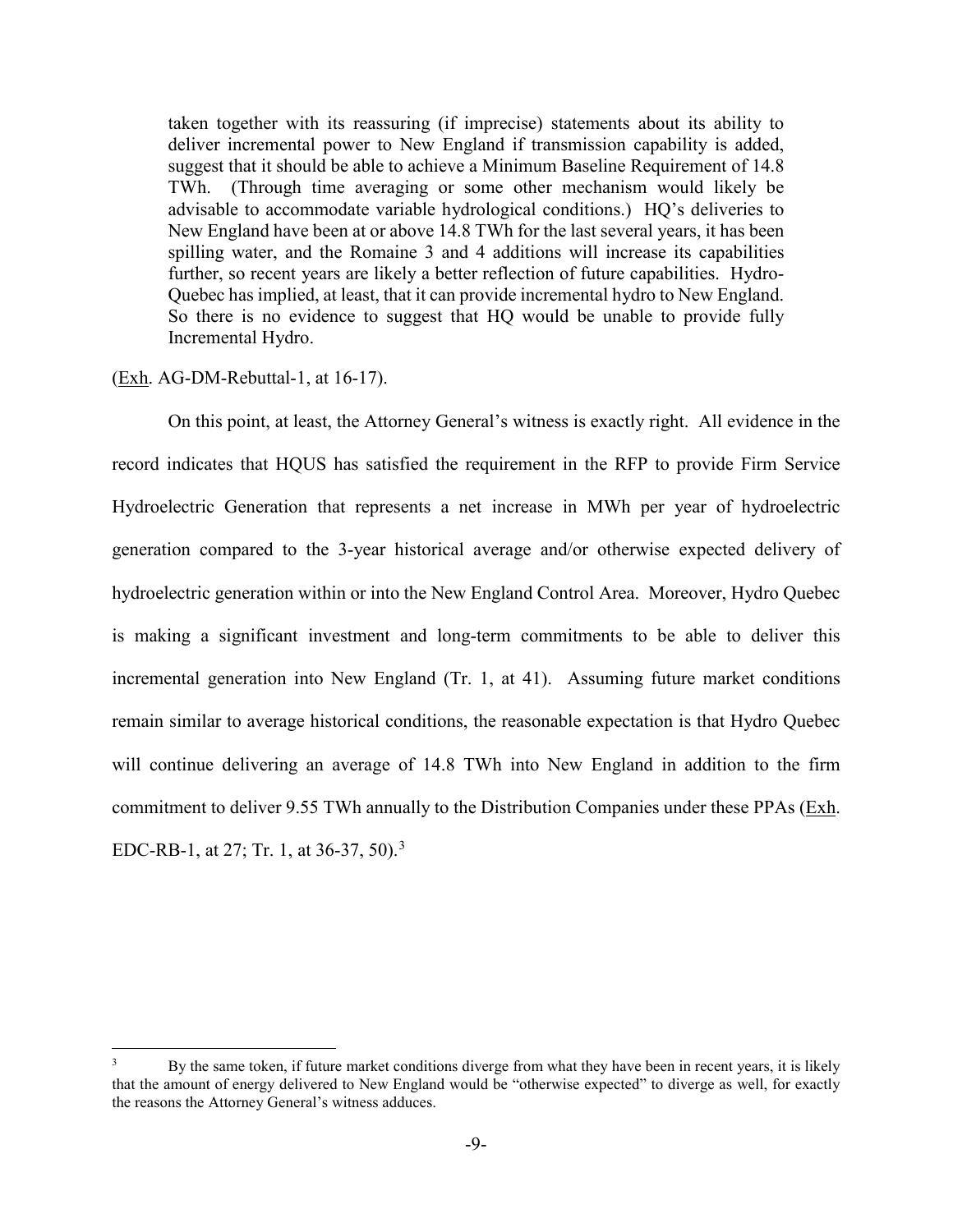> taken together with its reassuring (if imprecise) statements about its ability to deliver incremental power to New England if transmission capability is added, suggest that it should be able to achieve a Minimum Baseline Requirement of 14.8 TWh. (Through time averaging or some other mechanism would likely be advisable to accommodate variable hydrological conditions.) HQ's deliveries to New England have been at or above 14.8 TWh for the last several years, it has been spilling water, and the Romaine 3 and 4 additions will increase its capabilities further, so recent years are likely a better reflection of future capabilities. Hydro-Quebec has implied, at least, that it can provide incremental hydro to New England. So there is no evidence to suggest that HQ would be unable to provide fully Incremental Hydro.

(Exh. AG-DM-Rebuttal-1, at 16-17).

On this point, at least, the Attorney General's witness is exactly right. All evidence in the record indicates that HQUS has satisfied the requirement in the RFP to provide Firm Service Hydroelectric Generation that represents a net increase in MWh per year of hydroelectric generation compared to the 3-year historical average and/or otherwise expected delivery of hydroelectric generation within or into the New England Control Area. Moreover, Hydro Quebec is making a significant investment and long-term commitments to be able to deliver this incremental generation into New England (Tr. 1, at 41). Assuming future market conditions remain similar to average historical conditions, the reasonable expectation is that Hydro Quebec will continue delivering an average of 14.8 TWh into New England in addition to the firm commitment to deliver 9.55 TWh annually to the Distribution Companies under these PPAs (Exh. EDC-RB-1, at 27; Tr. 1, at 36-37, 50).[3]

---

[3] By the same token, if future market conditions diverge from what they have been in recent years, it is likely that the amount of energy delivered to New England would be "otherwise expected" to diverge as well, for exactly the reasons the Attorney General's witness adduces.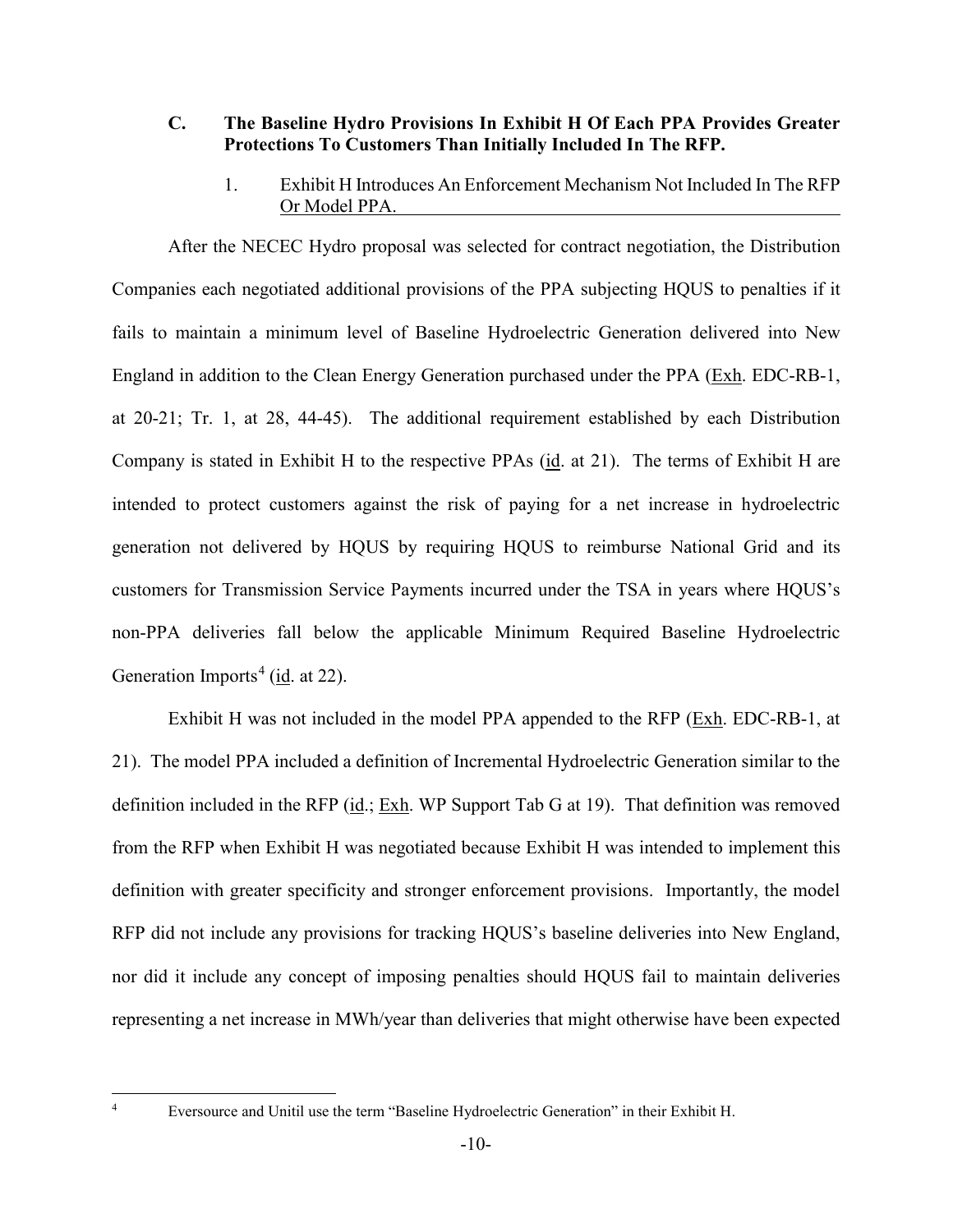### C. The Baseline Hydro Provisions In Exhibit H Of Each PPA Provides Greater Protections To Customers Than Initially Included In The RFP.

#### 1. Exhibit H Introduces An Enforcement Mechanism Not Included In The RFP Or Model PPA.

After the NECEC Hydro proposal was selected for contract negotiation, the Distribution Companies each negotiated additional provisions of the PPA subjecting HQUS to penalties if it fails to maintain a minimum level of Baseline Hydroelectric Generation delivered into New England in addition to the Clean Energy Generation purchased under the PPA (Exh. EDC-RB-1, at 20-21; Tr. 1, at 28, 44-45). The additional requirement established by each Distribution Company is stated in Exhibit H to the respective PPAs (id. at 21). The terms of Exhibit H are intended to protect customers against the risk of paying for a net increase in hydroelectric generation not delivered by HQUS by requiring HQUS to reimburse National Grid and its customers for Transmission Service Payments incurred under the TSA in years where HQUS's non-PPA deliveries fall below the applicable Minimum Required Baseline Hydroelectric Generation Imports[4] (id. at 22).

Exhibit H was not included in the model PPA appended to the RFP (Exh. EDC-RB-1, at 21). The model PPA included a definition of Incremental Hydroelectric Generation similar to the definition included in the RFP (id.; Exh. WP Support Tab G at 19). That definition was removed from the RFP when Exhibit H was negotiated because Exhibit H was intended to implement this definition with greater specificity and stronger enforcement provisions. Importantly, the model RFP did not include any provisions for tracking HQUS's baseline deliveries into New England, nor did it include any concept of imposing penalties should HQUS fail to maintain deliveries representing a net increase in MWh/year than deliveries that might otherwise have been expected

[4] Eversource and Unitil use the term "Baseline Hydroelectric Generation" in their Exhibit H.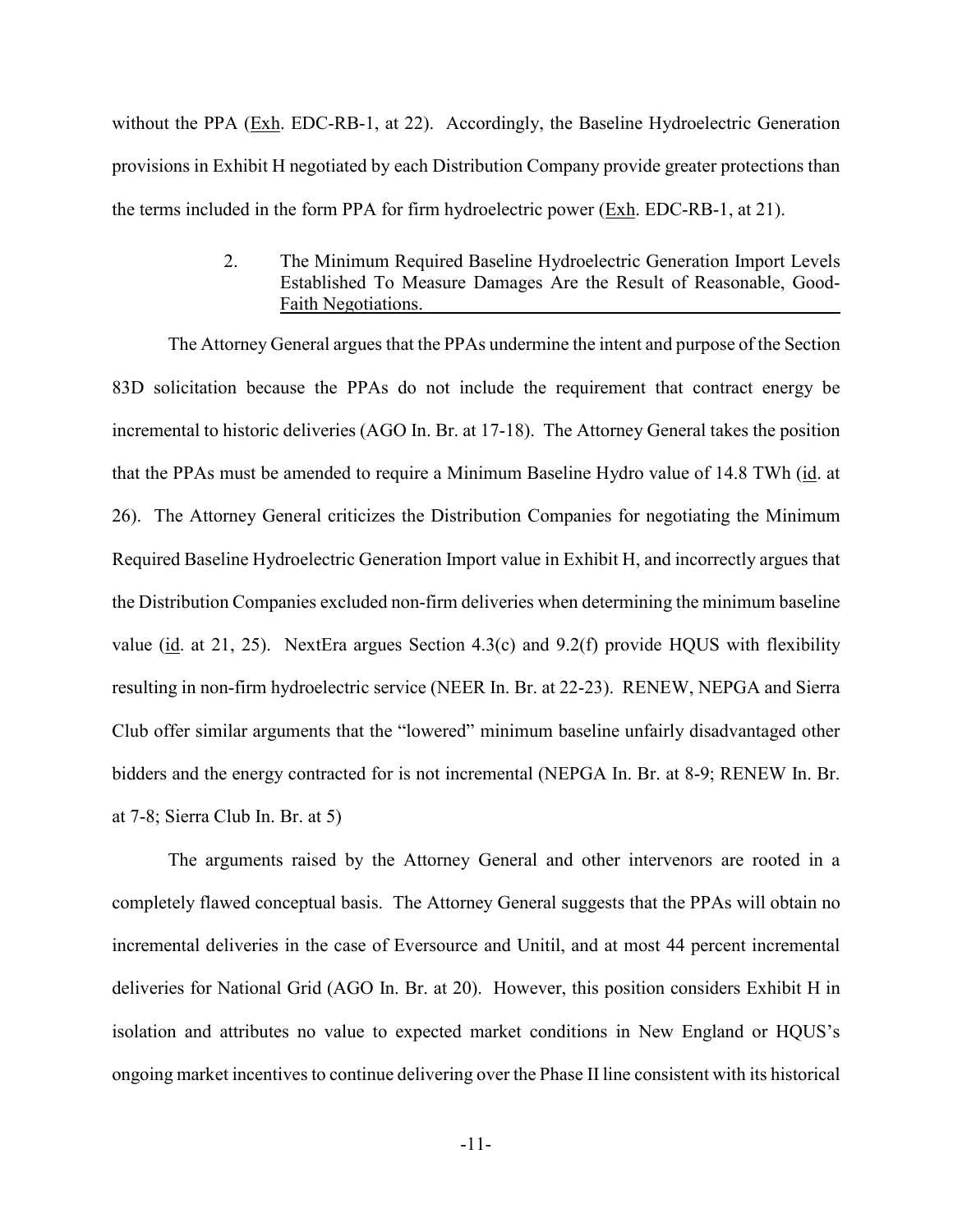without the PPA (Exh. EDC-RB-1, at 22). Accordingly, the Baseline Hydroelectric Generation provisions in Exhibit H negotiated by each Distribution Company provide greater protections than the terms included in the form PPA for firm hydroelectric power (Exh. EDC-RB-1, at 21).

### 2. The Minimum Required Baseline Hydroelectric Generation Import Levels Established To Measure Damages Are the Result of Reasonable, Good-Faith Negotiations.

The Attorney General argues that the PPAs undermine the intent and purpose of the Section 83D solicitation because the PPAs do not include the requirement that contract energy be incremental to historic deliveries (AGO In. Br. at 17-18). The Attorney General takes the position that the PPAs must be amended to require a Minimum Baseline Hydro value of 14.8 TWh (id. at 26). The Attorney General criticizes the Distribution Companies for negotiating the Minimum Required Baseline Hydroelectric Generation Import value in Exhibit H, and incorrectly argues that the Distribution Companies excluded non-firm deliveries when determining the minimum baseline value (id. at 21, 25). NextEra argues Section 4.3(c) and 9.2(f) provide HQUS with flexibility resulting in non-firm hydroelectric service (NEER In. Br. at 22-23). RENEW, NEPGA and Sierra Club offer similar arguments that the "lowered" minimum baseline unfairly disadvantaged other bidders and the energy contracted for is not incremental (NEPGA In. Br. at 8-9; RENEW In. Br. at 7-8; Sierra Club In. Br. at 5)

The arguments raised by the Attorney General and other intervenors are rooted in a completely flawed conceptual basis. The Attorney General suggests that the PPAs will obtain no incremental deliveries in the case of Eversource and Unitil, and at most 44 percent incremental deliveries for National Grid (AGO In. Br. at 20). However, this position considers Exhibit H in isolation and attributes no value to expected market conditions in New England or HQUS's ongoing market incentives to continue delivering over the Phase II line consistent with its historical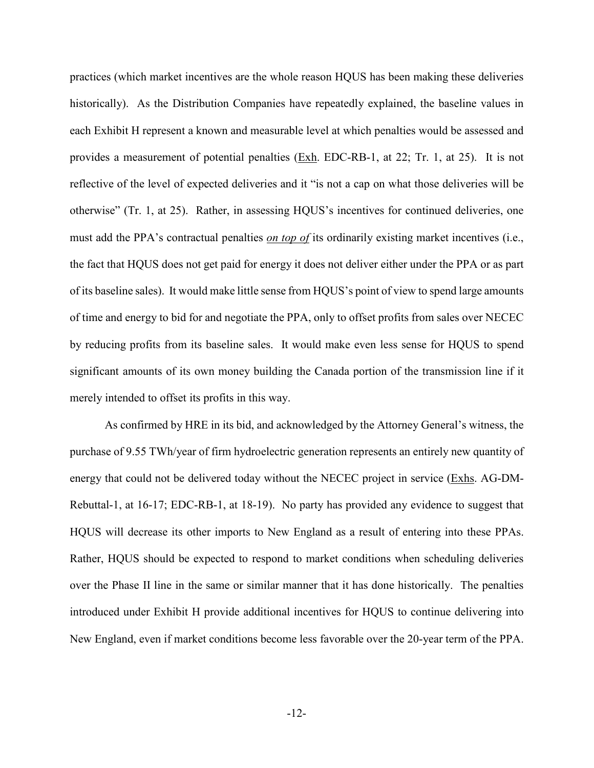practices (which market incentives are the whole reason HQUS has been making these deliveries historically). As the Distribution Companies have repeatedly explained, the baseline values in each Exhibit H represent a known and measurable level at which penalties would be assessed and provides a measurement of potential penalties (Exh. EDC-RB-1, at 22; Tr. 1, at 25). It is not reflective of the level of expected deliveries and it "is not a cap on what those deliveries will be otherwise" (Tr. 1, at 25). Rather, in assessing HQUS's incentives for continued deliveries, one must add the PPA's contractual penalties ***on top of*** its ordinarily existing market incentives (i.e., the fact that HQUS does not get paid for energy it does not deliver either under the PPA or as part of its baseline sales). It would make little sense from HQUS's point of view to spend large amounts of time and energy to bid for and negotiate the PPA, only to offset profits from sales over NECEC by reducing profits from its baseline sales. It would make even less sense for HQUS to spend significant amounts of its own money building the Canada portion of the transmission line if it merely intended to offset its profits in this way.

As confirmed by HRE in its bid, and acknowledged by the Attorney General's witness, the purchase of 9.55 TWh/year of firm hydroelectric generation represents an entirely new quantity of energy that could not be delivered today without the NECEC project in service (Exhs. AG-DM-Rebuttal-1, at 16-17; EDC-RB-1, at 18-19). No party has provided any evidence to suggest that HQUS will decrease its other imports to New England as a result of entering into these PPAs. Rather, HQUS should be expected to respond to market conditions when scheduling deliveries over the Phase II line in the same or similar manner that it has done historically. The penalties introduced under Exhibit H provide additional incentives for HQUS to continue delivering into New England, even if market conditions become less favorable over the 20-year term of the PPA.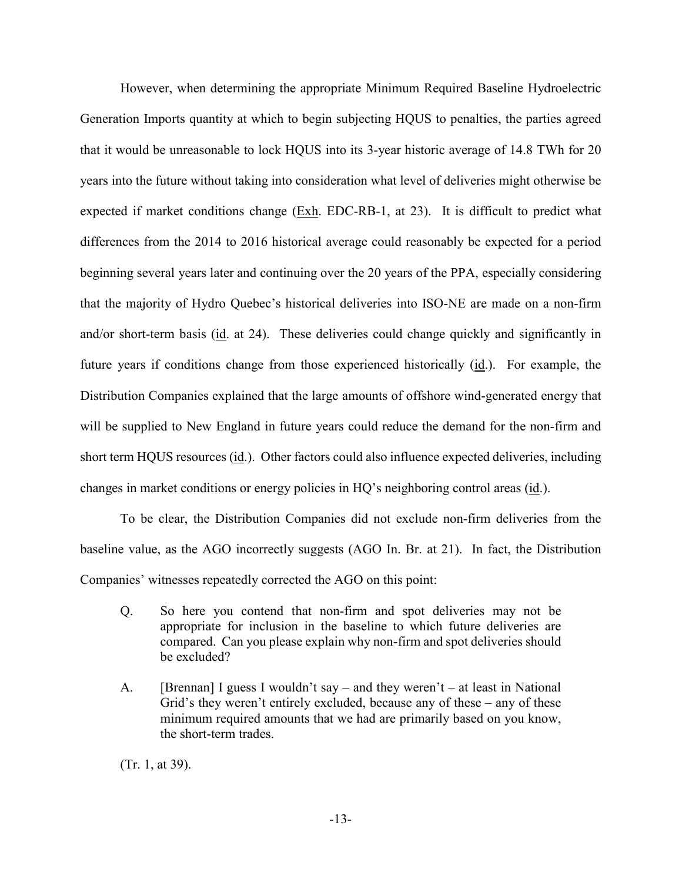However, when determining the appropriate Minimum Required Baseline Hydroelectric Generation Imports quantity at which to begin subjecting HQUS to penalties, the parties agreed that it would be unreasonable to lock HQUS into its 3-year historic average of 14.8 TWh for 20 years into the future without taking into consideration what level of deliveries might otherwise be expected if market conditions change (Exh. EDC-RB-1, at 23). It is difficult to predict what differences from the 2014 to 2016 historical average could reasonably be expected for a period beginning several years later and continuing over the 20 years of the PPA, especially considering that the majority of Hydro Quebec's historical deliveries into ISO-NE are made on a non-firm and/or short-term basis (id. at 24). These deliveries could change quickly and significantly in future years if conditions change from those experienced historically (id.). For example, the Distribution Companies explained that the large amounts of offshore wind-generated energy that will be supplied to New England in future years could reduce the demand for the non-firm and short term HQUS resources (id.). Other factors could also influence expected deliveries, including changes in market conditions or energy policies in HQ's neighboring control areas (id.).

To be clear, the Distribution Companies did not exclude non-firm deliveries from the baseline value, as the AGO incorrectly suggests (AGO In. Br. at 21). In fact, the Distribution Companies' witnesses repeatedly corrected the AGO on this point:

> Q. So here you contend that non-firm and spot deliveries may not be appropriate for inclusion in the baseline to which future deliveries are compared. Can you please explain why non-firm and spot deliveries should be excluded?
>
> A. [Brennan] I guess I wouldn't say – and they weren't – at least in National Grid's they weren't entirely excluded, because any of these – any of these minimum required amounts that we had are primarily based on you know, the short-term trades.

(Tr. 1, at 39).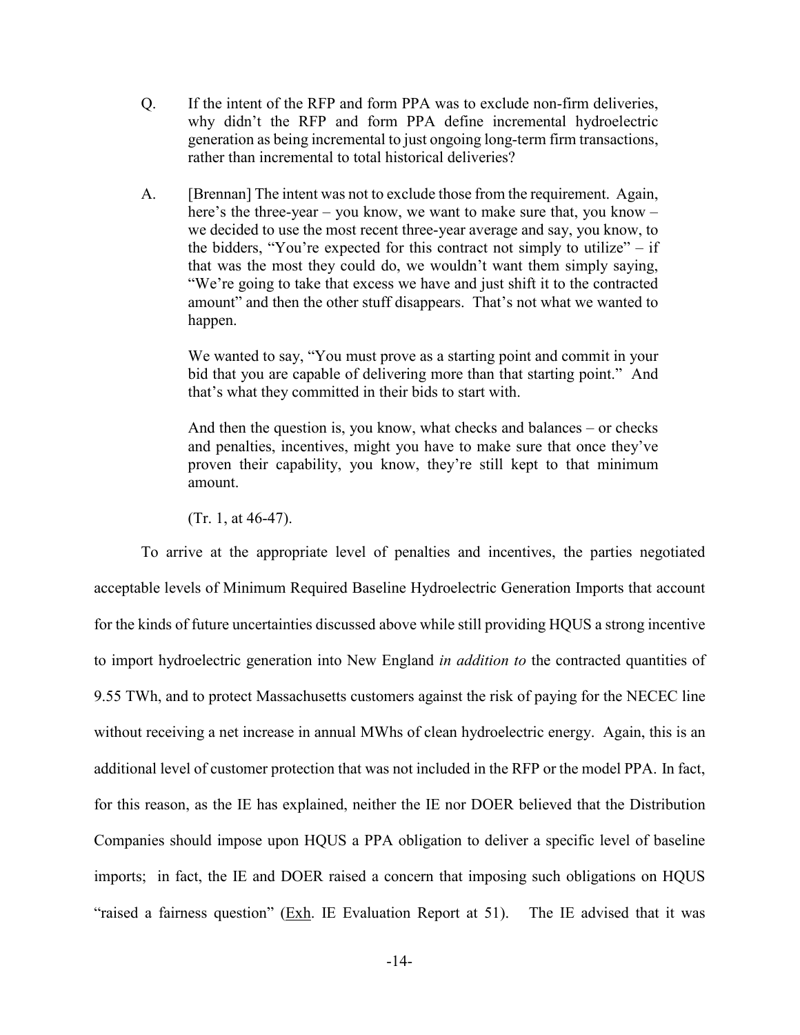Q. If the intent of the RFP and form PPA was to exclude non-firm deliveries, why didn't the RFP and form PPA define incremental hydroelectric generation as being incremental to just ongoing long-term firm transactions, rather than incremental to total historical deliveries?

A. [Brennan] The intent was not to exclude those from the requirement. Again, here's the three-year – you know, we want to make sure that, you know – we decided to use the most recent three-year average and say, you know, to the bidders, "You're expected for this contract not simply to utilize" – if that was the most they could do, we wouldn't want them simply saying, "We're going to take that excess we have and just shift it to the contracted amount" and then the other stuff disappears. That's not what we wanted to happen.

> We wanted to say, "You must prove as a starting point and commit in your bid that you are capable of delivering more than that starting point." And that's what they committed in their bids to start with.
>
> And then the question is, you know, what checks and balances – or checks and penalties, incentives, might you have to make sure that once they've proven their capability, you know, they're still kept to that minimum amount.
>
> (Tr. 1, at 46-47).

To arrive at the appropriate level of penalties and incentives, the parties negotiated acceptable levels of Minimum Required Baseline Hydroelectric Generation Imports that account for the kinds of future uncertainties discussed above while still providing HQUS a strong incentive to import hydroelectric generation into New England *in addition to* the contracted quantities of 9.55 TWh, and to protect Massachusetts customers against the risk of paying for the NECEC line without receiving a net increase in annual MWhs of clean hydroelectric energy. Again, this is an additional level of customer protection that was not included in the RFP or the model PPA. In fact, for this reason, as the IE has explained, neither the IE nor DOER believed that the Distribution Companies should impose upon HQUS a PPA obligation to deliver a specific level of baseline imports; in fact, the IE and DOER raised a concern that imposing such obligations on HQUS "raised a fairness question" (Exh. IE Evaluation Report at 51). The IE advised that it was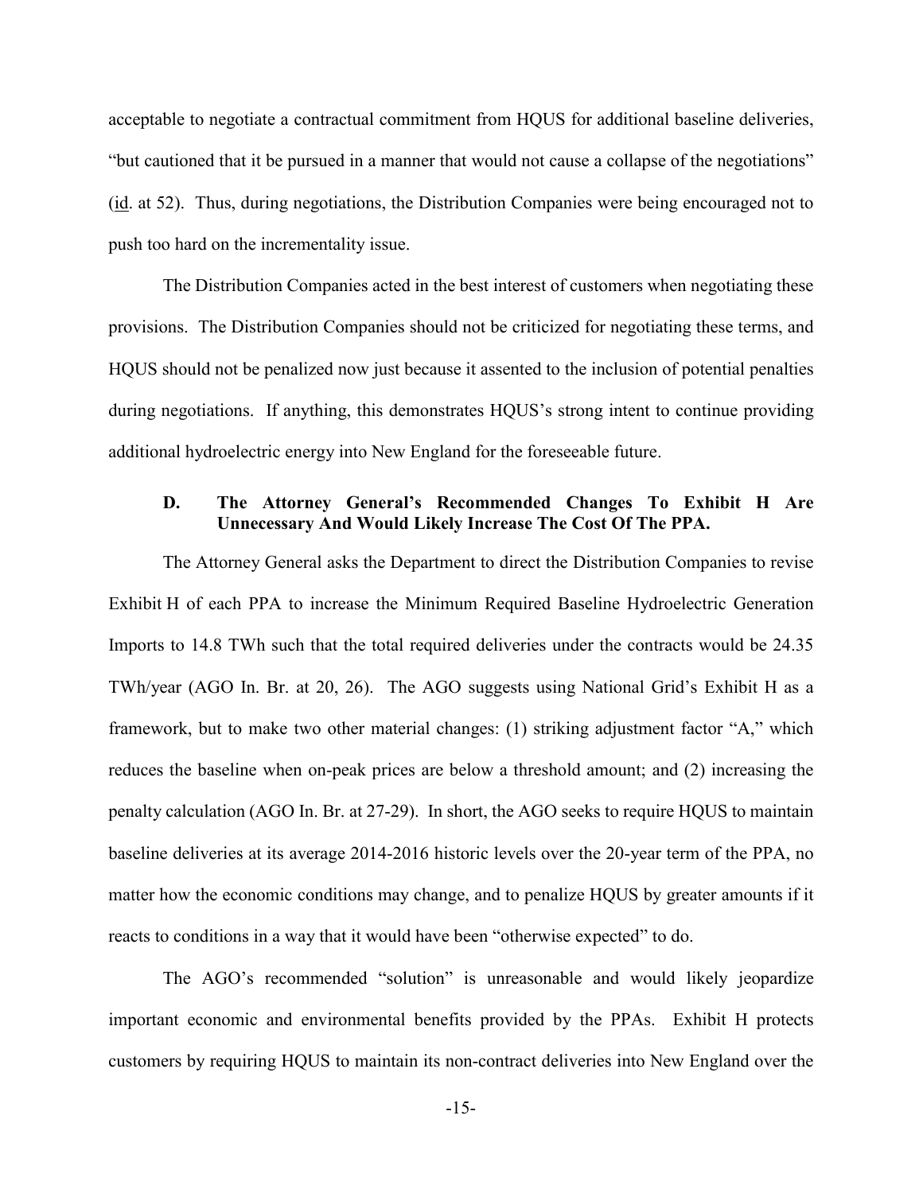acceptable to negotiate a contractual commitment from HQUS for additional baseline deliveries, "but cautioned that it be pursued in a manner that would not cause a collapse of the negotiations" (id. at 52). Thus, during negotiations, the Distribution Companies were being encouraged not to push too hard on the incrementality issue.

The Distribution Companies acted in the best interest of customers when negotiating these provisions. The Distribution Companies should not be criticized for negotiating these terms, and HQUS should not be penalized now just because it assented to the inclusion of potential penalties during negotiations. If anything, this demonstrates HQUS's strong intent to continue providing additional hydroelectric energy into New England for the foreseeable future.

### D. The Attorney General's Recommended Changes To Exhibit H Are Unnecessary And Would Likely Increase The Cost Of The PPA.

The Attorney General asks the Department to direct the Distribution Companies to revise Exhibit H of each PPA to increase the Minimum Required Baseline Hydroelectric Generation Imports to 14.8 TWh such that the total required deliveries under the contracts would be 24.35 TWh/year (AGO In. Br. at 20, 26). The AGO suggests using National Grid's Exhibit H as a framework, but to make two other material changes: (1) striking adjustment factor "A," which reduces the baseline when on-peak prices are below a threshold amount; and (2) increasing the penalty calculation (AGO In. Br. at 27-29). In short, the AGO seeks to require HQUS to maintain baseline deliveries at its average 2014-2016 historic levels over the 20-year term of the PPA, no matter how the economic conditions may change, and to penalize HQUS by greater amounts if it reacts to conditions in a way that it would have been "otherwise expected" to do.

The AGO's recommended "solution" is unreasonable and would likely jeopardize important economic and environmental benefits provided by the PPAs. Exhibit H protects customers by requiring HQUS to maintain its non-contract deliveries into New England over the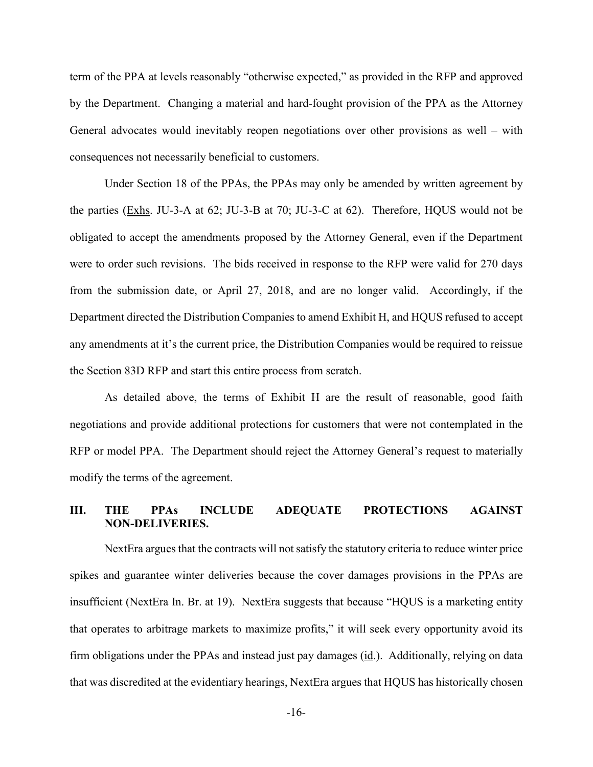term of the PPA at levels reasonably "otherwise expected," as provided in the RFP and approved by the Department. Changing a material and hard-fought provision of the PPA as the Attorney General advocates would inevitably reopen negotiations over other provisions as well – with consequences not necessarily beneficial to customers.

Under Section 18 of the PPAs, the PPAs may only be amended by written agreement by the parties (Exhs. JU-3-A at 62; JU-3-B at 70; JU-3-C at 62). Therefore, HQUS would not be obligated to accept the amendments proposed by the Attorney General, even if the Department were to order such revisions. The bids received in response to the RFP were valid for 270 days from the submission date, or April 27, 2018, and are no longer valid. Accordingly, if the Department directed the Distribution Companies to amend Exhibit H, and HQUS refused to accept any amendments at it's the current price, the Distribution Companies would be required to reissue the Section 83D RFP and start this entire process from scratch.

As detailed above, the terms of Exhibit H are the result of reasonable, good faith negotiations and provide additional protections for customers that were not contemplated in the RFP or model PPA. The Department should reject the Attorney General's request to materially modify the terms of the agreement.

## III. THE PPAs INCLUDE ADEQUATE PROTECTIONS AGAINST NON-DELIVERIES.

NextEra argues that the contracts will not satisfy the statutory criteria to reduce winter price spikes and guarantee winter deliveries because the cover damages provisions in the PPAs are insufficient (NextEra In. Br. at 19). NextEra suggests that because "HQUS is a marketing entity that operates to arbitrage markets to maximize profits," it will seek every opportunity avoid its firm obligations under the PPAs and instead just pay damages (id.). Additionally, relying on data that was discredited at the evidentiary hearings, NextEra argues that HQUS has historically chosen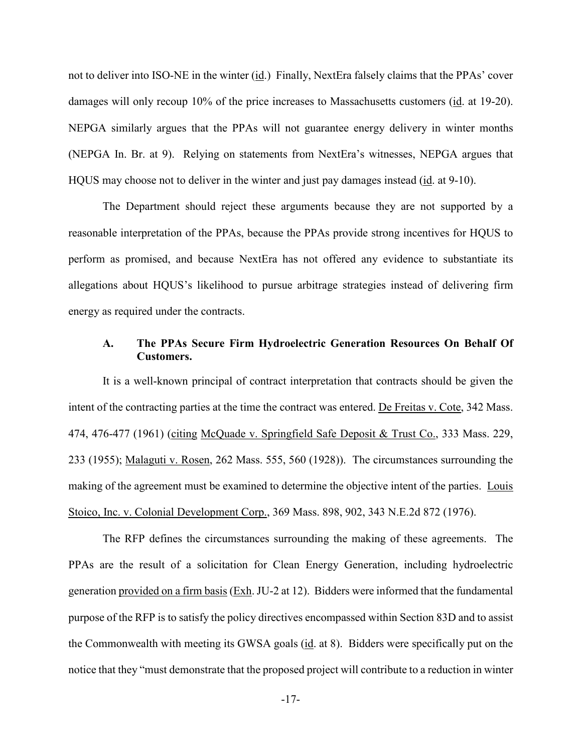not to deliver into ISO-NE in the winter (id.) Finally, NextEra falsely claims that the PPAs' cover damages will only recoup 10% of the price increases to Massachusetts customers (id. at 19-20). NEPGA similarly argues that the PPAs will not guarantee energy delivery in winter months (NEPGA In. Br. at 9). Relying on statements from NextEra's witnesses, NEPGA argues that HQUS may choose not to deliver in the winter and just pay damages instead (id. at 9-10).

The Department should reject these arguments because they are not supported by a reasonable interpretation of the PPAs, because the PPAs provide strong incentives for HQUS to perform as promised, and because NextEra has not offered any evidence to substantiate its allegations about HQUS's likelihood to pursue arbitrage strategies instead of delivering firm energy as required under the contracts.

### A. The PPAs Secure Firm Hydroelectric Generation Resources On Behalf Of Customers.

It is a well-known principal of contract interpretation that contracts should be given the intent of the contracting parties at the time the contract was entered. De Freitas v. Cote, 342 Mass. 474, 476-477 (1961) (citing McQuade v. Springfield Safe Deposit & Trust Co., 333 Mass. 229, 233 (1955); Malaguti v. Rosen, 262 Mass. 555, 560 (1928)). The circumstances surrounding the making of the agreement must be examined to determine the objective intent of the parties. Louis Stoico, Inc. v. Colonial Development Corp., 369 Mass. 898, 902, 343 N.E.2d 872 (1976).

The RFP defines the circumstances surrounding the making of these agreements. The PPAs are the result of a solicitation for Clean Energy Generation, including hydroelectric generation provided on a firm basis (Exh. JU-2 at 12). Bidders were informed that the fundamental purpose of the RFP is to satisfy the policy directives encompassed within Section 83D and to assist the Commonwealth with meeting its GWSA goals (id. at 8). Bidders were specifically put on the notice that they "must demonstrate that the proposed project will contribute to a reduction in winter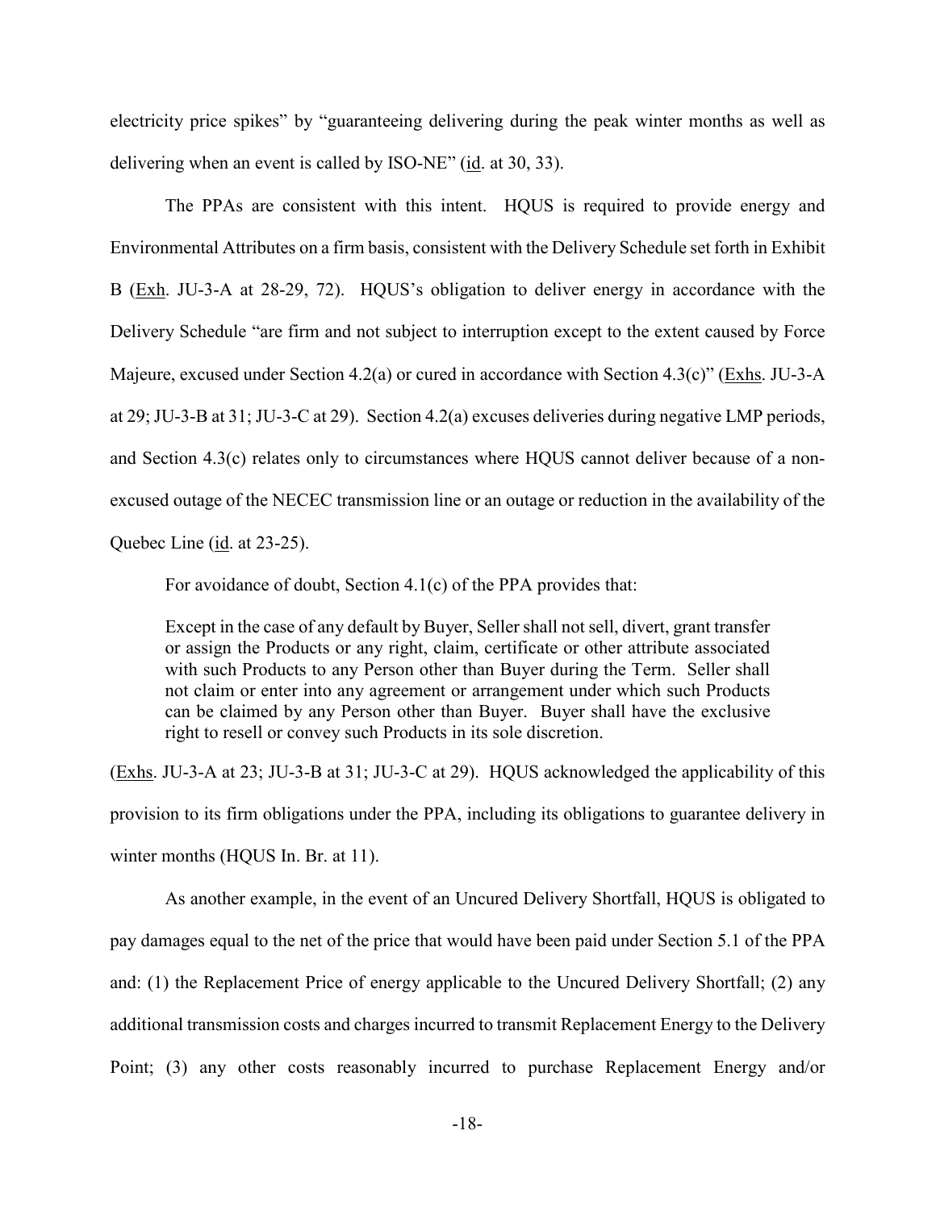electricity price spikes" by "guaranteeing delivering during the peak winter months as well as delivering when an event is called by ISO-NE" (id. at 30, 33).

The PPAs are consistent with this intent. HQUS is required to provide energy and Environmental Attributes on a firm basis, consistent with the Delivery Schedule set forth in Exhibit B (Exh. JU-3-A at 28-29, 72). HQUS's obligation to deliver energy in accordance with the Delivery Schedule "are firm and not subject to interruption except to the extent caused by Force Majeure, excused under Section 4.2(a) or cured in accordance with Section 4.3(c)" (Exhs. JU-3-A at 29; JU-3-B at 31; JU-3-C at 29). Section 4.2(a) excuses deliveries during negative LMP periods, and Section 4.3(c) relates only to circumstances where HQUS cannot deliver because of a non-excused outage of the NECEC transmission line or an outage or reduction in the availability of the Quebec Line (id. at 23-25).

For avoidance of doubt, Section 4.1(c) of the PPA provides that:

> Except in the case of any default by Buyer, Seller shall not sell, divert, grant transfer or assign the Products or any right, claim, certificate or other attribute associated with such Products to any Person other than Buyer during the Term. Seller shall not claim or enter into any agreement or arrangement under which such Products can be claimed by any Person other than Buyer. Buyer shall have the exclusive right to resell or convey such Products in its sole discretion.

(Exhs. JU-3-A at 23; JU-3-B at 31; JU-3-C at 29). HQUS acknowledged the applicability of this provision to its firm obligations under the PPA, including its obligations to guarantee delivery in winter months (HQUS In. Br. at 11).

As another example, in the event of an Uncured Delivery Shortfall, HQUS is obligated to pay damages equal to the net of the price that would have been paid under Section 5.1 of the PPA and: (1) the Replacement Price of energy applicable to the Uncured Delivery Shortfall; (2) any additional transmission costs and charges incurred to transmit Replacement Energy to the Delivery Point; (3) any other costs reasonably incurred to purchase Replacement Energy and/or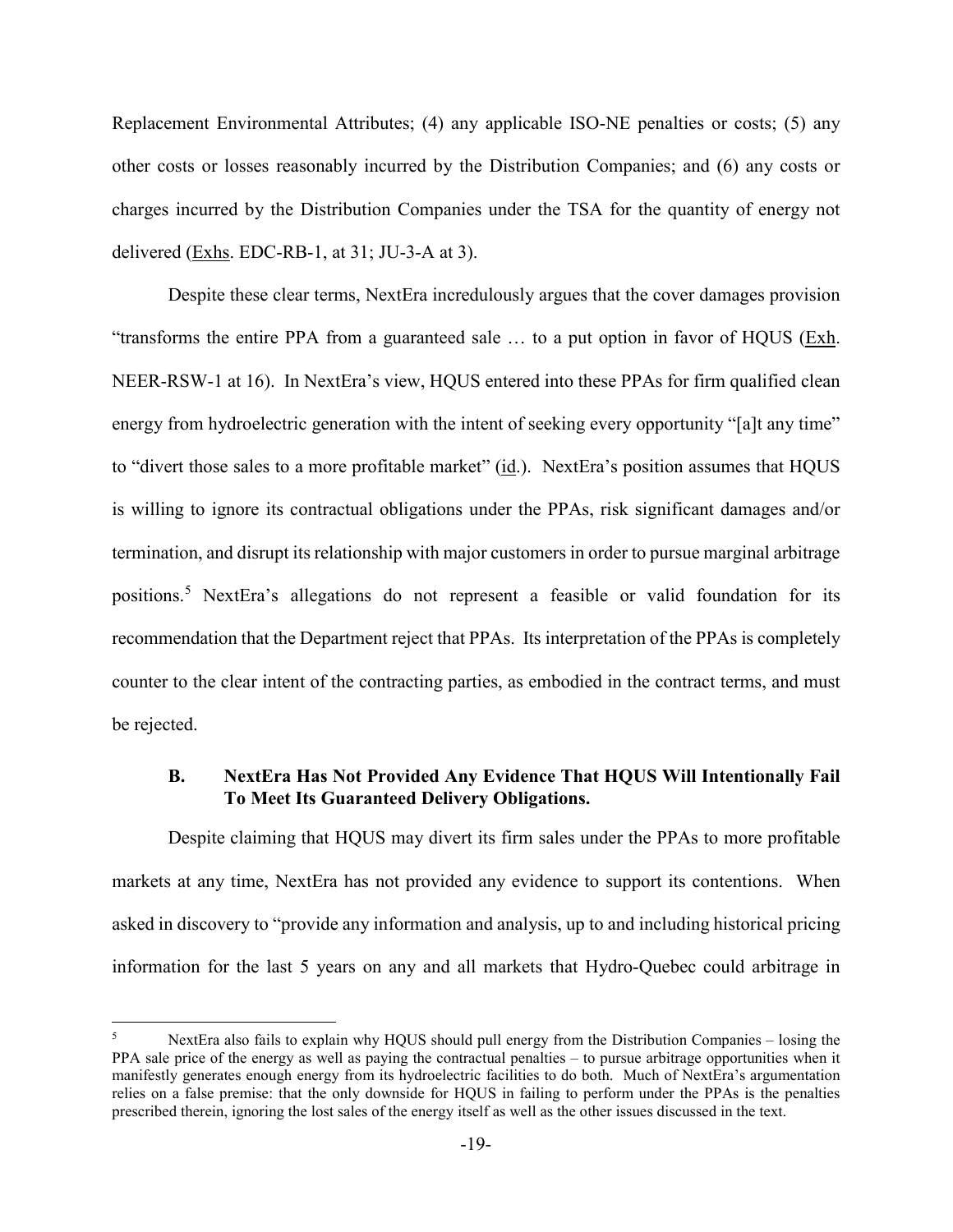Replacement Environmental Attributes; (4) any applicable ISO-NE penalties or costs; (5) any other costs or losses reasonably incurred by the Distribution Companies; and (6) any costs or charges incurred by the Distribution Companies under the TSA for the quantity of energy not delivered (Exhs. EDC-RB-1, at 31; JU-3-A at 3).

Despite these clear terms, NextEra incredulously argues that the cover damages provision "transforms the entire PPA from a guaranteed sale … to a put option in favor of HQUS (Exh. NEER-RSW-1 at 16). In NextEra's view, HQUS entered into these PPAs for firm qualified clean energy from hydroelectric generation with the intent of seeking every opportunity "[a]t any time" to "divert those sales to a more profitable market" (id.). NextEra's position assumes that HQUS is willing to ignore its contractual obligations under the PPAs, risk significant damages and/or termination, and disrupt its relationship with major customers in order to pursue marginal arbitrage positions.[5] NextEra's allegations do not represent a feasible or valid foundation for its recommendation that the Department reject that PPAs. Its interpretation of the PPAs is completely counter to the clear intent of the contracting parties, as embodied in the contract terms, and must be rejected.

### B. NextEra Has Not Provided Any Evidence That HQUS Will Intentionally Fail To Meet Its Guaranteed Delivery Obligations.

Despite claiming that HQUS may divert its firm sales under the PPAs to more profitable markets at any time, NextEra has not provided any evidence to support its contentions. When asked in discovery to "provide any information and analysis, up to and including historical pricing information for the last 5 years on any and all markets that Hydro-Quebec could arbitrage in

---

[5] NextEra also fails to explain why HQUS should pull energy from the Distribution Companies – losing the PPA sale price of the energy as well as paying the contractual penalties – to pursue arbitrage opportunities when it manifestly generates enough energy from its hydroelectric facilities to do both. Much of NextEra's argumentation relies on a false premise: that the only downside for HQUS in failing to perform under the PPAs is the penalties prescribed therein, ignoring the lost sales of the energy itself as well as the other issues discussed in the text.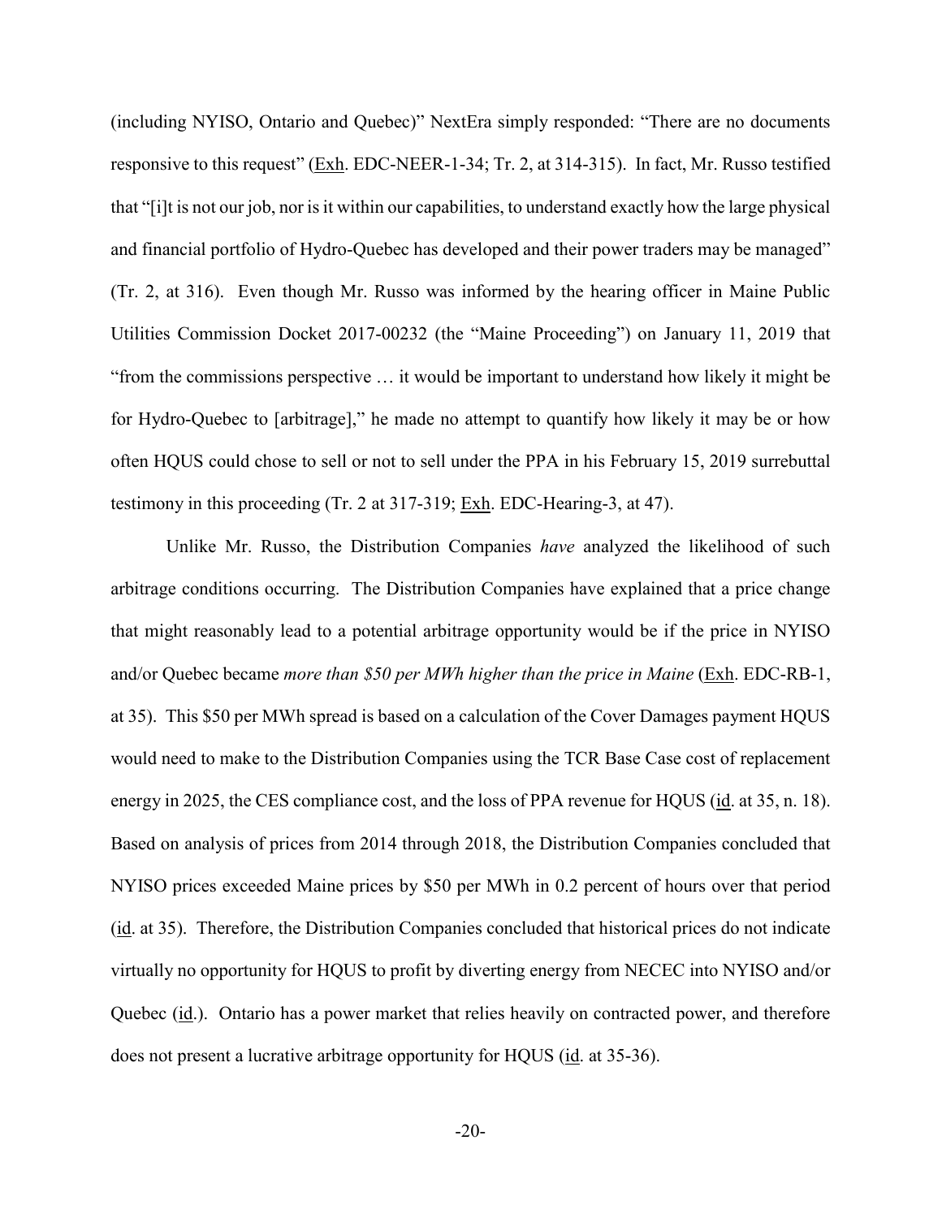(including NYISO, Ontario and Quebec)" NextEra simply responded: "There are no documents responsive to this request" (Exh. EDC-NEER-1-34; Tr. 2, at 314-315). In fact, Mr. Russo testified that "[i]t is not our job, nor is it within our capabilities, to understand exactly how the large physical and financial portfolio of Hydro-Quebec has developed and their power traders may be managed" (Tr. 2, at 316). Even though Mr. Russo was informed by the hearing officer in Maine Public Utilities Commission Docket 2017-00232 (the "Maine Proceeding") on January 11, 2019 that "from the commissions perspective … it would be important to understand how likely it might be for Hydro-Quebec to [arbitrage]," he made no attempt to quantify how likely it may be or how often HQUS could chose to sell or not to sell under the PPA in his February 15, 2019 surrebuttal testimony in this proceeding (Tr. 2 at 317-319; Exh. EDC-Hearing-3, at 47).

Unlike Mr. Russo, the Distribution Companies *have* analyzed the likelihood of such arbitrage conditions occurring. The Distribution Companies have explained that a price change that might reasonably lead to a potential arbitrage opportunity would be if the price in NYISO and/or Quebec became *more than $50 per MWh higher than the price in Maine* (Exh. EDC-RB-1, at 35). This $50 per MWh spread is based on a calculation of the Cover Damages payment HQUS would need to make to the Distribution Companies using the TCR Base Case cost of replacement energy in 2025, the CES compliance cost, and the loss of PPA revenue for HQUS (id. at 35, n. 18). Based on analysis of prices from 2014 through 2018, the Distribution Companies concluded that NYISO prices exceeded Maine prices by $50 per MWh in 0.2 percent of hours over that period (id. at 35). Therefore, the Distribution Companies concluded that historical prices do not indicate virtually no opportunity for HQUS to profit by diverting energy from NECEC into NYISO and/or Quebec (id.). Ontario has a power market that relies heavily on contracted power, and therefore does not present a lucrative arbitrage opportunity for HQUS (id. at 35-36).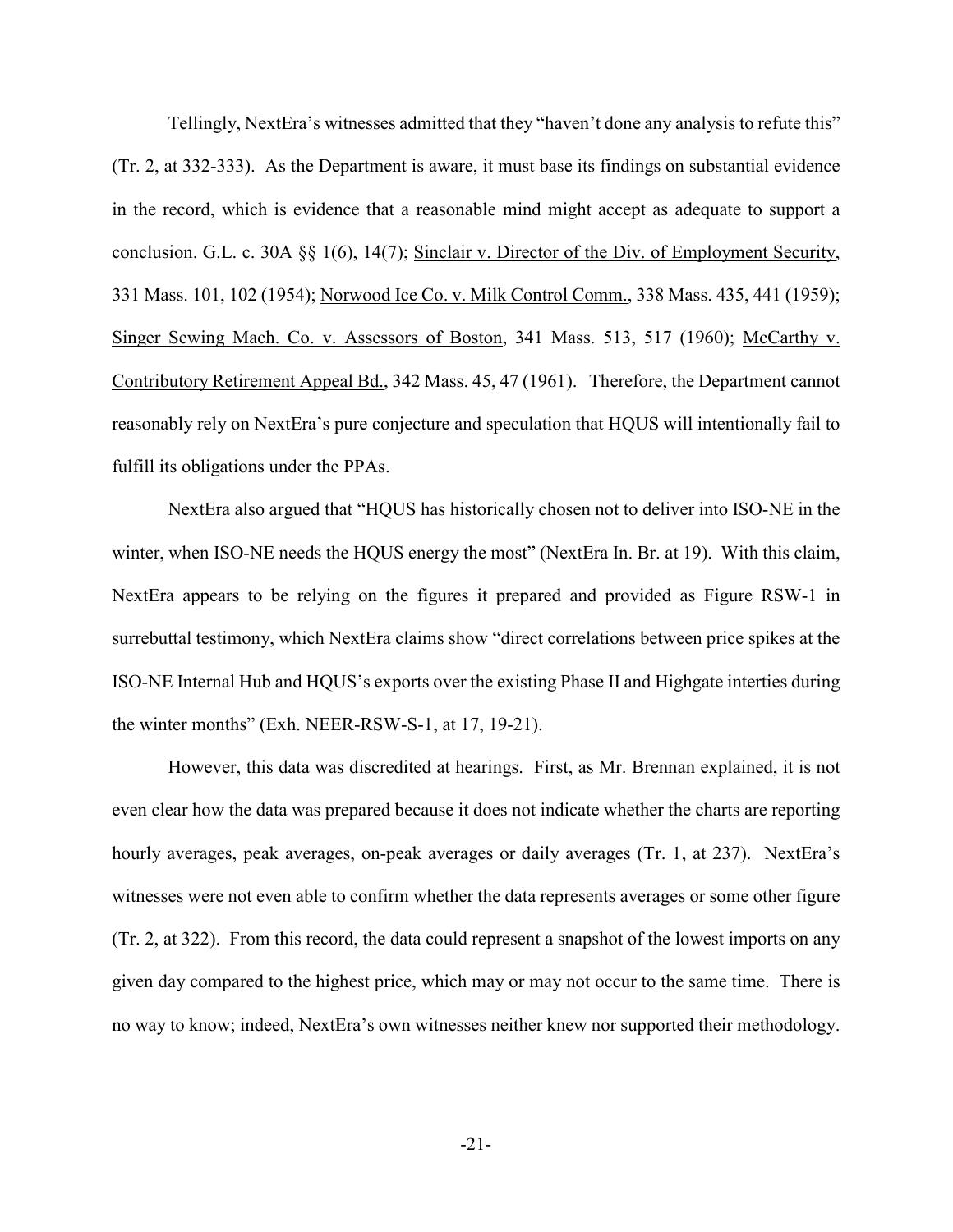Tellingly, NextEra's witnesses admitted that they "haven't done any analysis to refute this" (Tr. 2, at 332-333). As the Department is aware, it must base its findings on substantial evidence in the record, which is evidence that a reasonable mind might accept as adequate to support a conclusion. G.L. c. 30A §§ 1(6), 14(7); Sinclair v. Director of the Div. of Employment Security, 331 Mass. 101, 102 (1954); Norwood Ice Co. v. Milk Control Comm., 338 Mass. 435, 441 (1959); Singer Sewing Mach. Co. v. Assessors of Boston, 341 Mass. 513, 517 (1960); McCarthy v. Contributory Retirement Appeal Bd., 342 Mass. 45, 47 (1961). Therefore, the Department cannot reasonably rely on NextEra's pure conjecture and speculation that HQUS will intentionally fail to fulfill its obligations under the PPAs.

NextEra also argued that "HQUS has historically chosen not to deliver into ISO-NE in the winter, when ISO-NE needs the HQUS energy the most" (NextEra In. Br. at 19). With this claim, NextEra appears to be relying on the figures it prepared and provided as Figure RSW-1 in surrebuttal testimony, which NextEra claims show "direct correlations between price spikes at the ISO-NE Internal Hub and HQUS's exports over the existing Phase II and Highgate interties during the winter months" (Exh. NEER-RSW-S-1, at 17, 19-21).

However, this data was discredited at hearings. First, as Mr. Brennan explained, it is not even clear how the data was prepared because it does not indicate whether the charts are reporting hourly averages, peak averages, on-peak averages or daily averages (Tr. 1, at 237). NextEra's witnesses were not even able to confirm whether the data represents averages or some other figure (Tr. 2, at 322). From this record, the data could represent a snapshot of the lowest imports on any given day compared to the highest price, which may or may not occur to the same time. There is no way to know; indeed, NextEra's own witnesses neither knew nor supported their methodology.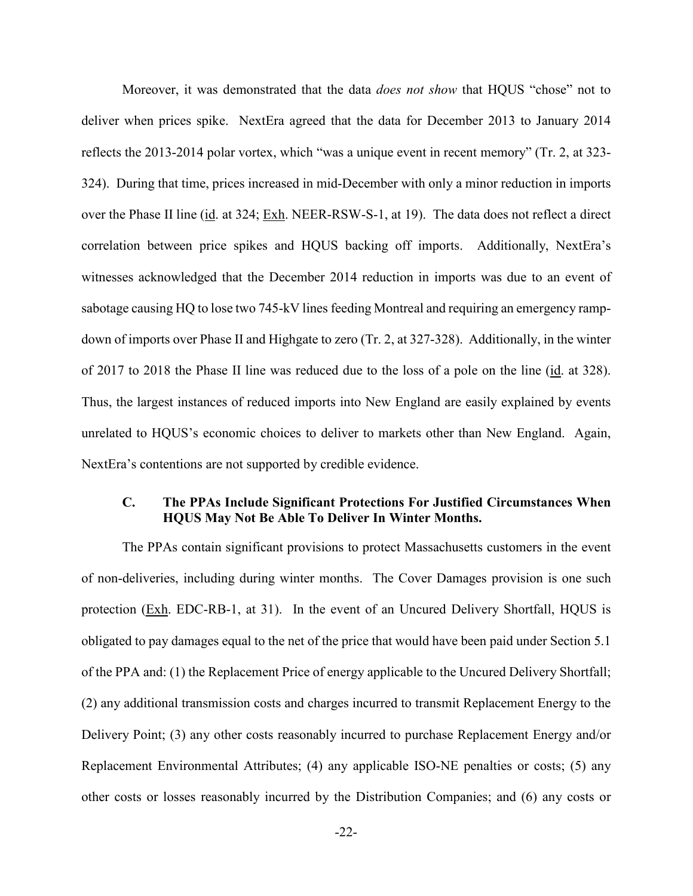Moreover, it was demonstrated that the data *does not show* that HQUS "chose" not to deliver when prices spike. NextEra agreed that the data for December 2013 to January 2014 reflects the 2013-2014 polar vortex, which "was a unique event in recent memory" (Tr. 2, at 323-324). During that time, prices increased in mid-December with only a minor reduction in imports over the Phase II line (id. at 324; Exh. NEER-RSW-S-1, at 19). The data does not reflect a direct correlation between price spikes and HQUS backing off imports. Additionally, NextEra's witnesses acknowledged that the December 2014 reduction in imports was due to an event of sabotage causing HQ to lose two 745-kV lines feeding Montreal and requiring an emergency ramp-down of imports over Phase II and Highgate to zero (Tr. 2, at 327-328). Additionally, in the winter of 2017 to 2018 the Phase II line was reduced due to the loss of a pole on the line (id. at 328). Thus, the largest instances of reduced imports into New England are easily explained by events unrelated to HQUS's economic choices to deliver to markets other than New England. Again, NextEra's contentions are not supported by credible evidence.

### C. The PPAs Include Significant Protections For Justified Circumstances When HQUS May Not Be Able To Deliver In Winter Months.

The PPAs contain significant provisions to protect Massachusetts customers in the event of non-deliveries, including during winter months. The Cover Damages provision is one such protection (Exh. EDC-RB-1, at 31). In the event of an Uncured Delivery Shortfall, HQUS is obligated to pay damages equal to the net of the price that would have been paid under Section 5.1 of the PPA and: (1) the Replacement Price of energy applicable to the Uncured Delivery Shortfall; (2) any additional transmission costs and charges incurred to transmit Replacement Energy to the Delivery Point; (3) any other costs reasonably incurred to purchase Replacement Energy and/or Replacement Environmental Attributes; (4) any applicable ISO-NE penalties or costs; (5) any other costs or losses reasonably incurred by the Distribution Companies; and (6) any costs or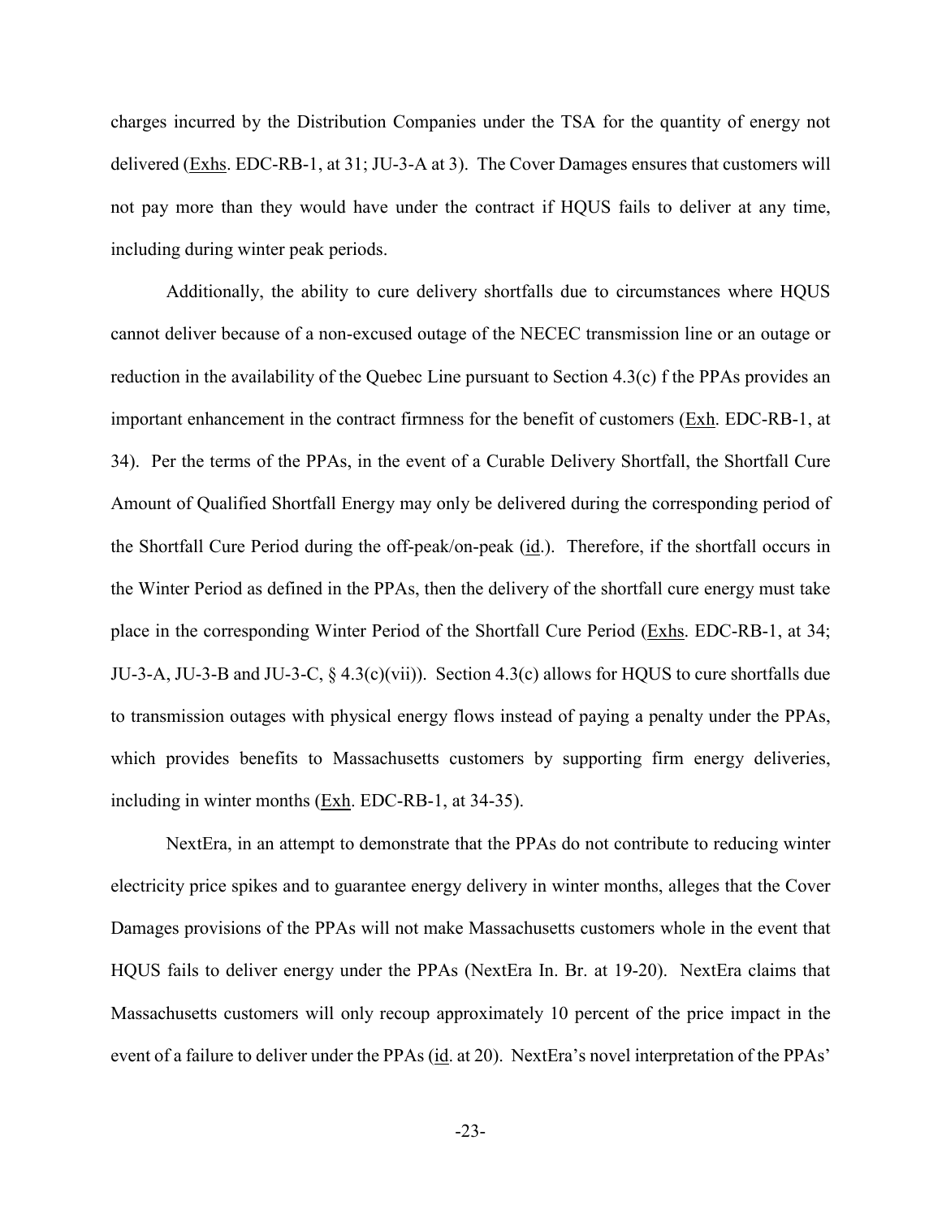charges incurred by the Distribution Companies under the TSA for the quantity of energy not delivered (Exhs. EDC-RB-1, at 31; JU-3-A at 3). The Cover Damages ensures that customers will not pay more than they would have under the contract if HQUS fails to deliver at any time, including during winter peak periods.

Additionally, the ability to cure delivery shortfalls due to circumstances where HQUS cannot deliver because of a non-excused outage of the NECEC transmission line or an outage or reduction in the availability of the Quebec Line pursuant to Section 4.3(c) f the PPAs provides an important enhancement in the contract firmness for the benefit of customers (Exh. EDC-RB-1, at 34). Per the terms of the PPAs, in the event of a Curable Delivery Shortfall, the Shortfall Cure Amount of Qualified Shortfall Energy may only be delivered during the corresponding period of the Shortfall Cure Period during the off-peak/on-peak (id.). Therefore, if the shortfall occurs in the Winter Period as defined in the PPAs, then the delivery of the shortfall cure energy must take place in the corresponding Winter Period of the Shortfall Cure Period (Exhs. EDC-RB-1, at 34; JU-3-A, JU-3-B and JU-3-C, § 4.3(c)(vii)). Section 4.3(c) allows for HQUS to cure shortfalls due to transmission outages with physical energy flows instead of paying a penalty under the PPAs, which provides benefits to Massachusetts customers by supporting firm energy deliveries, including in winter months (Exh. EDC-RB-1, at 34-35).

NextEra, in an attempt to demonstrate that the PPAs do not contribute to reducing winter electricity price spikes and to guarantee energy delivery in winter months, alleges that the Cover Damages provisions of the PPAs will not make Massachusetts customers whole in the event that HQUS fails to deliver energy under the PPAs (NextEra In. Br. at 19-20). NextEra claims that Massachusetts customers will only recoup approximately 10 percent of the price impact in the event of a failure to deliver under the PPAs (id. at 20). NextEra's novel interpretation of the PPAs'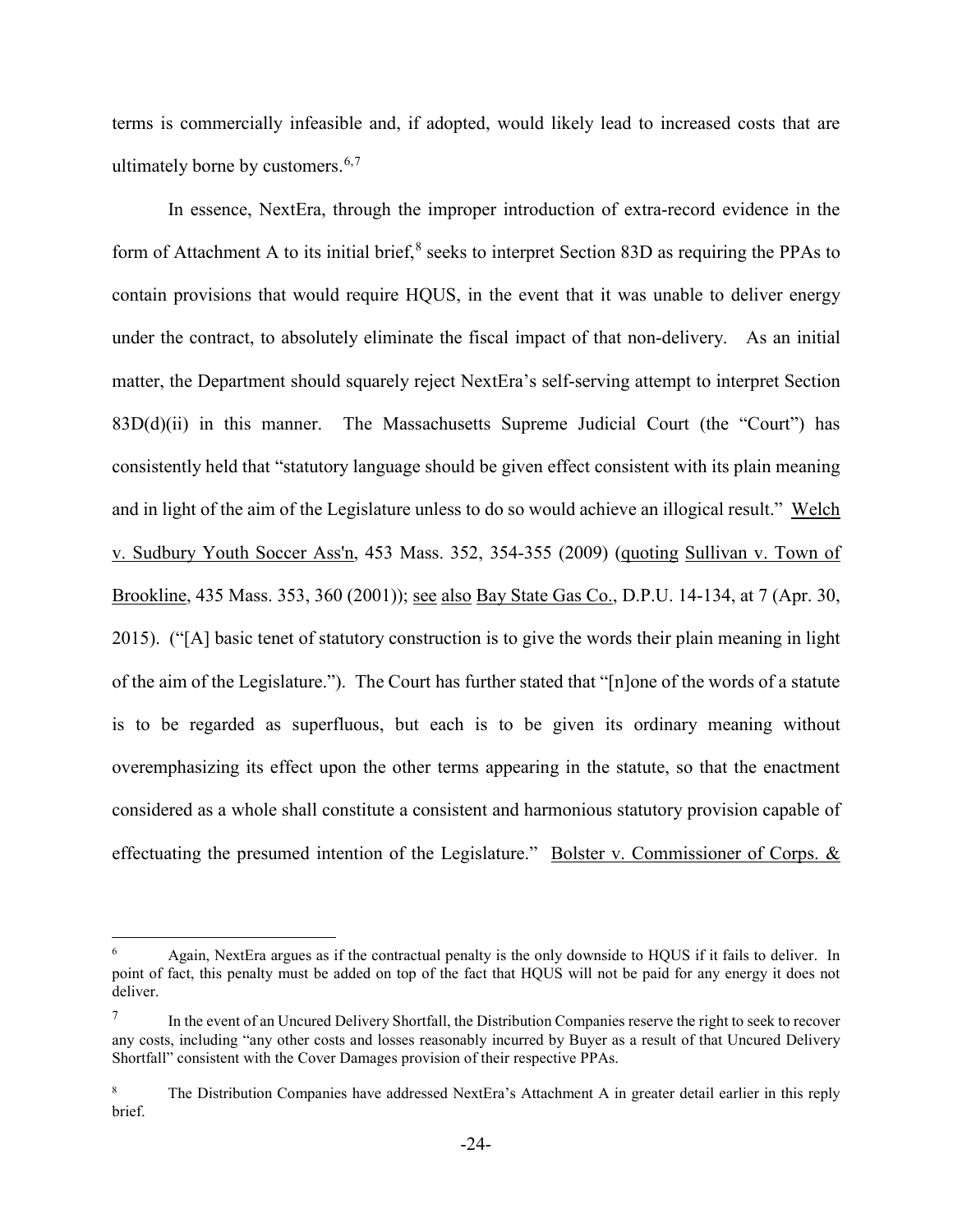terms is commercially infeasible and, if adopted, would likely lead to increased costs that are ultimately borne by customers.[6,7]

In essence, NextEra, through the improper introduction of extra-record evidence in the form of Attachment A to its initial brief,[8] seeks to interpret Section 83D as requiring the PPAs to contain provisions that would require HQUS, in the event that it was unable to deliver energy under the contract, to absolutely eliminate the fiscal impact of that non-delivery. As an initial matter, the Department should squarely reject NextEra's self-serving attempt to interpret Section 83D(d)(ii) in this manner. The Massachusetts Supreme Judicial Court (the "Court") has consistently held that "statutory language should be given effect consistent with its plain meaning and in light of the aim of the Legislature unless to do so would achieve an illogical result." Welch v. Sudbury Youth Soccer Ass'n, 453 Mass. 352, 354-355 (2009) (quoting Sullivan v. Town of Brookline, 435 Mass. 353, 360 (2001)); see also Bay State Gas Co., D.P.U. 14-134, at 7 (Apr. 30, 2015). ("[A] basic tenet of statutory construction is to give the words their plain meaning in light of the aim of the Legislature."). The Court has further stated that "[n]one of the words of a statute is to be regarded as superfluous, but each is to be given its ordinary meaning without overemphasizing its effect upon the other terms appearing in the statute, so that the enactment considered as a whole shall constitute a consistent and harmonious statutory provision capable of effectuating the presumed intention of the Legislature." Bolster v. Commissioner of Corps. &

---

[6] Again, NextEra argues as if the contractual penalty is the only downside to HQUS if it fails to deliver. In point of fact, this penalty must be added on top of the fact that HQUS will not be paid for any energy it does not deliver.

[7] In the event of an Uncured Delivery Shortfall, the Distribution Companies reserve the right to seek to recover any costs, including "any other costs and losses reasonably incurred by Buyer as a result of that Uncured Delivery Shortfall" consistent with the Cover Damages provision of their respective PPAs.

[8] The Distribution Companies have addressed NextEra's Attachment A in greater detail earlier in this reply brief.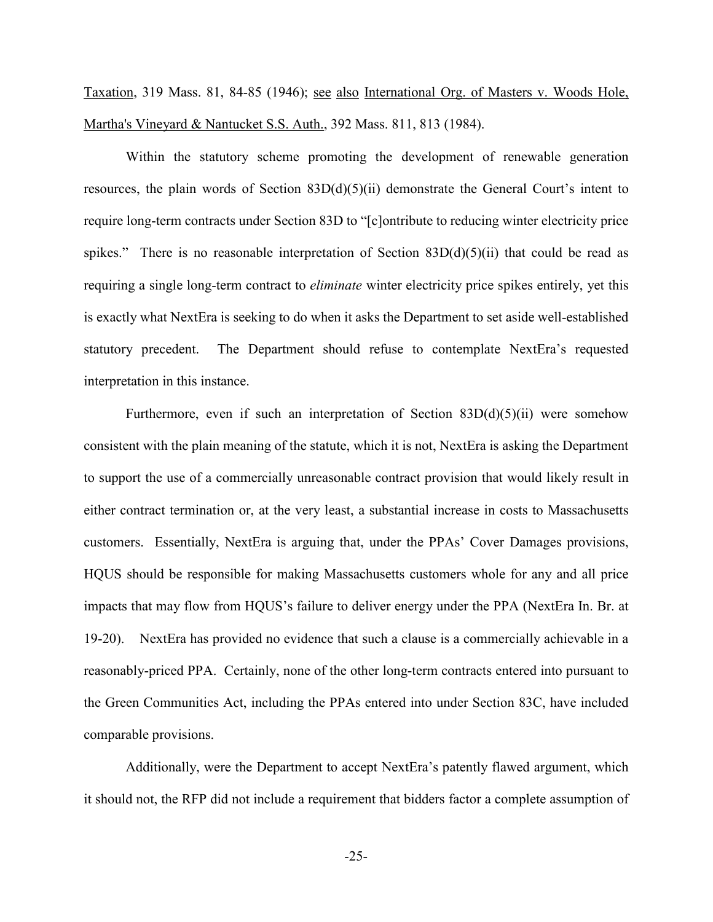Taxation, 319 Mass. 81, 84-85 (1946); see also International Org. of Masters v. Woods Hole, Martha's Vineyard & Nantucket S.S. Auth., 392 Mass. 811, 813 (1984).

Within the statutory scheme promoting the development of renewable generation resources, the plain words of Section 83D(d)(5)(ii) demonstrate the General Court's intent to require long-term contracts under Section 83D to "[c]ontribute to reducing winter electricity price spikes." There is no reasonable interpretation of Section 83D(d)(5)(ii) that could be read as requiring a single long-term contract to *eliminate* winter electricity price spikes entirely, yet this is exactly what NextEra is seeking to do when it asks the Department to set aside well-established statutory precedent. The Department should refuse to contemplate NextEra's requested interpretation in this instance.

Furthermore, even if such an interpretation of Section 83D(d)(5)(ii) were somehow consistent with the plain meaning of the statute, which it is not, NextEra is asking the Department to support the use of a commercially unreasonable contract provision that would likely result in either contract termination or, at the very least, a substantial increase in costs to Massachusetts customers. Essentially, NextEra is arguing that, under the PPAs' Cover Damages provisions, HQUS should be responsible for making Massachusetts customers whole for any and all price impacts that may flow from HQUS's failure to deliver energy under the PPA (NextEra In. Br. at 19-20). NextEra has provided no evidence that such a clause is a commercially achievable in a reasonably-priced PPA. Certainly, none of the other long-term contracts entered into pursuant to the Green Communities Act, including the PPAs entered into under Section 83C, have included comparable provisions.

Additionally, were the Department to accept NextEra's patently flawed argument, which it should not, the RFP did not include a requirement that bidders factor a complete assumption of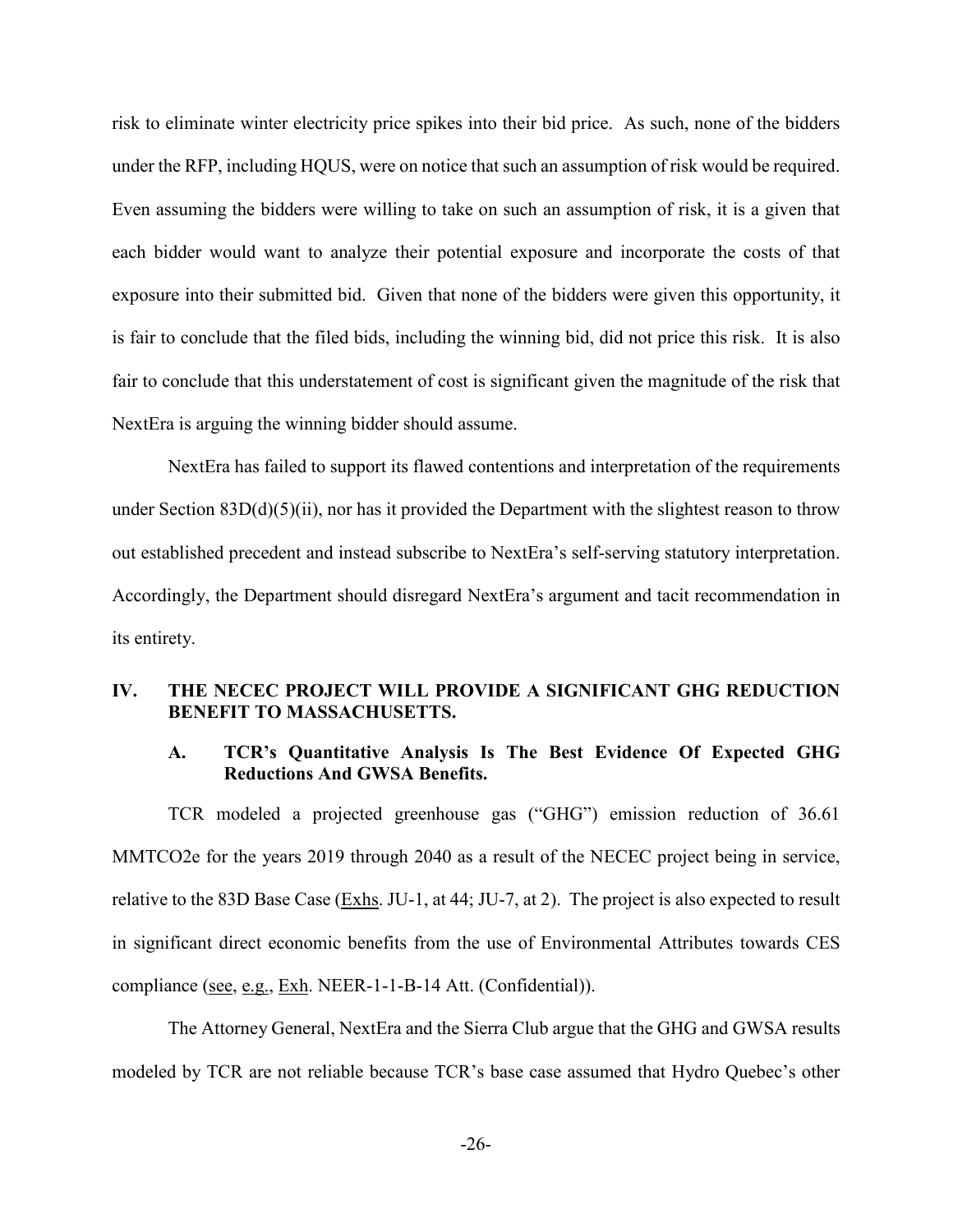risk to eliminate winter electricity price spikes into their bid price. As such, none of the bidders under the RFP, including HQUS, were on notice that such an assumption of risk would be required. Even assuming the bidders were willing to take on such an assumption of risk, it is a given that each bidder would want to analyze their potential exposure and incorporate the costs of that exposure into their submitted bid. Given that none of the bidders were given this opportunity, it is fair to conclude that the filed bids, including the winning bid, did not price this risk. It is also fair to conclude that this understatement of cost is significant given the magnitude of the risk that NextEra is arguing the winning bidder should assume.

NextEra has failed to support its flawed contentions and interpretation of the requirements under Section 83D(d)(5)(ii), nor has it provided the Department with the slightest reason to throw out established precedent and instead subscribe to NextEra's self-serving statutory interpretation. Accordingly, the Department should disregard NextEra's argument and tacit recommendation in its entirety.

## IV. THE NECEC PROJECT WILL PROVIDE A SIGNIFICANT GHG REDUCTION BENEFIT TO MASSACHUSETTS.

### A. TCR's Quantitative Analysis Is The Best Evidence Of Expected GHG Reductions And GWSA Benefits.

TCR modeled a projected greenhouse gas ("GHG") emission reduction of 36.61 MMTCO2e for the years 2019 through 2040 as a result of the NECEC project being in service, relative to the 83D Base Case (Exhs. JU-1, at 44; JU-7, at 2). The project is also expected to result in significant direct economic benefits from the use of Environmental Attributes towards CES compliance (see, e.g., Exh. NEER-1-1-B-14 Att. (Confidential)).

The Attorney General, NextEra and the Sierra Club argue that the GHG and GWSA results modeled by TCR are not reliable because TCR's base case assumed that Hydro Quebec's other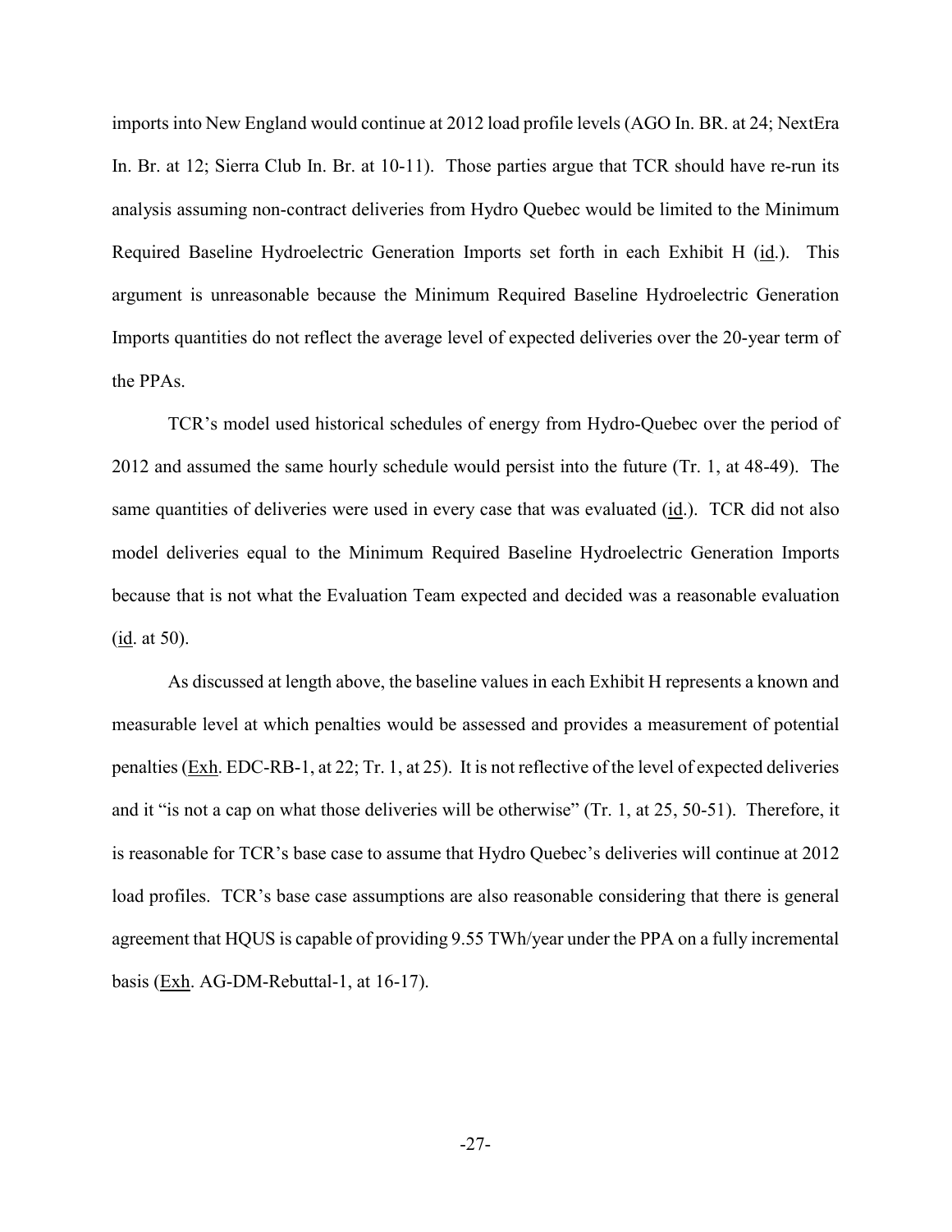imports into New England would continue at 2012 load profile levels (AGO In. BR. at 24; NextEra In. Br. at 12; Sierra Club In. Br. at 10-11). Those parties argue that TCR should have re-run its analysis assuming non-contract deliveries from Hydro Quebec would be limited to the Minimum Required Baseline Hydroelectric Generation Imports set forth in each Exhibit H (id.). This argument is unreasonable because the Minimum Required Baseline Hydroelectric Generation Imports quantities do not reflect the average level of expected deliveries over the 20-year term of the PPAs.

TCR's model used historical schedules of energy from Hydro-Quebec over the period of 2012 and assumed the same hourly schedule would persist into the future (Tr. 1, at 48-49). The same quantities of deliveries were used in every case that was evaluated (id.). TCR did not also model deliveries equal to the Minimum Required Baseline Hydroelectric Generation Imports because that is not what the Evaluation Team expected and decided was a reasonable evaluation (id. at 50).

As discussed at length above, the baseline values in each Exhibit H represents a known and measurable level at which penalties would be assessed and provides a measurement of potential penalties (Exh. EDC-RB-1, at 22; Tr. 1, at 25). It is not reflective of the level of expected deliveries and it "is not a cap on what those deliveries will be otherwise" (Tr. 1, at 25, 50-51). Therefore, it is reasonable for TCR's base case to assume that Hydro Quebec's deliveries will continue at 2012 load profiles. TCR's base case assumptions are also reasonable considering that there is general agreement that HQUS is capable of providing 9.55 TWh/year under the PPA on a fully incremental basis (Exh. AG-DM-Rebuttal-1, at 16-17).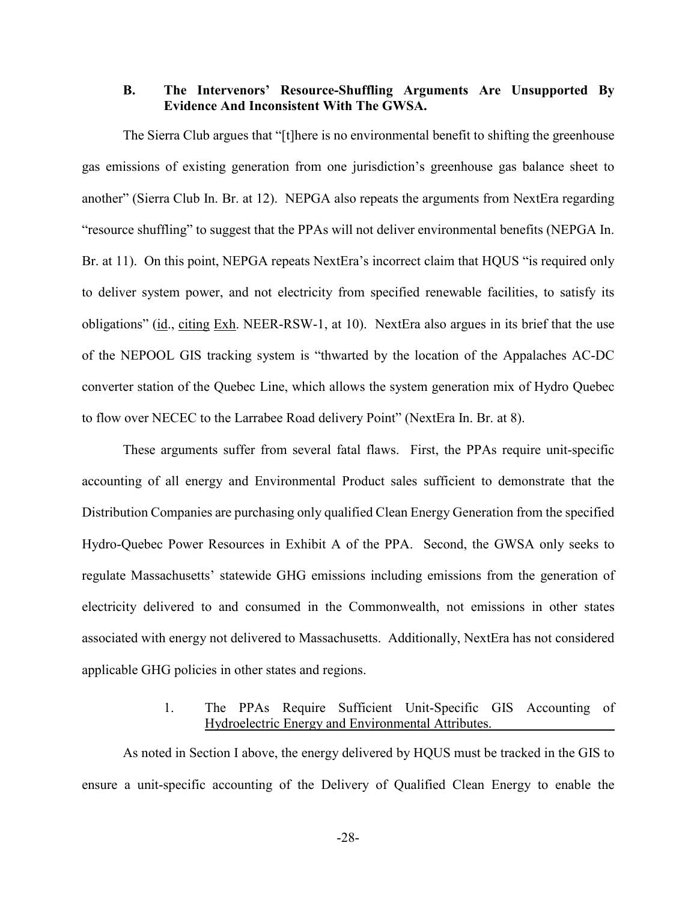### B. The Intervenors' Resource-Shuffling Arguments Are Unsupported By Evidence And Inconsistent With The GWSA.

The Sierra Club argues that "[t]here is no environmental benefit to shifting the greenhouse gas emissions of existing generation from one jurisdiction's greenhouse gas balance sheet to another" (Sierra Club In. Br. at 12). NEPGA also repeats the arguments from NextEra regarding "resource shuffling" to suggest that the PPAs will not deliver environmental benefits (NEPGA In. Br. at 11). On this point, NEPGA repeats NextEra's incorrect claim that HQUS "is required only to deliver system power, and not electricity from specified renewable facilities, to satisfy its obligations" (id., citing Exh. NEER-RSW-1, at 10). NextEra also argues in its brief that the use of the NEPOOL GIS tracking system is "thwarted by the location of the Appalaches AC-DC converter station of the Quebec Line, which allows the system generation mix of Hydro Quebec to flow over NECEC to the Larrabee Road delivery Point" (NextEra In. Br. at 8).

These arguments suffer from several fatal flaws. First, the PPAs require unit-specific accounting of all energy and Environmental Product sales sufficient to demonstrate that the Distribution Companies are purchasing only qualified Clean Energy Generation from the specified Hydro-Quebec Power Resources in Exhibit A of the PPA. Second, the GWSA only seeks to regulate Massachusetts' statewide GHG emissions including emissions from the generation of electricity delivered to and consumed in the Commonwealth, not emissions in other states associated with energy not delivered to Massachusetts. Additionally, NextEra has not considered applicable GHG policies in other states and regions.

#### 1. The PPAs Require Sufficient Unit-Specific GIS Accounting of Hydroelectric Energy and Environmental Attributes.

As noted in Section I above, the energy delivered by HQUS must be tracked in the GIS to ensure a unit-specific accounting of the Delivery of Qualified Clean Energy to enable the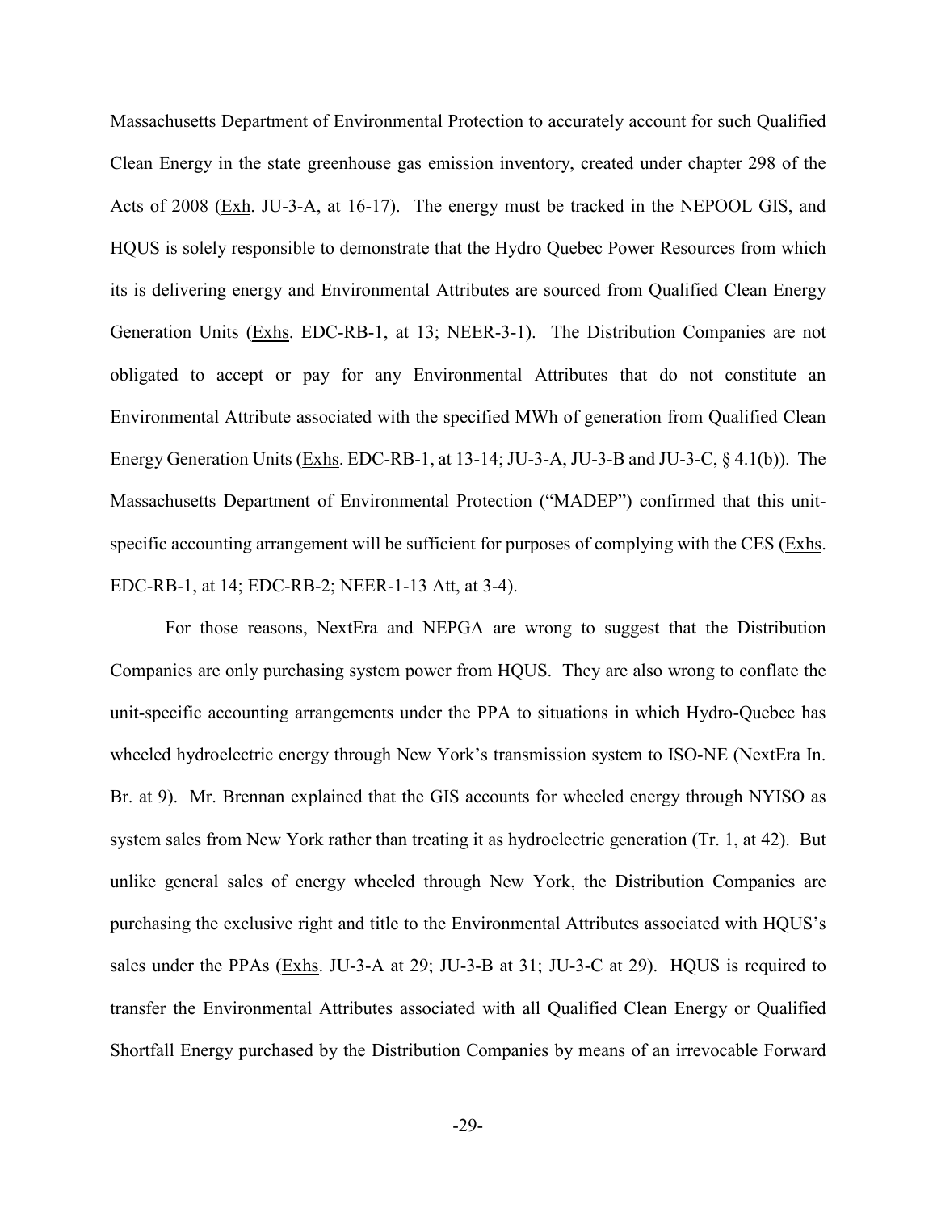Massachusetts Department of Environmental Protection to accurately account for such Qualified Clean Energy in the state greenhouse gas emission inventory, created under chapter 298 of the Acts of 2008 (Exh. JU-3-A, at 16-17). The energy must be tracked in the NEPOOL GIS, and HQUS is solely responsible to demonstrate that the Hydro Quebec Power Resources from which its is delivering energy and Environmental Attributes are sourced from Qualified Clean Energy Generation Units (Exhs. EDC-RB-1, at 13; NEER-3-1). The Distribution Companies are not obligated to accept or pay for any Environmental Attributes that do not constitute an Environmental Attribute associated with the specified MWh of generation from Qualified Clean Energy Generation Units (Exhs. EDC-RB-1, at 13-14; JU-3-A, JU-3-B and JU-3-C, § 4.1(b)). The Massachusetts Department of Environmental Protection ("MADEP") confirmed that this unit-specific accounting arrangement will be sufficient for purposes of complying with the CES (Exhs. EDC-RB-1, at 14; EDC-RB-2; NEER-1-13 Att, at 3-4).

For those reasons, NextEra and NEPGA are wrong to suggest that the Distribution Companies are only purchasing system power from HQUS. They are also wrong to conflate the unit-specific accounting arrangements under the PPA to situations in which Hydro-Quebec has wheeled hydroelectric energy through New York's transmission system to ISO-NE (NextEra In. Br. at 9). Mr. Brennan explained that the GIS accounts for wheeled energy through NYISO as system sales from New York rather than treating it as hydroelectric generation (Tr. 1, at 42). But unlike general sales of energy wheeled through New York, the Distribution Companies are purchasing the exclusive right and title to the Environmental Attributes associated with HQUS's sales under the PPAs (Exhs. JU-3-A at 29; JU-3-B at 31; JU-3-C at 29). HQUS is required to transfer the Environmental Attributes associated with all Qualified Clean Energy or Qualified Shortfall Energy purchased by the Distribution Companies by means of an irrevocable Forward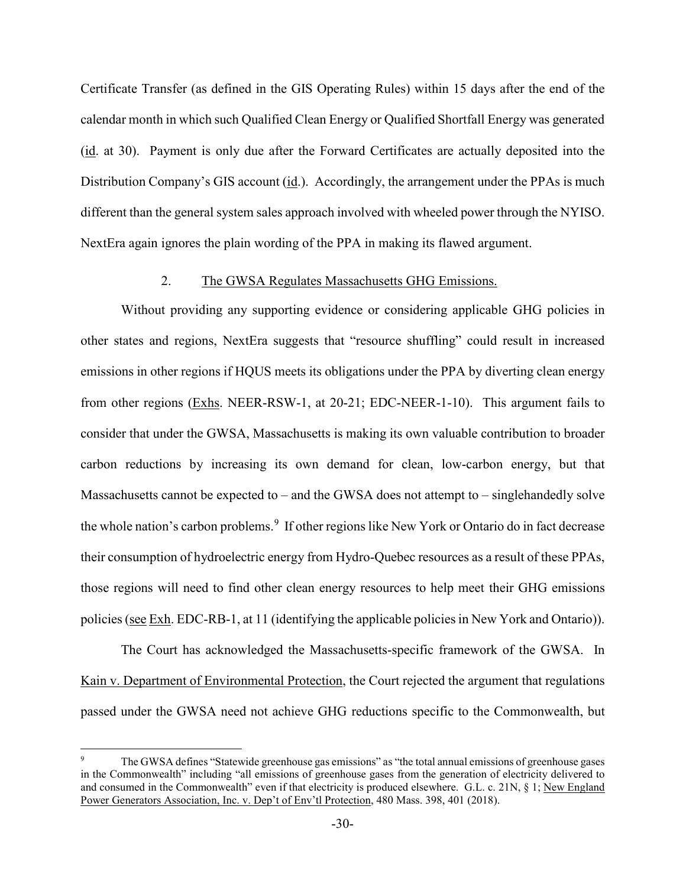Certificate Transfer (as defined in the GIS Operating Rules) within 15 days after the end of the calendar month in which such Qualified Clean Energy or Qualified Shortfall Energy was generated (id. at 30). Payment is only due after the Forward Certificates are actually deposited into the Distribution Company's GIS account (id.). Accordingly, the arrangement under the PPAs is much different than the general system sales approach involved with wheeled power through the NYISO. NextEra again ignores the plain wording of the PPA in making its flawed argument.

### 2. The GWSA Regulates Massachusetts GHG Emissions.

Without providing any supporting evidence or considering applicable GHG policies in other states and regions, NextEra suggests that "resource shuffling" could result in increased emissions in other regions if HQUS meets its obligations under the PPA by diverting clean energy from other regions (Exhs. NEER-RSW-1, at 20-21; EDC-NEER-1-10). This argument fails to consider that under the GWSA, Massachusetts is making its own valuable contribution to broader carbon reductions by increasing its own demand for clean, low-carbon energy, but that Massachusetts cannot be expected to – and the GWSA does not attempt to – singlehandedly solve the whole nation's carbon problems.[9] If other regions like New York or Ontario do in fact decrease their consumption of hydroelectric energy from Hydro-Quebec resources as a result of these PPAs, those regions will need to find other clean energy resources to help meet their GHG emissions policies (see Exh. EDC-RB-1, at 11 (identifying the applicable policies in New York and Ontario)).

The Court has acknowledged the Massachusetts-specific framework of the GWSA. In Kain v. Department of Environmental Protection, the Court rejected the argument that regulations passed under the GWSA need not achieve GHG reductions specific to the Commonwealth, but

[9] The GWSA defines "Statewide greenhouse gas emissions" as "the total annual emissions of greenhouse gases in the Commonwealth" including "all emissions of greenhouse gases from the generation of electricity delivered to and consumed in the Commonwealth" even if that electricity is produced elsewhere. G.L. c. 21N, § 1; New England Power Generators Association, Inc. v. Dep't of Env'tl Protection, 480 Mass. 398, 401 (2018).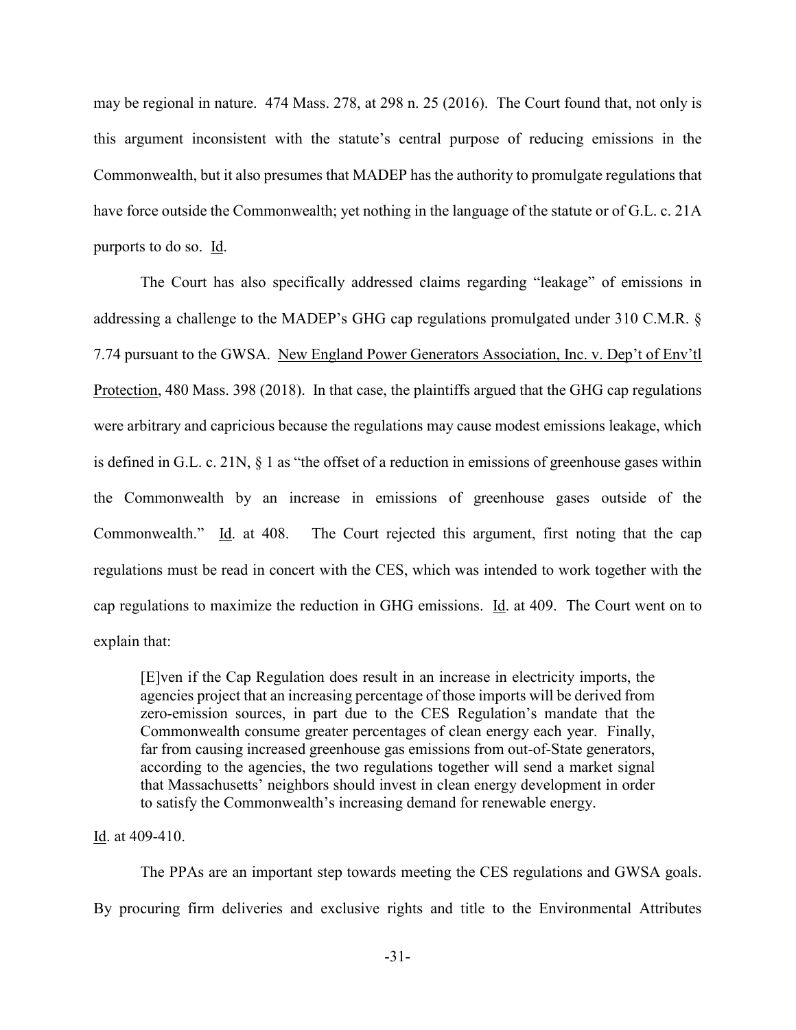may be regional in nature. 474 Mass. 278, at 298 n. 25 (2016). The Court found that, not only is this argument inconsistent with the statute's central purpose of reducing emissions in the Commonwealth, but it also presumes that MADEP has the authority to promulgate regulations that have force outside the Commonwealth; yet nothing in the language of the statute or of G.L. c. 21A purports to do so. Id.

The Court has also specifically addressed claims regarding "leakage" of emissions in addressing a challenge to the MADEP's GHG cap regulations promulgated under 310 C.M.R. § 7.74 pursuant to the GWSA. New England Power Generators Association, Inc. v. Dep't of Env'tl Protection, 480 Mass. 398 (2018). In that case, the plaintiffs argued that the GHG cap regulations were arbitrary and capricious because the regulations may cause modest emissions leakage, which is defined in G.L. c. 21N, § 1 as "the offset of a reduction in emissions of greenhouse gases within the Commonwealth by an increase in emissions of greenhouse gases outside of the Commonwealth." Id. at 408. The Court rejected this argument, first noting that the cap regulations must be read in concert with the CES, which was intended to work together with the cap regulations to maximize the reduction in GHG emissions. Id. at 409. The Court went on to explain that:

> [E]ven if the Cap Regulation does result in an increase in electricity imports, the agencies project that an increasing percentage of those imports will be derived from zero-emission sources, in part due to the CES Regulation's mandate that the Commonwealth consume greater percentages of clean energy each year. Finally, far from causing increased greenhouse gas emissions from out-of-State generators, according to the agencies, the two regulations together will send a market signal that Massachusetts' neighbors should invest in clean energy development in order to satisfy the Commonwealth's increasing demand for renewable energy.

Id. at 409-410.

The PPAs are an important step towards meeting the CES regulations and GWSA goals. By procuring firm deliveries and exclusive rights and title to the Environmental Attributes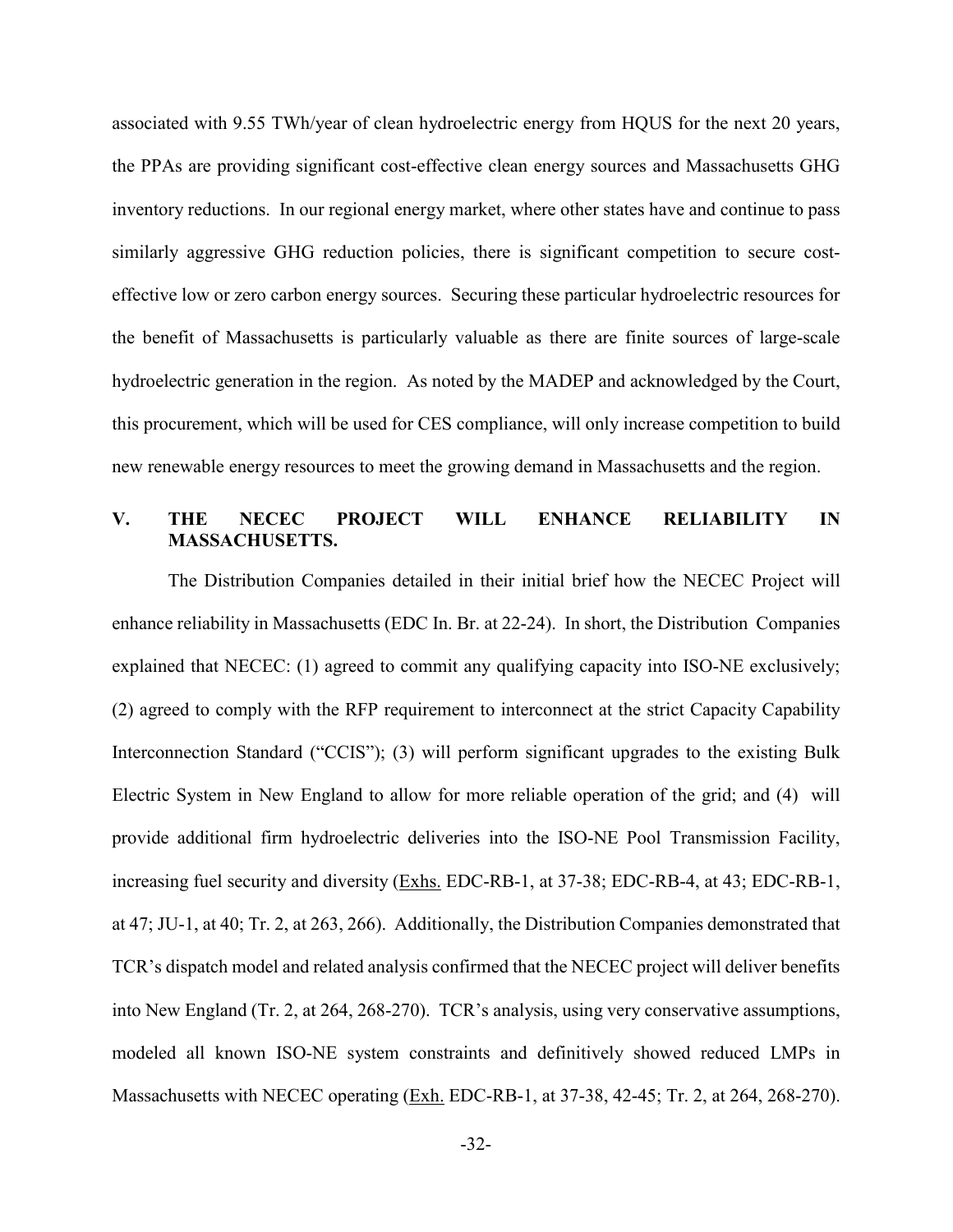associated with 9.55 TWh/year of clean hydroelectric energy from HQUS for the next 20 years, the PPAs are providing significant cost-effective clean energy sources and Massachusetts GHG inventory reductions. In our regional energy market, where other states have and continue to pass similarly aggressive GHG reduction policies, there is significant competition to secure cost-effective low or zero carbon energy sources. Securing these particular hydroelectric resources for the benefit of Massachusetts is particularly valuable as there are finite sources of large-scale hydroelectric generation in the region. As noted by the MADEP and acknowledged by the Court, this procurement, which will be used for CES compliance, will only increase competition to build new renewable energy resources to meet the growing demand in Massachusetts and the region.

## V. THE NECEC PROJECT WILL ENHANCE RELIABILITY IN MASSACHUSETTS.

The Distribution Companies detailed in their initial brief how the NECEC Project will enhance reliability in Massachusetts (EDC In. Br. at 22-24). In short, the Distribution Companies explained that NECEC: (1) agreed to commit any qualifying capacity into ISO-NE exclusively; (2) agreed to comply with the RFP requirement to interconnect at the strict Capacity Capability Interconnection Standard ("CCIS"); (3) will perform significant upgrades to the existing Bulk Electric System in New England to allow for more reliable operation of the grid; and (4) will provide additional firm hydroelectric deliveries into the ISO-NE Pool Transmission Facility, increasing fuel security and diversity (Exhs. EDC-RB-1, at 37-38; EDC-RB-4, at 43; EDC-RB-1, at 47; JU-1, at 40; Tr. 2, at 263, 266). Additionally, the Distribution Companies demonstrated that TCR's dispatch model and related analysis confirmed that the NECEC project will deliver benefits into New England (Tr. 2, at 264, 268-270). TCR's analysis, using very conservative assumptions, modeled all known ISO-NE system constraints and definitively showed reduced LMPs in Massachusetts with NECEC operating (Exh. EDC-RB-1, at 37-38, 42-45; Tr. 2, at 264, 268-270).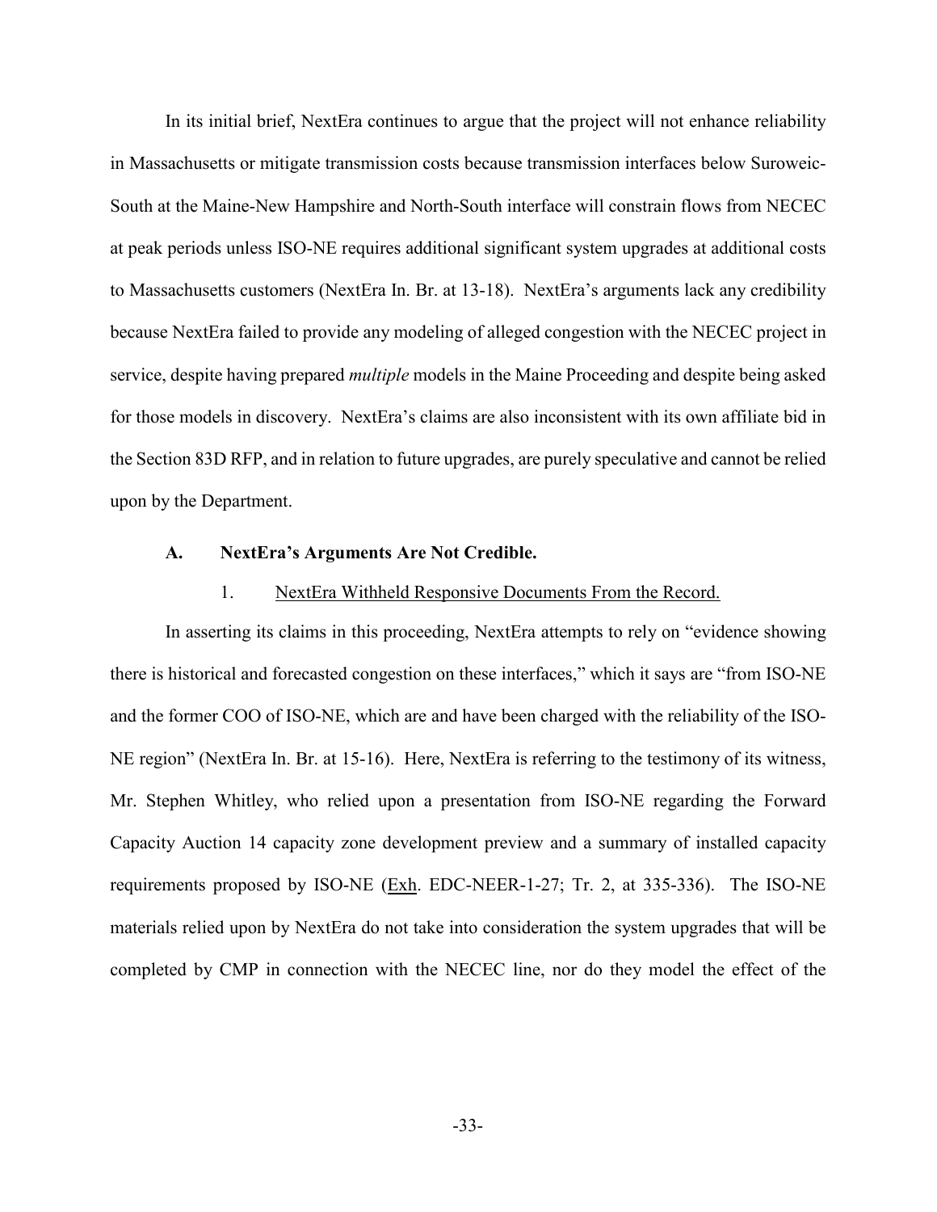In its initial brief, NextEra continues to argue that the project will not enhance reliability in Massachusetts or mitigate transmission costs because transmission interfaces below Suroweic-South at the Maine-New Hampshire and North-South interface will constrain flows from NECEC at peak periods unless ISO-NE requires additional significant system upgrades at additional costs to Massachusetts customers (NextEra In. Br. at 13-18). NextEra's arguments lack any credibility because NextEra failed to provide any modeling of alleged congestion with the NECEC project in service, despite having prepared *multiple* models in the Maine Proceeding and despite being asked for those models in discovery. NextEra's claims are also inconsistent with its own affiliate bid in the Section 83D RFP, and in relation to future upgrades, are purely speculative and cannot be relied upon by the Department.

### A. NextEra's Arguments Are Not Credible.

#### 1. NextEra Withheld Responsive Documents From the Record.

In asserting its claims in this proceeding, NextEra attempts to rely on "evidence showing there is historical and forecasted congestion on these interfaces," which it says are "from ISO-NE and the former COO of ISO-NE, which are and have been charged with the reliability of the ISO-NE region" (NextEra In. Br. at 15-16). Here, NextEra is referring to the testimony of its witness, Mr. Stephen Whitley, who relied upon a presentation from ISO-NE regarding the Forward Capacity Auction 14 capacity zone development preview and a summary of installed capacity requirements proposed by ISO-NE (Exh. EDC-NEER-1-27; Tr. 2, at 335-336). The ISO-NE materials relied upon by NextEra do not take into consideration the system upgrades that will be completed by CMP in connection with the NECEC line, nor do they model the effect of the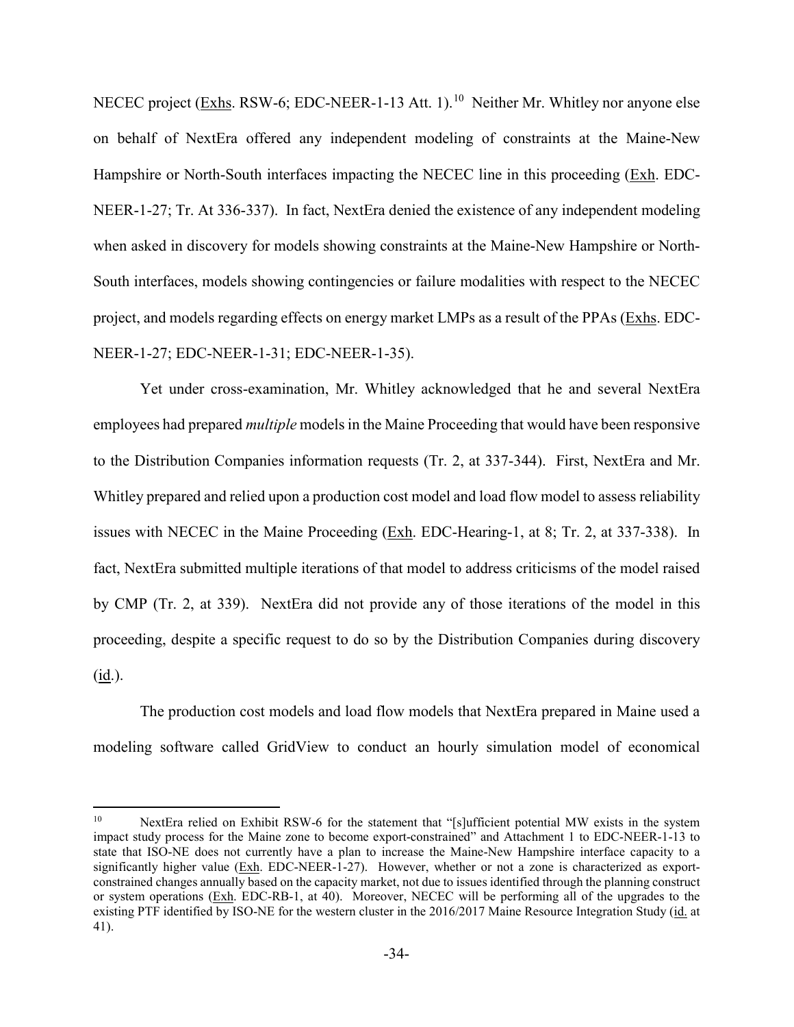NECEC project (Exhs. RSW-6; EDC-NEER-1-13 Att. 1).[10] Neither Mr. Whitley nor anyone else on behalf of NextEra offered any independent modeling of constraints at the Maine-New Hampshire or North-South interfaces impacting the NECEC line in this proceeding (Exh. EDC-NEER-1-27; Tr. At 336-337). In fact, NextEra denied the existence of any independent modeling when asked in discovery for models showing constraints at the Maine-New Hampshire or North-South interfaces, models showing contingencies or failure modalities with respect to the NECEC project, and models regarding effects on energy market LMPs as a result of the PPAs (Exhs. EDC-NEER-1-27; EDC-NEER-1-31; EDC-NEER-1-35).

Yet under cross-examination, Mr. Whitley acknowledged that he and several NextEra employees had prepared *multiple* models in the Maine Proceeding that would have been responsive to the Distribution Companies information requests (Tr. 2, at 337-344). First, NextEra and Mr. Whitley prepared and relied upon a production cost model and load flow model to assess reliability issues with NECEC in the Maine Proceeding (Exh. EDC-Hearing-1, at 8; Tr. 2, at 337-338). In fact, NextEra submitted multiple iterations of that model to address criticisms of the model raised by CMP (Tr. 2, at 339). NextEra did not provide any of those iterations of the model in this proceeding, despite a specific request to do so by the Distribution Companies during discovery (id.).

The production cost models and load flow models that NextEra prepared in Maine used a modeling software called GridView to conduct an hourly simulation model of economical

---

[10] NextEra relied on Exhibit RSW-6 for the statement that "[s]ufficient potential MW exists in the system impact study process for the Maine zone to become export-constrained" and Attachment 1 to EDC-NEER-1-13 to state that ISO-NE does not currently have a plan to increase the Maine-New Hampshire interface capacity to a significantly higher value (Exh. EDC-NEER-1-27). However, whether or not a zone is characterized as export-constrained changes annually based on the capacity market, not due to issues identified through the planning construct or system operations (Exh. EDC-RB-1, at 40). Moreover, NECEC will be performing all of the upgrades to the existing PTF identified by ISO-NE for the western cluster in the 2016/2017 Maine Resource Integration Study (id. at 41).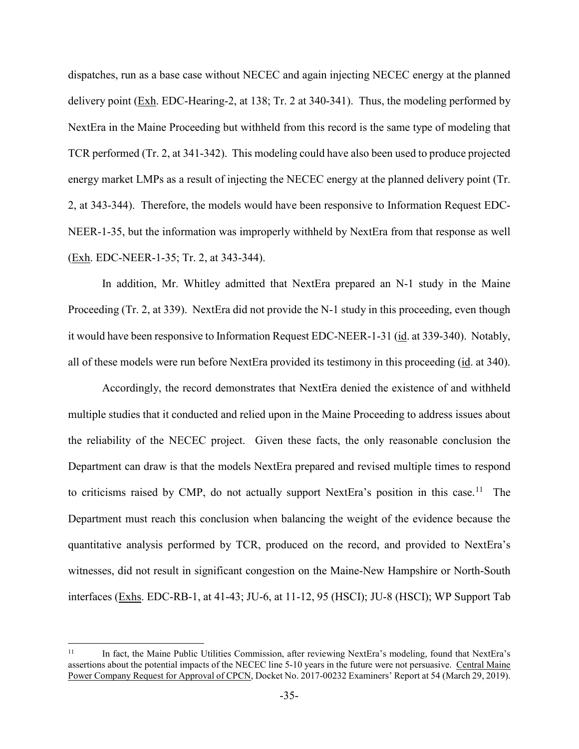dispatches, run as a base case without NECEC and again injecting NECEC energy at the planned delivery point (Exh. EDC-Hearing-2, at 138; Tr. 2 at 340-341). Thus, the modeling performed by NextEra in the Maine Proceeding but withheld from this record is the same type of modeling that TCR performed (Tr. 2, at 341-342). This modeling could have also been used to produce projected energy market LMPs as a result of injecting the NECEC energy at the planned delivery point (Tr. 2, at 343-344). Therefore, the models would have been responsive to Information Request EDC-NEER-1-35, but the information was improperly withheld by NextEra from that response as well (Exh. EDC-NEER-1-35; Tr. 2, at 343-344).

In addition, Mr. Whitley admitted that NextEra prepared an N-1 study in the Maine Proceeding (Tr. 2, at 339). NextEra did not provide the N-1 study in this proceeding, even though it would have been responsive to Information Request EDC-NEER-1-31 (id. at 339-340). Notably, all of these models were run before NextEra provided its testimony in this proceeding (id. at 340).

Accordingly, the record demonstrates that NextEra denied the existence of and withheld multiple studies that it conducted and relied upon in the Maine Proceeding to address issues about the reliability of the NECEC project. Given these facts, the only reasonable conclusion the Department can draw is that the models NextEra prepared and revised multiple times to respond to criticisms raised by CMP, do not actually support NextEra's position in this case.[11] The Department must reach this conclusion when balancing the weight of the evidence because the quantitative analysis performed by TCR, produced on the record, and provided to NextEra's witnesses, did not result in significant congestion on the Maine-New Hampshire or North-South interfaces (Exhs. EDC-RB-1, at 41-43; JU-6, at 11-12, 95 (HSCI); JU-8 (HSCI); WP Support Tab

---

[11] In fact, the Maine Public Utilities Commission, after reviewing NextEra's modeling, found that NextEra's assertions about the potential impacts of the NECEC line 5-10 years in the future were not persuasive. Central Maine Power Company Request for Approval of CPCN, Docket No. 2017-00232 Examiners' Report at 54 (March 29, 2019).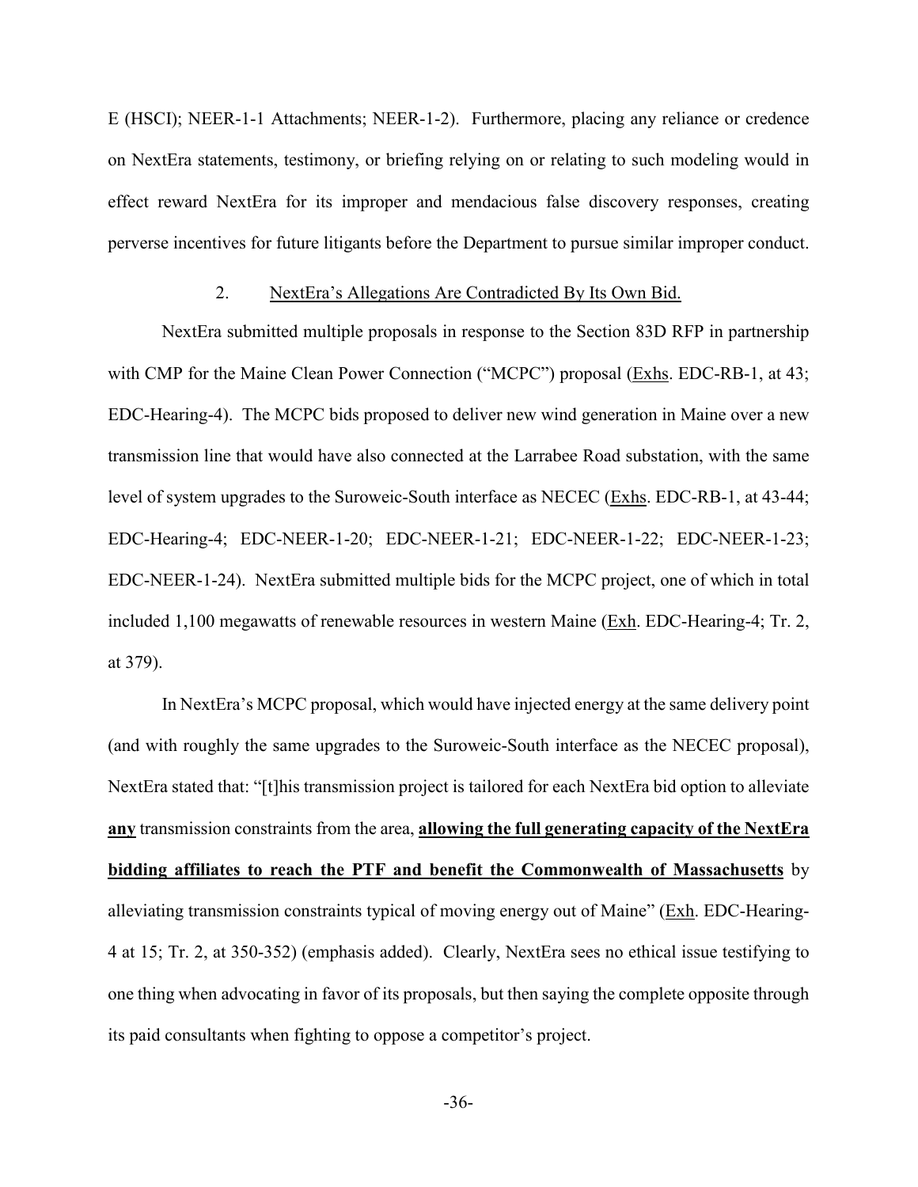E (HSCI); NEER-1-1 Attachments; NEER-1-2). Furthermore, placing any reliance or credence on NextEra statements, testimony, or briefing relying on or relating to such modeling would in effect reward NextEra for its improper and mendacious false discovery responses, creating perverse incentives for future litigants before the Department to pursue similar improper conduct.

### 2. NextEra's Allegations Are Contradicted By Its Own Bid.

NextEra submitted multiple proposals in response to the Section 83D RFP in partnership with CMP for the Maine Clean Power Connection ("MCPC") proposal (Exhs. EDC-RB-1, at 43; EDC-Hearing-4). The MCPC bids proposed to deliver new wind generation in Maine over a new transmission line that would have also connected at the Larrabee Road substation, with the same level of system upgrades to the Suroweic-South interface as NECEC (Exhs. EDC-RB-1, at 43-44; EDC-Hearing-4; EDC-NEER-1-20; EDC-NEER-1-21; EDC-NEER-1-22; EDC-NEER-1-23; EDC-NEER-1-24). NextEra submitted multiple bids for the MCPC project, one of which in total included 1,100 megawatts of renewable resources in western Maine (Exh. EDC-Hearing-4; Tr. 2, at 379).

In NextEra's MCPC proposal, which would have injected energy at the same delivery point (and with roughly the same upgrades to the Suroweic-South interface as the NECEC proposal), NextEra stated that: "[t]his transmission project is tailored for each NextEra bid option to alleviate **any** transmission constraints from the area, **allowing the full generating capacity of the NextEra bidding affiliates to reach the PTF and benefit the Commonwealth of Massachusetts** by alleviating transmission constraints typical of moving energy out of Maine" (Exh. EDC-Hearing-4 at 15; Tr. 2, at 350-352) (emphasis added). Clearly, NextEra sees no ethical issue testifying to one thing when advocating in favor of its proposals, but then saying the complete opposite through its paid consultants when fighting to oppose a competitor's project.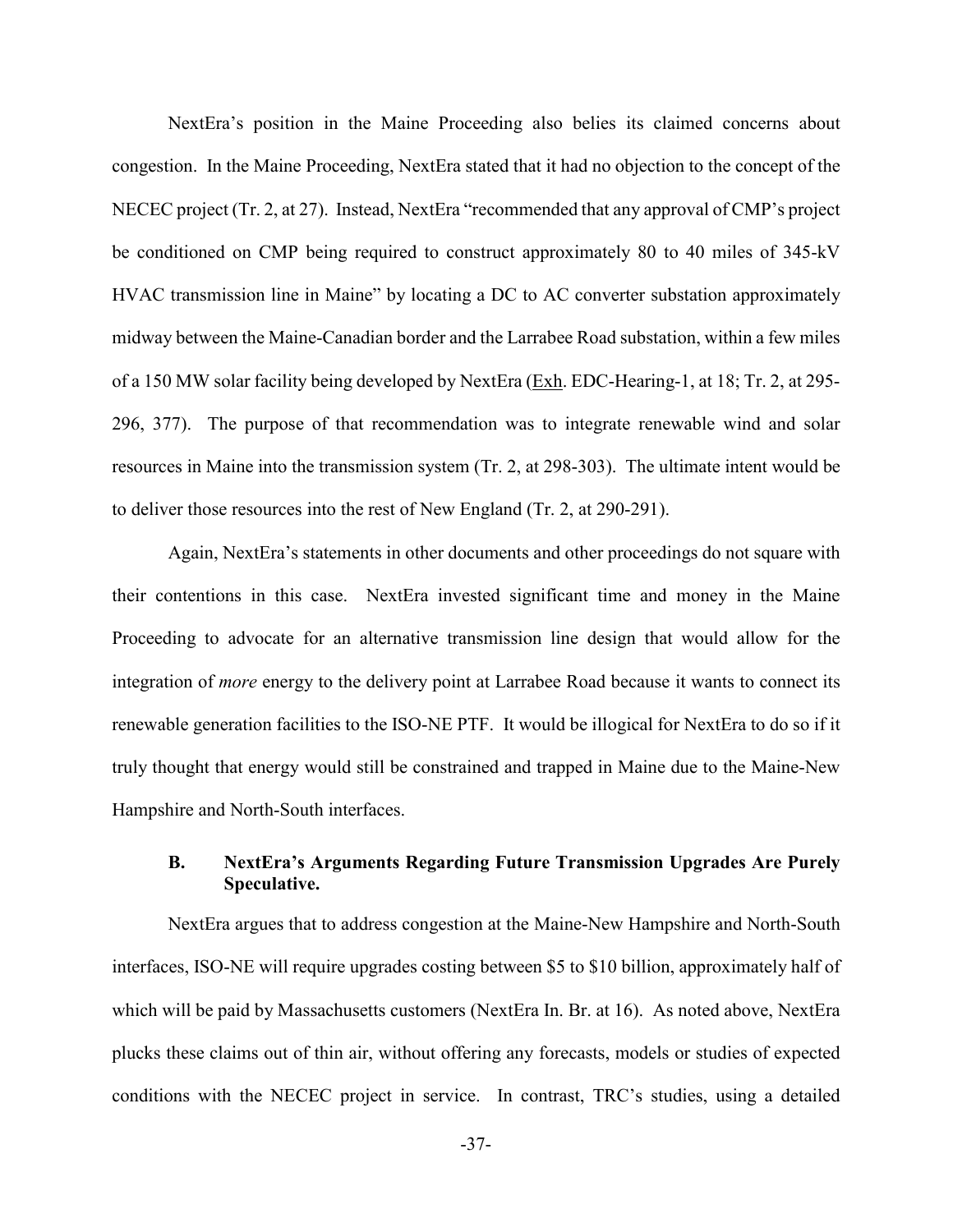NextEra's position in the Maine Proceeding also belies its claimed concerns about congestion. In the Maine Proceeding, NextEra stated that it had no objection to the concept of the NECEC project (Tr. 2, at 27). Instead, NextEra "recommended that any approval of CMP's project be conditioned on CMP being required to construct approximately 80 to 40 miles of 345-kV HVAC transmission line in Maine" by locating a DC to AC converter substation approximately midway between the Maine-Canadian border and the Larrabee Road substation, within a few miles of a 150 MW solar facility being developed by NextEra (Exh. EDC-Hearing-1, at 18; Tr. 2, at 295-296, 377). The purpose of that recommendation was to integrate renewable wind and solar resources in Maine into the transmission system (Tr. 2, at 298-303). The ultimate intent would be to deliver those resources into the rest of New England (Tr. 2, at 290-291).

Again, NextEra's statements in other documents and other proceedings do not square with their contentions in this case. NextEra invested significant time and money in the Maine Proceeding to advocate for an alternative transmission line design that would allow for the integration of *more* energy to the delivery point at Larrabee Road because it wants to connect its renewable generation facilities to the ISO-NE PTF. It would be illogical for NextEra to do so if it truly thought that energy would still be constrained and trapped in Maine due to the Maine-New Hampshire and North-South interfaces.

### B. NextEra's Arguments Regarding Future Transmission Upgrades Are Purely Speculative.

NextEra argues that to address congestion at the Maine-New Hampshire and North-South interfaces, ISO-NE will require upgrades costing between \$5 to \$10 billion, approximately half of which will be paid by Massachusetts customers (NextEra In. Br. at 16). As noted above, NextEra plucks these claims out of thin air, without offering any forecasts, models or studies of expected conditions with the NECEC project in service. In contrast, TRC's studies, using a detailed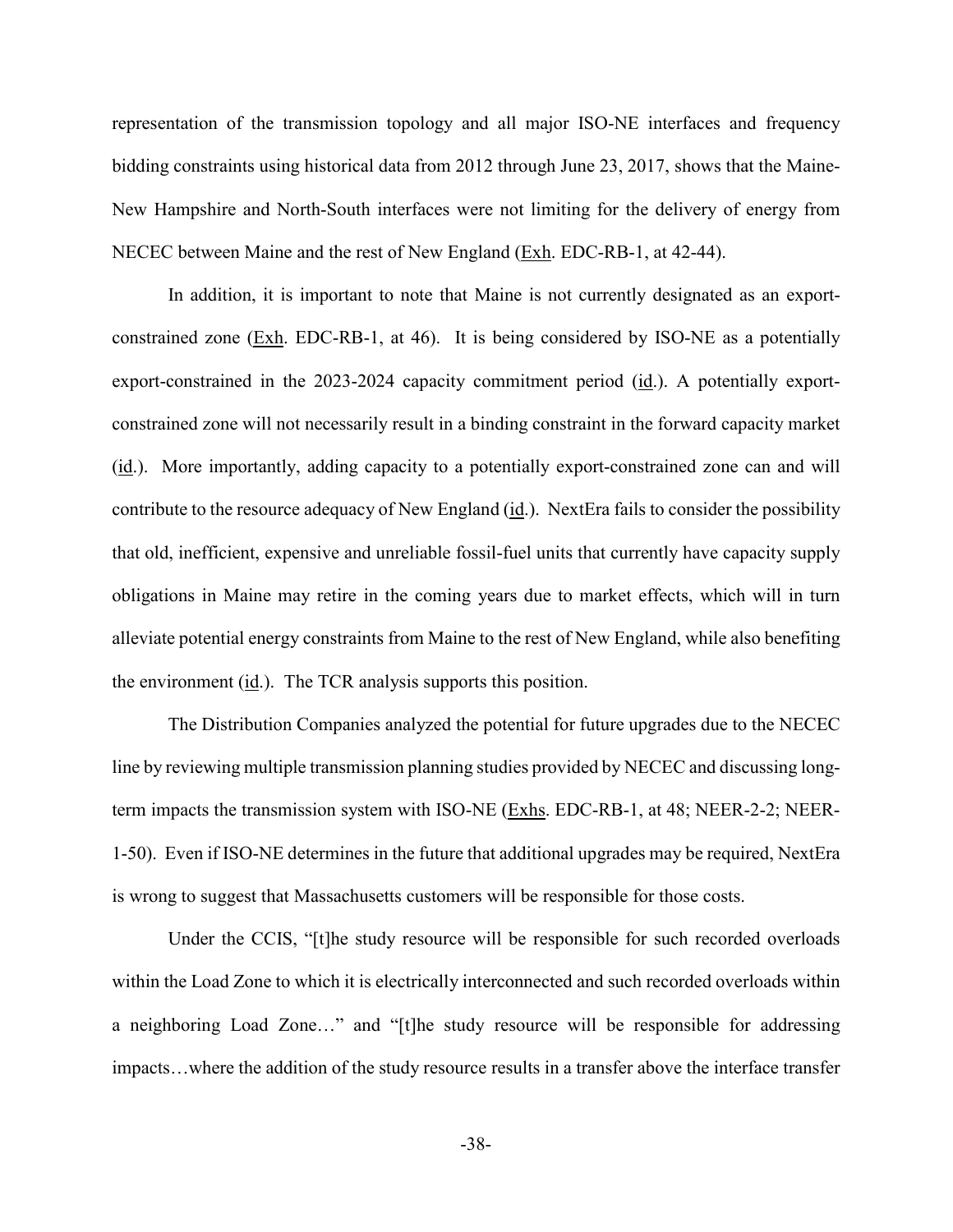representation of the transmission topology and all major ISO-NE interfaces and frequency bidding constraints using historical data from 2012 through June 23, 2017, shows that the Maine-New Hampshire and North-South interfaces were not limiting for the delivery of energy from NECEC between Maine and the rest of New England (Exh. EDC-RB-1, at 42-44).

In addition, it is important to note that Maine is not currently designated as an export-constrained zone (Exh. EDC-RB-1, at 46). It is being considered by ISO-NE as a potentially export-constrained in the 2023-2024 capacity commitment period (id.). A potentially export-constrained zone will not necessarily result in a binding constraint in the forward capacity market (id.). More importantly, adding capacity to a potentially export-constrained zone can and will contribute to the resource adequacy of New England (id.). NextEra fails to consider the possibility that old, inefficient, expensive and unreliable fossil-fuel units that currently have capacity supply obligations in Maine may retire in the coming years due to market effects, which will in turn alleviate potential energy constraints from Maine to the rest of New England, while also benefiting the environment (id.). The TCR analysis supports this position.

The Distribution Companies analyzed the potential for future upgrades due to the NECEC line by reviewing multiple transmission planning studies provided by NECEC and discussing long-term impacts the transmission system with ISO-NE (Exhs. EDC-RB-1, at 48; NEER-2-2; NEER-1-50). Even if ISO-NE determines in the future that additional upgrades may be required, NextEra is wrong to suggest that Massachusetts customers will be responsible for those costs.

Under the CCIS, "[t]he study resource will be responsible for such recorded overloads within the Load Zone to which it is electrically interconnected and such recorded overloads within a neighboring Load Zone…" and "[t]he study resource will be responsible for addressing impacts…where the addition of the study resource results in a transfer above the interface transfer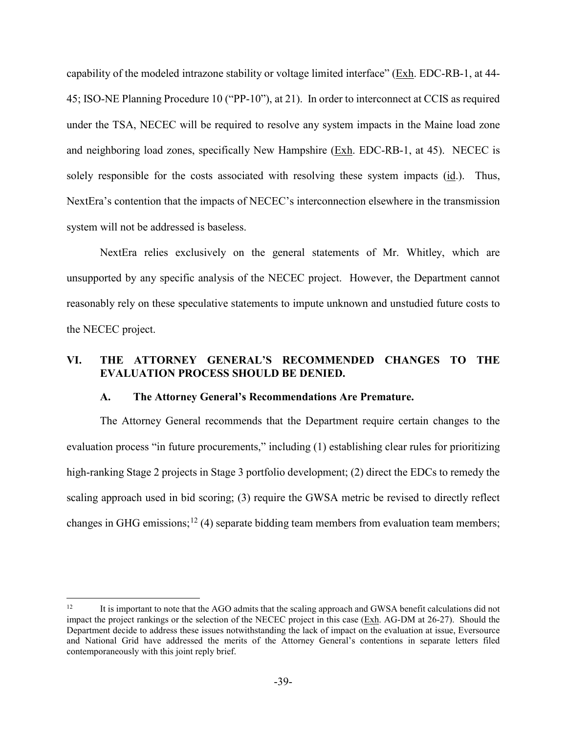capability of the modeled intrazone stability or voltage limited interface" (Exh. EDC-RB-1, at 44-45; ISO-NE Planning Procedure 10 ("PP-10"), at 21). In order to interconnect at CCIS as required under the TSA, NECEC will be required to resolve any system impacts in the Maine load zone and neighboring load zones, specifically New Hampshire (Exh. EDC-RB-1, at 45). NECEC is solely responsible for the costs associated with resolving these system impacts (id.). Thus, NextEra's contention that the impacts of NECEC's interconnection elsewhere in the transmission system will not be addressed is baseless.

NextEra relies exclusively on the general statements of Mr. Whitley, which are unsupported by any specific analysis of the NECEC project. However, the Department cannot reasonably rely on these speculative statements to impute unknown and unstudied future costs to the NECEC project.

## VI. THE ATTORNEY GENERAL'S RECOMMENDED CHANGES TO THE EVALUATION PROCESS SHOULD BE DENIED.

### A. The Attorney General's Recommendations Are Premature.

The Attorney General recommends that the Department require certain changes to the evaluation process "in future procurements," including (1) establishing clear rules for prioritizing high-ranking Stage 2 projects in Stage 3 portfolio development; (2) direct the EDCs to remedy the scaling approach used in bid scoring; (3) require the GWSA metric be revised to directly reflect changes in GHG emissions;[12] (4) separate bidding team members from evaluation team members;

---

[12] It is important to note that the AGO admits that the scaling approach and GWSA benefit calculations did not impact the project rankings or the selection of the NECEC project in this case (Exh. AG-DM at 26-27). Should the Department decide to address these issues notwithstanding the lack of impact on the evaluation at issue, Eversource and National Grid have addressed the merits of the Attorney General's contentions in separate letters filed contemporaneously with this joint reply brief.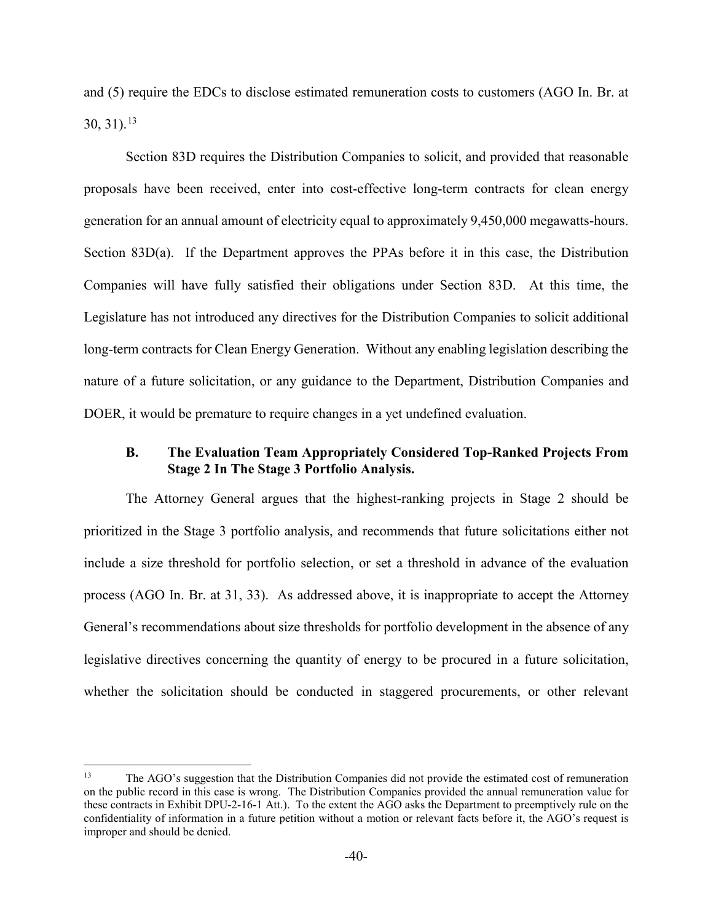and (5) require the EDCs to disclose estimated remuneration costs to customers (AGO In. Br. at 30, 31).[13]

Section 83D requires the Distribution Companies to solicit, and provided that reasonable proposals have been received, enter into cost-effective long-term contracts for clean energy generation for an annual amount of electricity equal to approximately 9,450,000 megawatts-hours. Section 83D(a). If the Department approves the PPAs before it in this case, the Distribution Companies will have fully satisfied their obligations under Section 83D. At this time, the Legislature has not introduced any directives for the Distribution Companies to solicit additional long-term contracts for Clean Energy Generation. Without any enabling legislation describing the nature of a future solicitation, or any guidance to the Department, Distribution Companies and DOER, it would be premature to require changes in a yet undefined evaluation.

### B. The Evaluation Team Appropriately Considered Top-Ranked Projects From Stage 2 In The Stage 3 Portfolio Analysis.

The Attorney General argues that the highest-ranking projects in Stage 2 should be prioritized in the Stage 3 portfolio analysis, and recommends that future solicitations either not include a size threshold for portfolio selection, or set a threshold in advance of the evaluation process (AGO In. Br. at 31, 33). As addressed above, it is inappropriate to accept the Attorney General's recommendations about size thresholds for portfolio development in the absence of any legislative directives concerning the quantity of energy to be procured in a future solicitation, whether the solicitation should be conducted in staggered procurements, or other relevant

---

[13] The AGO's suggestion that the Distribution Companies did not provide the estimated cost of remuneration on the public record in this case is wrong. The Distribution Companies provided the annual remuneration value for these contracts in Exhibit DPU-2-16-1 Att.). To the extent the AGO asks the Department to preemptively rule on the confidentiality of information in a future petition without a motion or relevant facts before it, the AGO's request is improper and should be denied.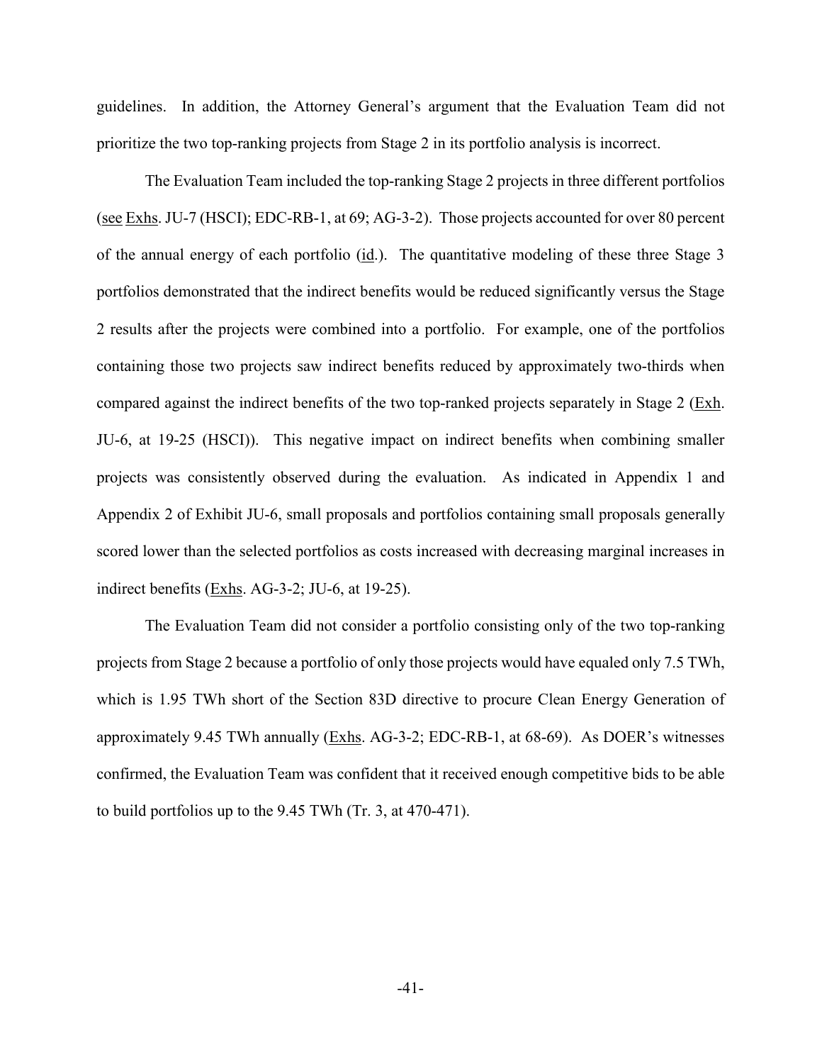guidelines. In addition, the Attorney General's argument that the Evaluation Team did not prioritize the two top-ranking projects from Stage 2 in its portfolio analysis is incorrect.

The Evaluation Team included the top-ranking Stage 2 projects in three different portfolios (see Exhs. JU-7 (HSCI); EDC-RB-1, at 69; AG-3-2). Those projects accounted for over 80 percent of the annual energy of each portfolio (id.). The quantitative modeling of these three Stage 3 portfolios demonstrated that the indirect benefits would be reduced significantly versus the Stage 2 results after the projects were combined into a portfolio. For example, one of the portfolios containing those two projects saw indirect benefits reduced by approximately two-thirds when compared against the indirect benefits of the two top-ranked projects separately in Stage 2 (Exh. JU-6, at 19-25 (HSCI)). This negative impact on indirect benefits when combining smaller projects was consistently observed during the evaluation. As indicated in Appendix 1 and Appendix 2 of Exhibit JU-6, small proposals and portfolios containing small proposals generally scored lower than the selected portfolios as costs increased with decreasing marginal increases in indirect benefits (Exhs. AG-3-2; JU-6, at 19-25).

The Evaluation Team did not consider a portfolio consisting only of the two top-ranking projects from Stage 2 because a portfolio of only those projects would have equaled only 7.5 TWh, which is 1.95 TWh short of the Section 83D directive to procure Clean Energy Generation of approximately 9.45 TWh annually (Exhs. AG-3-2; EDC-RB-1, at 68-69). As DOER's witnesses confirmed, the Evaluation Team was confident that it received enough competitive bids to be able to build portfolios up to the 9.45 TWh (Tr. 3, at 470-471).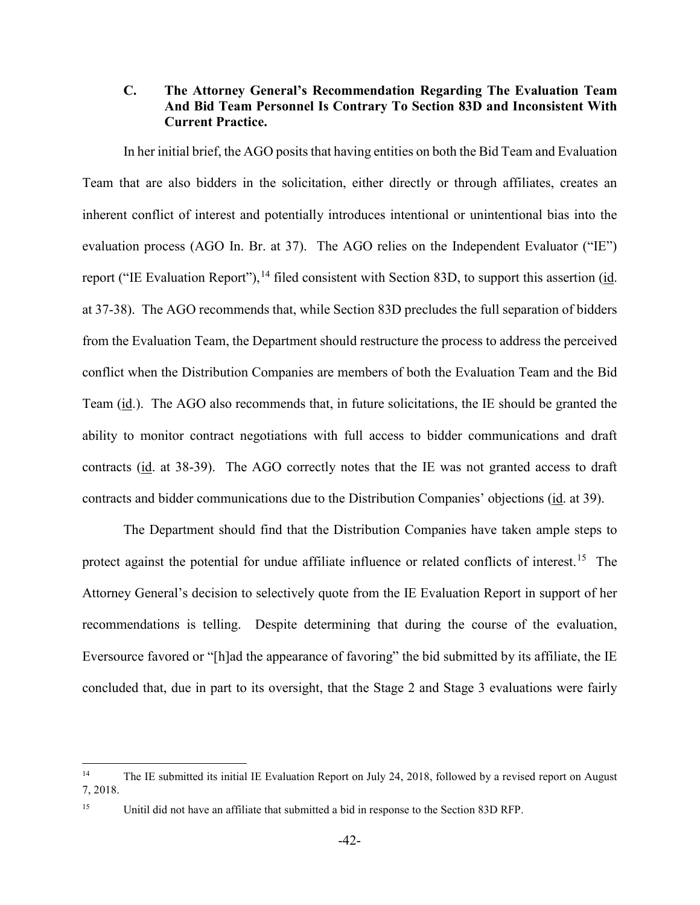### C. The Attorney General's Recommendation Regarding The Evaluation Team And Bid Team Personnel Is Contrary To Section 83D and Inconsistent With Current Practice.

In her initial brief, the AGO posits that having entities on both the Bid Team and Evaluation Team that are also bidders in the solicitation, either directly or through affiliates, creates an inherent conflict of interest and potentially introduces intentional or unintentional bias into the evaluation process (AGO In. Br. at 37). The AGO relies on the Independent Evaluator ("IE") report ("IE Evaluation Report"),[14] filed consistent with Section 83D, to support this assertion (id. at 37-38). The AGO recommends that, while Section 83D precludes the full separation of bidders from the Evaluation Team, the Department should restructure the process to address the perceived conflict when the Distribution Companies are members of both the Evaluation Team and the Bid Team (id.). The AGO also recommends that, in future solicitations, the IE should be granted the ability to monitor contract negotiations with full access to bidder communications and draft contracts (id. at 38-39). The AGO correctly notes that the IE was not granted access to draft contracts and bidder communications due to the Distribution Companies' objections (id. at 39).

The Department should find that the Distribution Companies have taken ample steps to protect against the potential for undue affiliate influence or related conflicts of interest.[15] The Attorney General's decision to selectively quote from the IE Evaluation Report in support of her recommendations is telling. Despite determining that during the course of the evaluation, Eversource favored or "[h]ad the appearance of favoring" the bid submitted by its affiliate, the IE concluded that, due in part to its oversight, that the Stage 2 and Stage 3 evaluations were fairly

---

[14] The IE submitted its initial IE Evaluation Report on July 24, 2018, followed by a revised report on August 7, 2018.

[15] Unitil did not have an affiliate that submitted a bid in response to the Section 83D RFP.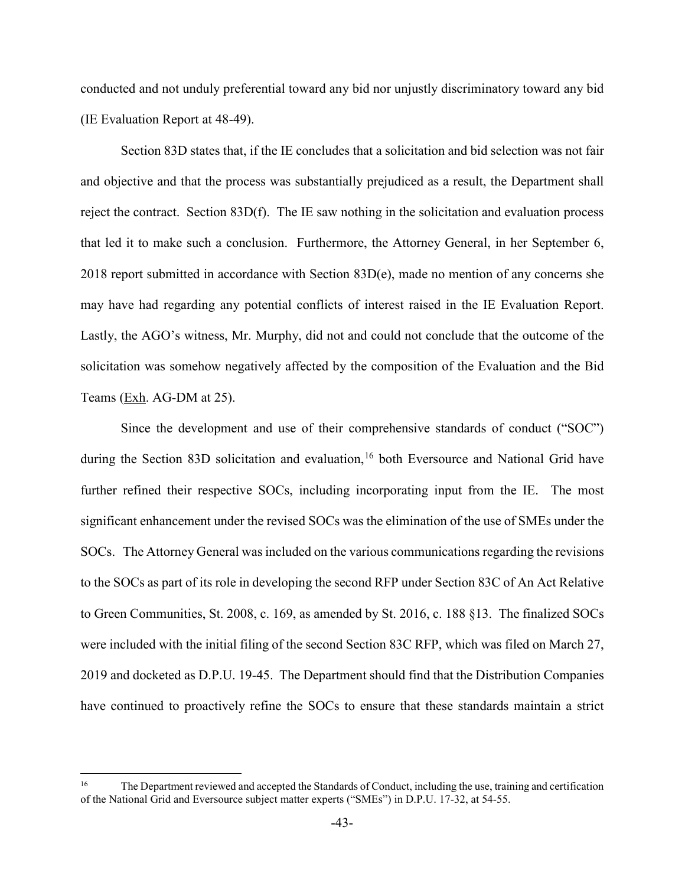conducted and not unduly preferential toward any bid nor unjustly discriminatory toward any bid (IE Evaluation Report at 48-49).

Section 83D states that, if the IE concludes that a solicitation and bid selection was not fair and objective and that the process was substantially prejudiced as a result, the Department shall reject the contract. Section 83D(f). The IE saw nothing in the solicitation and evaluation process that led it to make such a conclusion. Furthermore, the Attorney General, in her September 6, 2018 report submitted in accordance with Section 83D(e), made no mention of any concerns she may have had regarding any potential conflicts of interest raised in the IE Evaluation Report. Lastly, the AGO's witness, Mr. Murphy, did not and could not conclude that the outcome of the solicitation was somehow negatively affected by the composition of the Evaluation and the Bid Teams (Exh. AG-DM at 25).

Since the development and use of their comprehensive standards of conduct ("SOC") during the Section 83D solicitation and evaluation,[16] both Eversource and National Grid have further refined their respective SOCs, including incorporating input from the IE. The most significant enhancement under the revised SOCs was the elimination of the use of SMEs under the SOCs. The Attorney General was included on the various communications regarding the revisions to the SOCs as part of its role in developing the second RFP under Section 83C of An Act Relative to Green Communities, St. 2008, c. 169, as amended by St. 2016, c. 188 §13. The finalized SOCs were included with the initial filing of the second Section 83C RFP, which was filed on March 27, 2019 and docketed as D.P.U. 19-45. The Department should find that the Distribution Companies have continued to proactively refine the SOCs to ensure that these standards maintain a strict

[16] The Department reviewed and accepted the Standards of Conduct, including the use, training and certification of the National Grid and Eversource subject matter experts ("SMEs") in D.P.U. 17-32, at 54-55.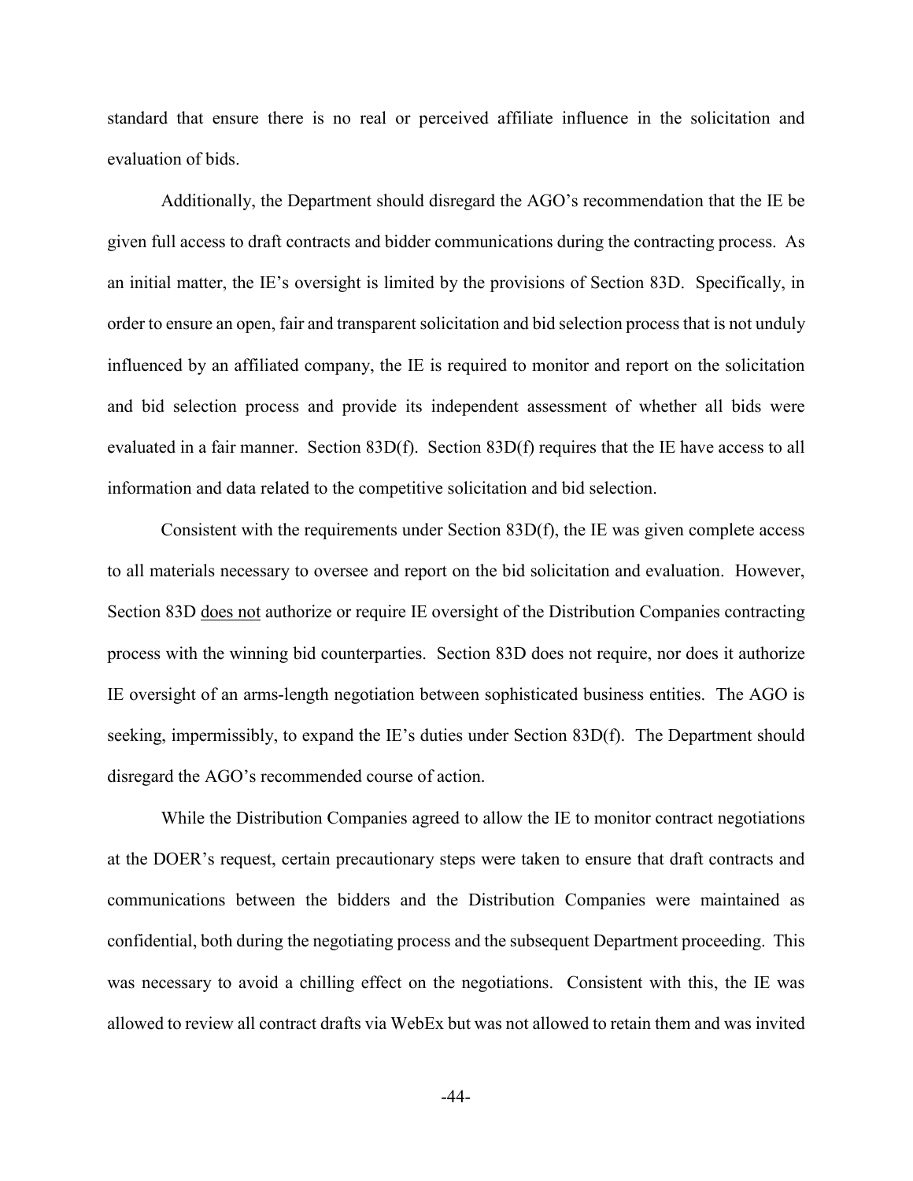standard that ensure there is no real or perceived affiliate influence in the solicitation and evaluation of bids.

Additionally, the Department should disregard the AGO's recommendation that the IE be given full access to draft contracts and bidder communications during the contracting process. As an initial matter, the IE's oversight is limited by the provisions of Section 83D. Specifically, in order to ensure an open, fair and transparent solicitation and bid selection process that is not unduly influenced by an affiliated company, the IE is required to monitor and report on the solicitation and bid selection process and provide its independent assessment of whether all bids were evaluated in a fair manner. Section 83D(f). Section 83D(f) requires that the IE have access to all information and data related to the competitive solicitation and bid selection.

Consistent with the requirements under Section 83D(f), the IE was given complete access to all materials necessary to oversee and report on the bid solicitation and evaluation. However, Section 83D <u>does not</u> authorize or require IE oversight of the Distribution Companies contracting process with the winning bid counterparties. Section 83D does not require, nor does it authorize IE oversight of an arms-length negotiation between sophisticated business entities. The AGO is seeking, impermissibly, to expand the IE's duties under Section 83D(f). The Department should disregard the AGO's recommended course of action.

While the Distribution Companies agreed to allow the IE to monitor contract negotiations at the DOER's request, certain precautionary steps were taken to ensure that draft contracts and communications between the bidders and the Distribution Companies were maintained as confidential, both during the negotiating process and the subsequent Department proceeding. This was necessary to avoid a chilling effect on the negotiations. Consistent with this, the IE was allowed to review all contract drafts via WebEx but was not allowed to retain them and was invited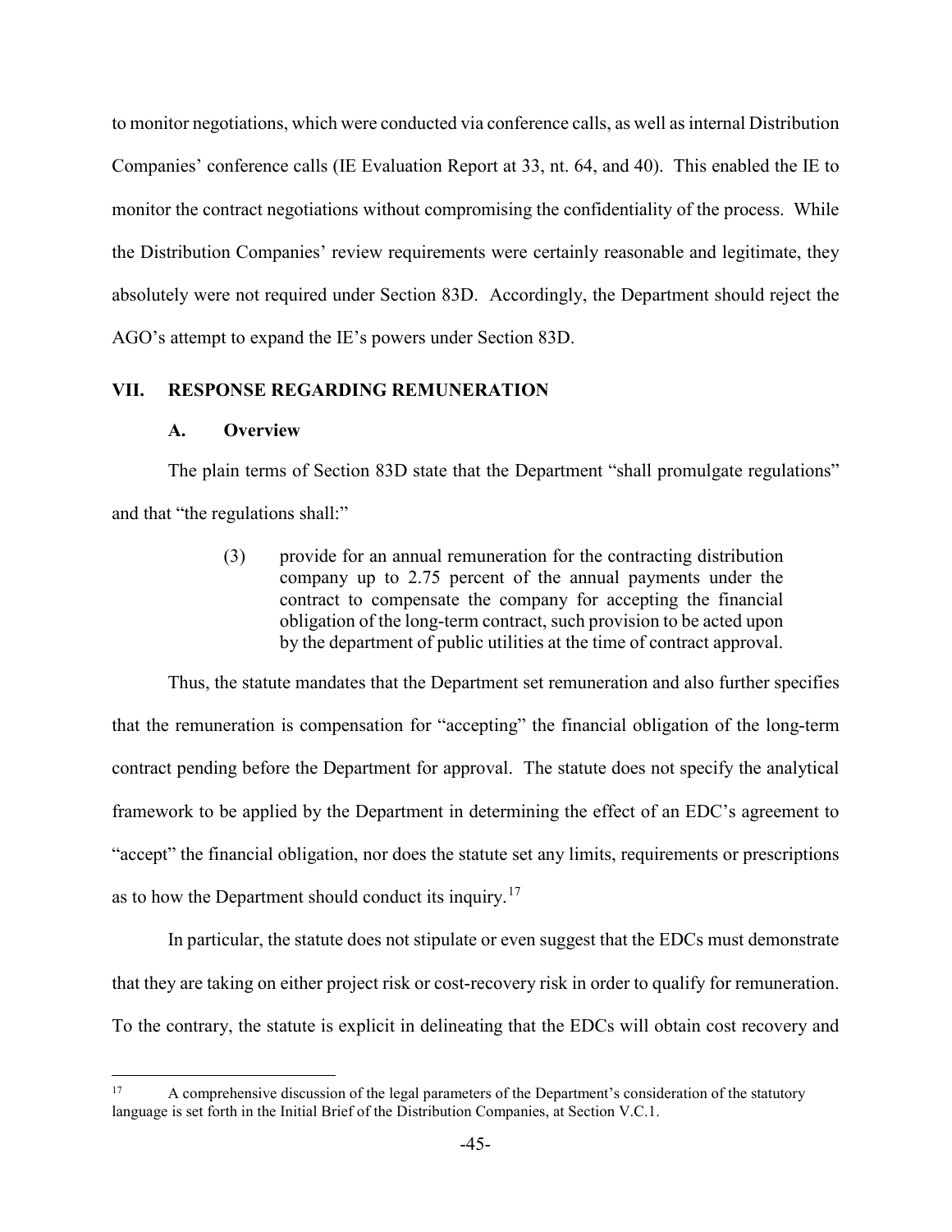to monitor negotiations, which were conducted via conference calls, as well as internal Distribution Companies' conference calls (IE Evaluation Report at 33, nt. 64, and 40). This enabled the IE to monitor the contract negotiations without compromising the confidentiality of the process. While the Distribution Companies' review requirements were certainly reasonable and legitimate, they absolutely were not required under Section 83D. Accordingly, the Department should reject the AGO's attempt to expand the IE's powers under Section 83D.

## VII. RESPONSE REGARDING REMUNERATION

### A. Overview

The plain terms of Section 83D state that the Department "shall promulgate regulations" and that "the regulations shall:"

> (3) provide for an annual remuneration for the contracting distribution company up to 2.75 percent of the annual payments under the contract to compensate the company for accepting the financial obligation of the long-term contract, such provision to be acted upon by the department of public utilities at the time of contract approval.

Thus, the statute mandates that the Department set remuneration and also further specifies that the remuneration is compensation for "accepting" the financial obligation of the long-term contract pending before the Department for approval. The statute does not specify the analytical framework to be applied by the Department in determining the effect of an EDC's agreement to "accept" the financial obligation, nor does the statute set any limits, requirements or prescriptions as to how the Department should conduct its inquiry.[17]

In particular, the statute does not stipulate or even suggest that the EDCs must demonstrate that they are taking on either project risk or cost-recovery risk in order to qualify for remuneration. To the contrary, the statute is explicit in delineating that the EDCs will obtain cost recovery and

---

[17] A comprehensive discussion of the legal parameters of the Department's consideration of the statutory language is set forth in the Initial Brief of the Distribution Companies, at Section V.C.1.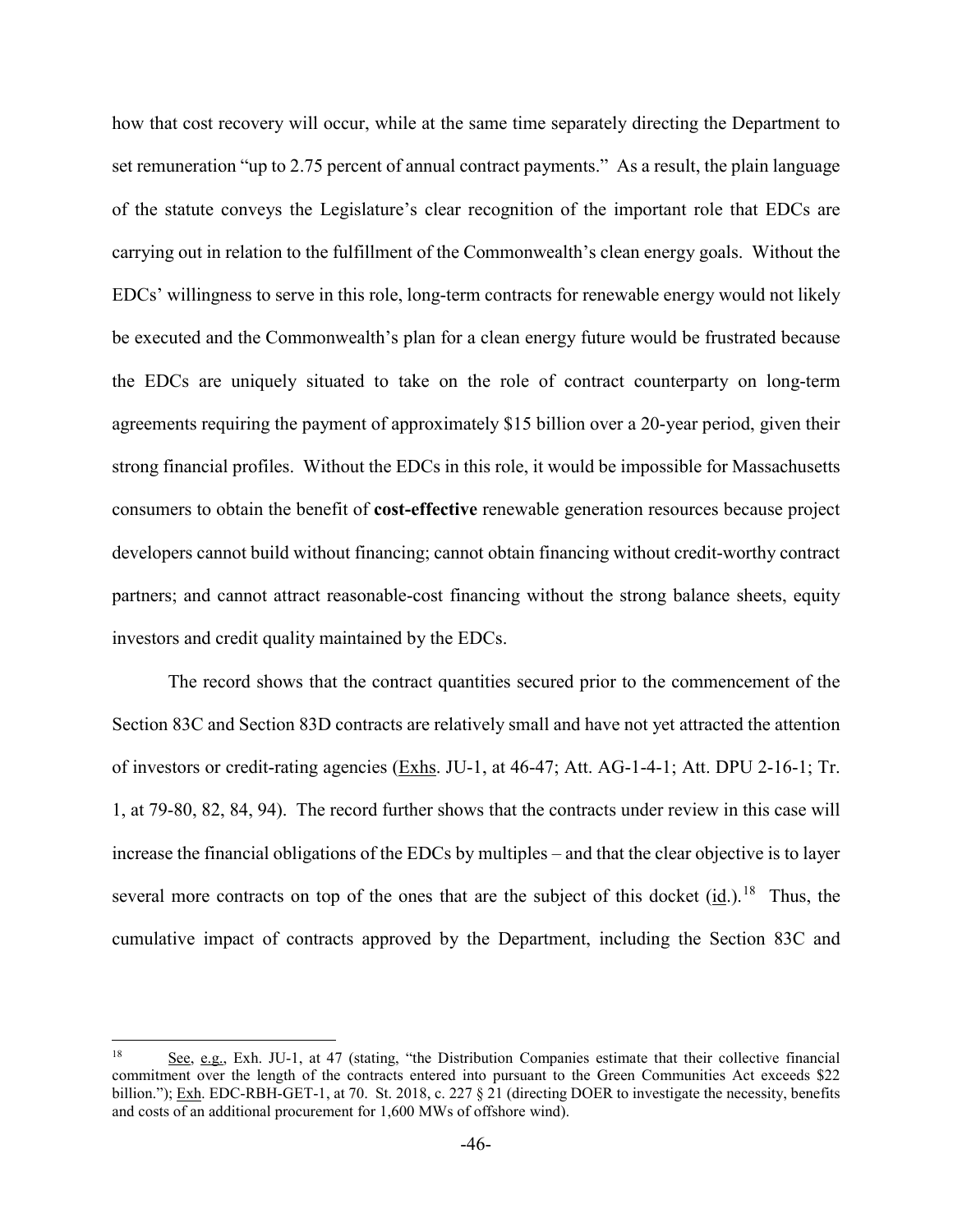how that cost recovery will occur, while at the same time separately directing the Department to set remuneration "up to 2.75 percent of annual contract payments." As a result, the plain language of the statute conveys the Legislature's clear recognition of the important role that EDCs are carrying out in relation to the fulfillment of the Commonwealth's clean energy goals. Without the EDCs' willingness to serve in this role, long-term contracts for renewable energy would not likely be executed and the Commonwealth's plan for a clean energy future would be frustrated because the EDCs are uniquely situated to take on the role of contract counterparty on long-term agreements requiring the payment of approximately $15 billion over a 20-year period, given their strong financial profiles. Without the EDCs in this role, it would be impossible for Massachusetts consumers to obtain the benefit of **cost-effective** renewable generation resources because project developers cannot build without financing; cannot obtain financing without credit-worthy contract partners; and cannot attract reasonable-cost financing without the strong balance sheets, equity investors and credit quality maintained by the EDCs.

The record shows that the contract quantities secured prior to the commencement of the Section 83C and Section 83D contracts are relatively small and have not yet attracted the attention of investors or credit-rating agencies (Exhs. JU-1, at 46-47; Att. AG-1-4-1; Att. DPU 2-16-1; Tr. 1, at 79-80, 82, 84, 94). The record further shows that the contracts under review in this case will increase the financial obligations of the EDCs by multiples – and that the clear objective is to layer several more contracts on top of the ones that are the subject of this docket (id.).[18] Thus, the cumulative impact of contracts approved by the Department, including the Section 83C and

---

[18] See, e.g., Exh. JU-1, at 47 (stating, "the Distribution Companies estimate that their collective financial commitment over the length of the contracts entered into pursuant to the Green Communities Act exceeds $22 billion."); Exh. EDC-RBH-GET-1, at 70. St. 2018, c. 227 § 21 (directing DOER to investigate the necessity, benefits and costs of an additional procurement for 1,600 MWs of offshore wind).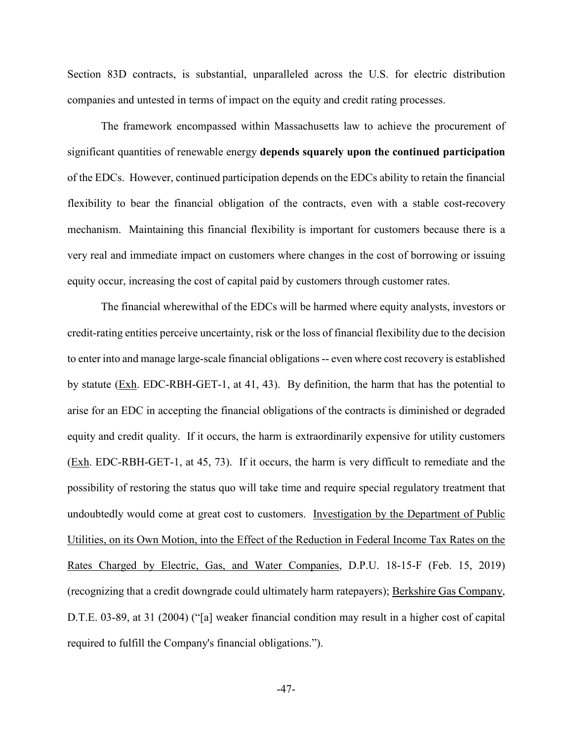Section 83D contracts, is substantial, unparalleled across the U.S. for electric distribution companies and untested in terms of impact on the equity and credit rating processes.

The framework encompassed within Massachusetts law to achieve the procurement of significant quantities of renewable energy **depends squarely upon the continued participation** of the EDCs. However, continued participation depends on the EDCs ability to retain the financial flexibility to bear the financial obligation of the contracts, even with a stable cost-recovery mechanism. Maintaining this financial flexibility is important for customers because there is a very real and immediate impact on customers where changes in the cost of borrowing or issuing equity occur, increasing the cost of capital paid by customers through customer rates.

The financial wherewithal of the EDCs will be harmed where equity analysts, investors or credit-rating entities perceive uncertainty, risk or the loss of financial flexibility due to the decision to enter into and manage large-scale financial obligations -- even where cost recovery is established by statute (Exh. EDC-RBH-GET-1, at 41, 43). By definition, the harm that has the potential to arise for an EDC in accepting the financial obligations of the contracts is diminished or degraded equity and credit quality. If it occurs, the harm is extraordinarily expensive for utility customers (Exh. EDC-RBH-GET-1, at 45, 73). If it occurs, the harm is very difficult to remediate and the possibility of restoring the status quo will take time and require special regulatory treatment that undoubtedly would come at great cost to customers. Investigation by the Department of Public Utilities, on its Own Motion, into the Effect of the Reduction in Federal Income Tax Rates on the Rates Charged by Electric, Gas, and Water Companies, D.P.U. 18-15-F (Feb. 15, 2019) (recognizing that a credit downgrade could ultimately harm ratepayers); Berkshire Gas Company, D.T.E. 03-89, at 31 (2004) ("[a] weaker financial condition may result in a higher cost of capital required to fulfill the Company's financial obligations.").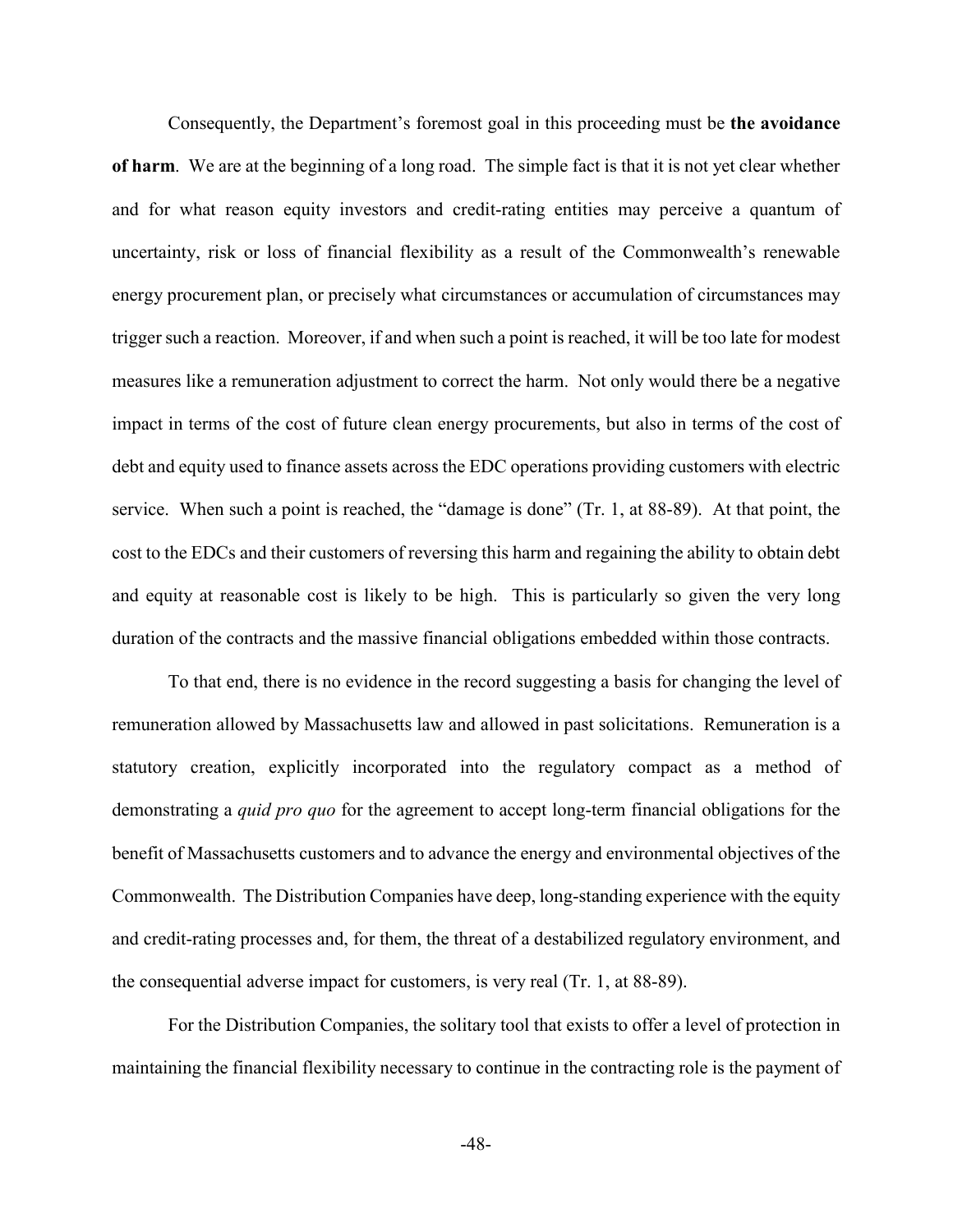Consequently, the Department's foremost goal in this proceeding must be **the avoidance of harm**. We are at the beginning of a long road. The simple fact is that it is not yet clear whether and for what reason equity investors and credit-rating entities may perceive a quantum of uncertainty, risk or loss of financial flexibility as a result of the Commonwealth's renewable energy procurement plan, or precisely what circumstances or accumulation of circumstances may trigger such a reaction. Moreover, if and when such a point is reached, it will be too late for modest measures like a remuneration adjustment to correct the harm. Not only would there be a negative impact in terms of the cost of future clean energy procurements, but also in terms of the cost of debt and equity used to finance assets across the EDC operations providing customers with electric service. When such a point is reached, the "damage is done" (Tr. 1, at 88-89). At that point, the cost to the EDCs and their customers of reversing this harm and regaining the ability to obtain debt and equity at reasonable cost is likely to be high. This is particularly so given the very long duration of the contracts and the massive financial obligations embedded within those contracts.

To that end, there is no evidence in the record suggesting a basis for changing the level of remuneration allowed by Massachusetts law and allowed in past solicitations. Remuneration is a statutory creation, explicitly incorporated into the regulatory compact as a method of demonstrating a *quid pro quo* for the agreement to accept long-term financial obligations for the benefit of Massachusetts customers and to advance the energy and environmental objectives of the Commonwealth. The Distribution Companies have deep, long-standing experience with the equity and credit-rating processes and, for them, the threat of a destabilized regulatory environment, and the consequential adverse impact for customers, is very real (Tr. 1, at 88-89).

For the Distribution Companies, the solitary tool that exists to offer a level of protection in maintaining the financial flexibility necessary to continue in the contracting role is the payment of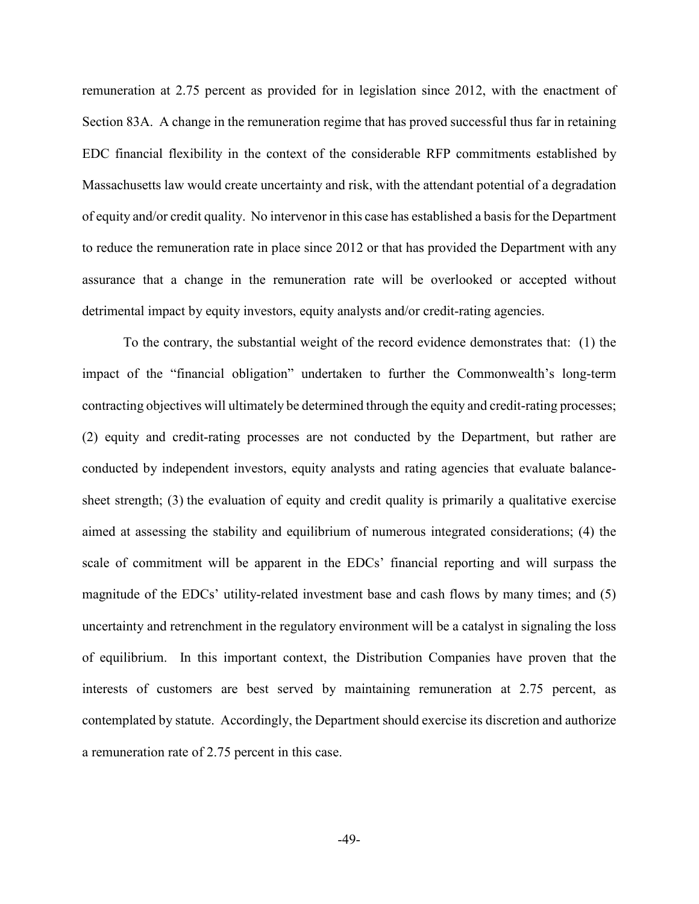remuneration at 2.75 percent as provided for in legislation since 2012, with the enactment of Section 83A. A change in the remuneration regime that has proved successful thus far in retaining EDC financial flexibility in the context of the considerable RFP commitments established by Massachusetts law would create uncertainty and risk, with the attendant potential of a degradation of equity and/or credit quality. No intervenor in this case has established a basis for the Department to reduce the remuneration rate in place since 2012 or that has provided the Department with any assurance that a change in the remuneration rate will be overlooked or accepted without detrimental impact by equity investors, equity analysts and/or credit-rating agencies.

To the contrary, the substantial weight of the record evidence demonstrates that: (1) the impact of the "financial obligation" undertaken to further the Commonwealth's long-term contracting objectives will ultimately be determined through the equity and credit-rating processes; (2) equity and credit-rating processes are not conducted by the Department, but rather are conducted by independent investors, equity analysts and rating agencies that evaluate balance-sheet strength; (3) the evaluation of equity and credit quality is primarily a qualitative exercise aimed at assessing the stability and equilibrium of numerous integrated considerations; (4) the scale of commitment will be apparent in the EDCs' financial reporting and will surpass the magnitude of the EDCs' utility-related investment base and cash flows by many times; and (5) uncertainty and retrenchment in the regulatory environment will be a catalyst in signaling the loss of equilibrium. In this important context, the Distribution Companies have proven that the interests of customers are best served by maintaining remuneration at 2.75 percent, as contemplated by statute. Accordingly, the Department should exercise its discretion and authorize a remuneration rate of 2.75 percent in this case.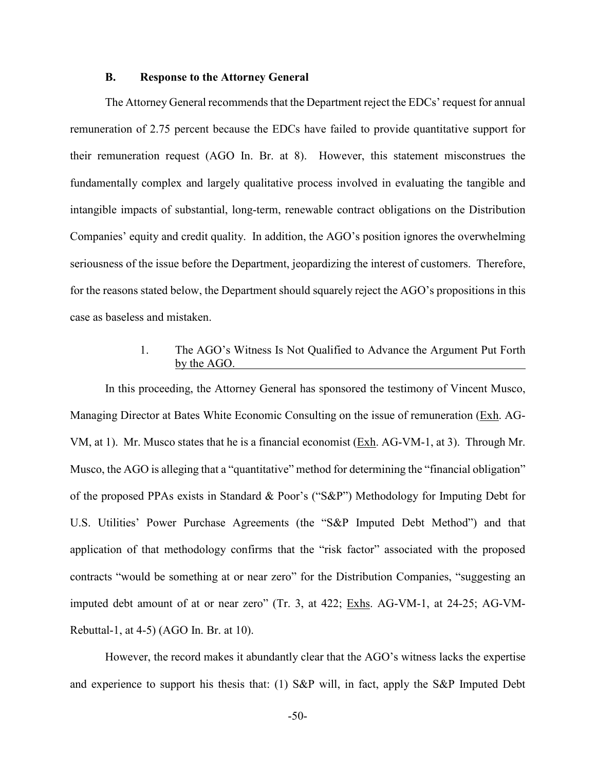### B. Response to the Attorney General

The Attorney General recommends that the Department reject the EDCs' request for annual remuneration of 2.75 percent because the EDCs have failed to provide quantitative support for their remuneration request (AGO In. Br. at 8). However, this statement misconstrues the fundamentally complex and largely qualitative process involved in evaluating the tangible and intangible impacts of substantial, long-term, renewable contract obligations on the Distribution Companies' equity and credit quality. In addition, the AGO's position ignores the overwhelming seriousness of the issue before the Department, jeopardizing the interest of customers. Therefore, for the reasons stated below, the Department should squarely reject the AGO's propositions in this case as baseless and mistaken.

#### 1. The AGO's Witness Is Not Qualified to Advance the Argument Put Forth by the AGO.

In this proceeding, the Attorney General has sponsored the testimony of Vincent Musco, Managing Director at Bates White Economic Consulting on the issue of remuneration (Exh. AG-VM, at 1). Mr. Musco states that he is a financial economist (Exh. AG-VM-1, at 3). Through Mr. Musco, the AGO is alleging that a "quantitative" method for determining the "financial obligation" of the proposed PPAs exists in Standard & Poor's ("S&P") Methodology for Imputing Debt for U.S. Utilities' Power Purchase Agreements (the "S&P Imputed Debt Method") and that application of that methodology confirms that the "risk factor" associated with the proposed contracts "would be something at or near zero" for the Distribution Companies, "suggesting an imputed debt amount of at or near zero" (Tr. 3, at 422; Exhs. AG-VM-1, at 24-25; AG-VM-Rebuttal-1, at 4-5) (AGO In. Br. at 10).

However, the record makes it abundantly clear that the AGO's witness lacks the expertise and experience to support his thesis that: (1) S&P will, in fact, apply the S&P Imputed Debt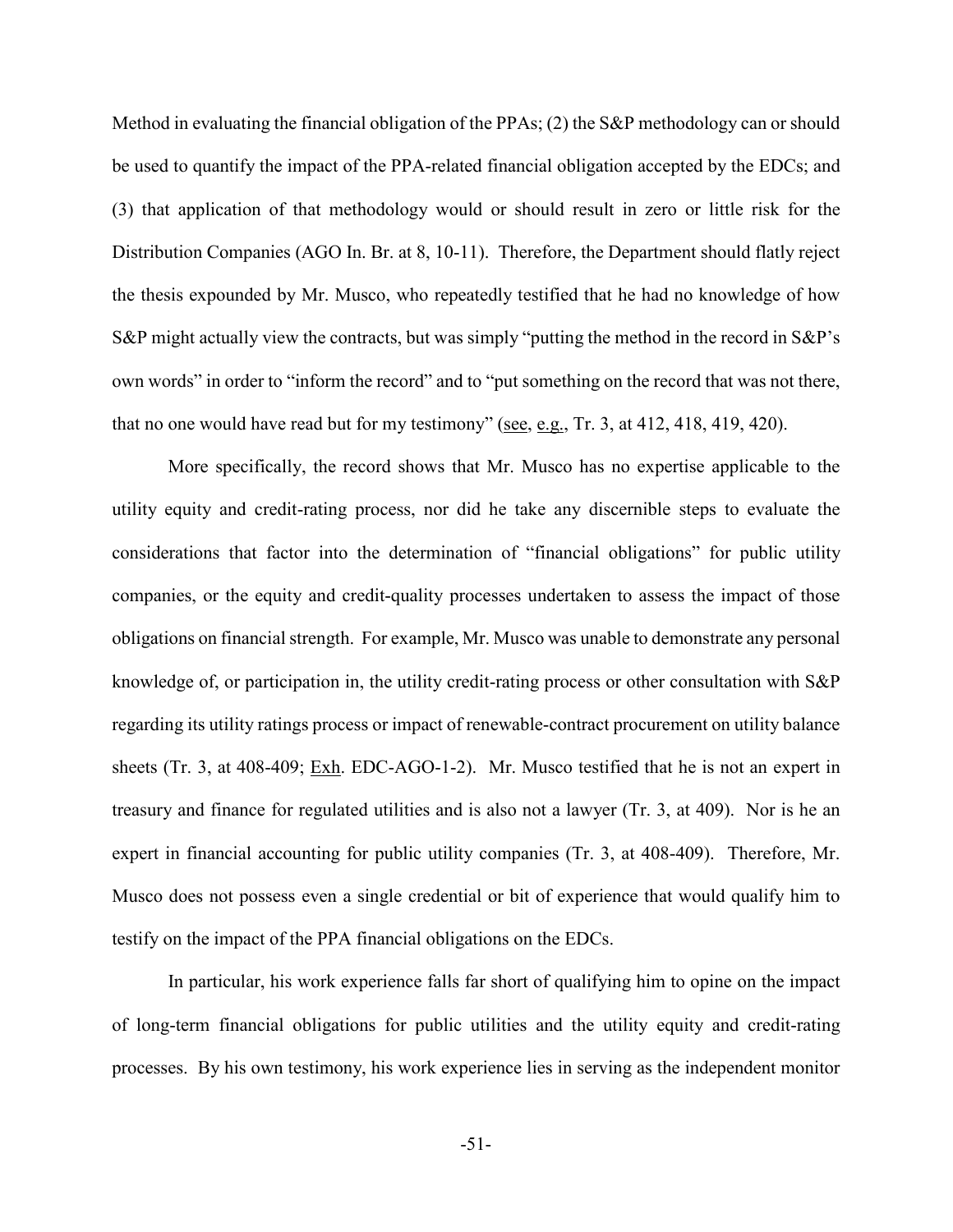Method in evaluating the financial obligation of the PPAs; (2) the S&P methodology can or should be used to quantify the impact of the PPA-related financial obligation accepted by the EDCs; and (3) that application of that methodology would or should result in zero or little risk for the Distribution Companies (AGO In. Br. at 8, 10-11). Therefore, the Department should flatly reject the thesis expounded by Mr. Musco, who repeatedly testified that he had no knowledge of how S&P might actually view the contracts, but was simply "putting the method in the record in S&P's own words" in order to "inform the record" and to "put something on the record that was not there, that no one would have read but for my testimony" (see, e.g., Tr. 3, at 412, 418, 419, 420).

More specifically, the record shows that Mr. Musco has no expertise applicable to the utility equity and credit-rating process, nor did he take any discernible steps to evaluate the considerations that factor into the determination of "financial obligations" for public utility companies, or the equity and credit-quality processes undertaken to assess the impact of those obligations on financial strength. For example, Mr. Musco was unable to demonstrate any personal knowledge of, or participation in, the utility credit-rating process or other consultation with S&P regarding its utility ratings process or impact of renewable-contract procurement on utility balance sheets (Tr. 3, at 408-409; Exh. EDC-AGO-1-2). Mr. Musco testified that he is not an expert in treasury and finance for regulated utilities and is also not a lawyer (Tr. 3, at 409). Nor is he an expert in financial accounting for public utility companies (Tr. 3, at 408-409). Therefore, Mr. Musco does not possess even a single credential or bit of experience that would qualify him to testify on the impact of the PPA financial obligations on the EDCs.

In particular, his work experience falls far short of qualifying him to opine on the impact of long-term financial obligations for public utilities and the utility equity and credit-rating processes. By his own testimony, his work experience lies in serving as the independent monitor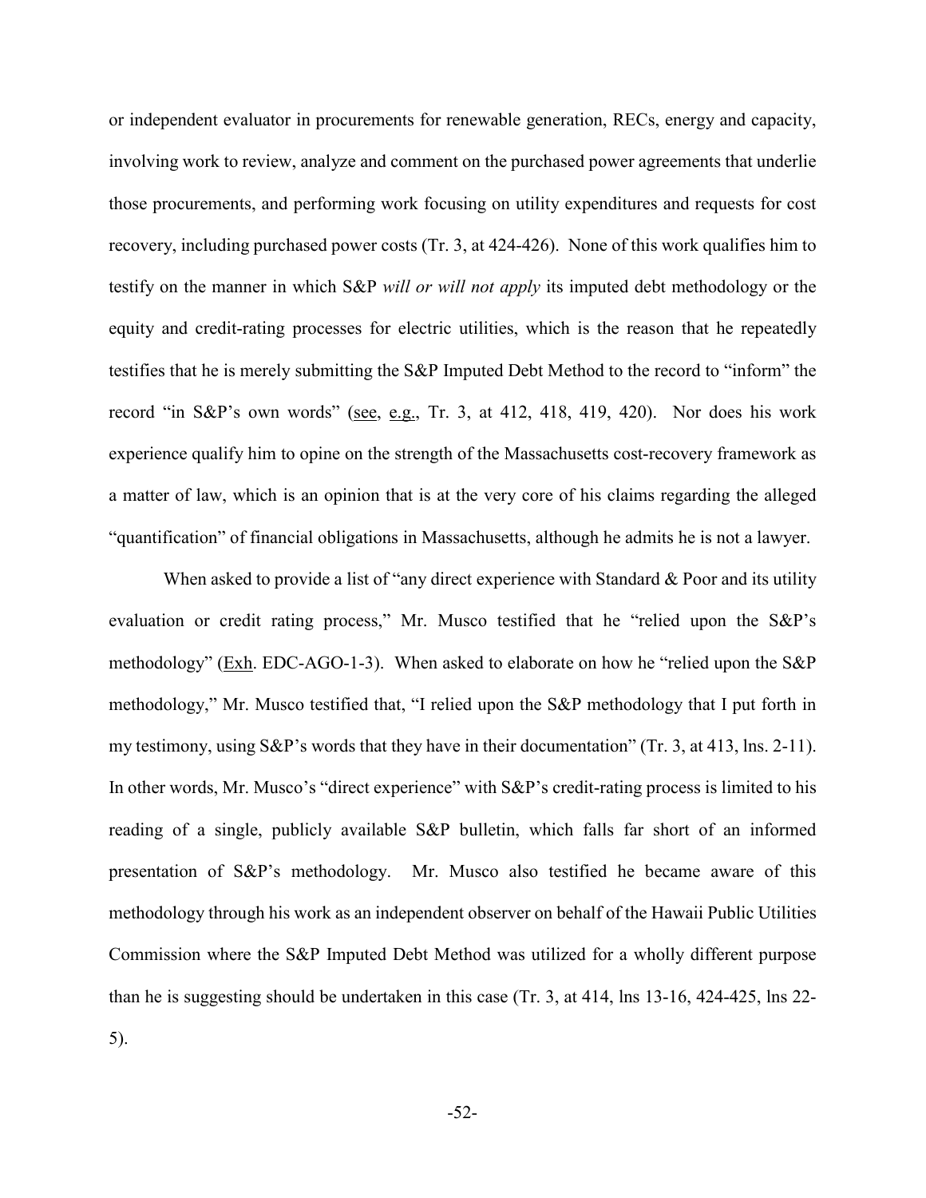or independent evaluator in procurements for renewable generation, RECs, energy and capacity, involving work to review, analyze and comment on the purchased power agreements that underlie those procurements, and performing work focusing on utility expenditures and requests for cost recovery, including purchased power costs (Tr. 3, at 424-426). None of this work qualifies him to testify on the manner in which S&P *will or will not apply* its imputed debt methodology or the equity and credit-rating processes for electric utilities, which is the reason that he repeatedly testifies that he is merely submitting the S&P Imputed Debt Method to the record to "inform" the record "in S&P's own words" (see, e.g., Tr. 3, at 412, 418, 419, 420). Nor does his work experience qualify him to opine on the strength of the Massachusetts cost-recovery framework as a matter of law, which is an opinion that is at the very core of his claims regarding the alleged "quantification" of financial obligations in Massachusetts, although he admits he is not a lawyer.

When asked to provide a list of "any direct experience with Standard & Poor and its utility evaluation or credit rating process," Mr. Musco testified that he "relied upon the S&P's methodology" (Exh. EDC-AGO-1-3). When asked to elaborate on how he "relied upon the S&P methodology," Mr. Musco testified that, "I relied upon the S&P methodology that I put forth in my testimony, using S&P's words that they have in their documentation" (Tr. 3, at 413, lns. 2-11). In other words, Mr. Musco's "direct experience" with S&P's credit-rating process is limited to his reading of a single, publicly available S&P bulletin, which falls far short of an informed presentation of S&P's methodology. Mr. Musco also testified he became aware of this methodology through his work as an independent observer on behalf of the Hawaii Public Utilities Commission where the S&P Imputed Debt Method was utilized for a wholly different purpose than he is suggesting should be undertaken in this case (Tr. 3, at 414, lns 13-16, 424-425, lns 22-5).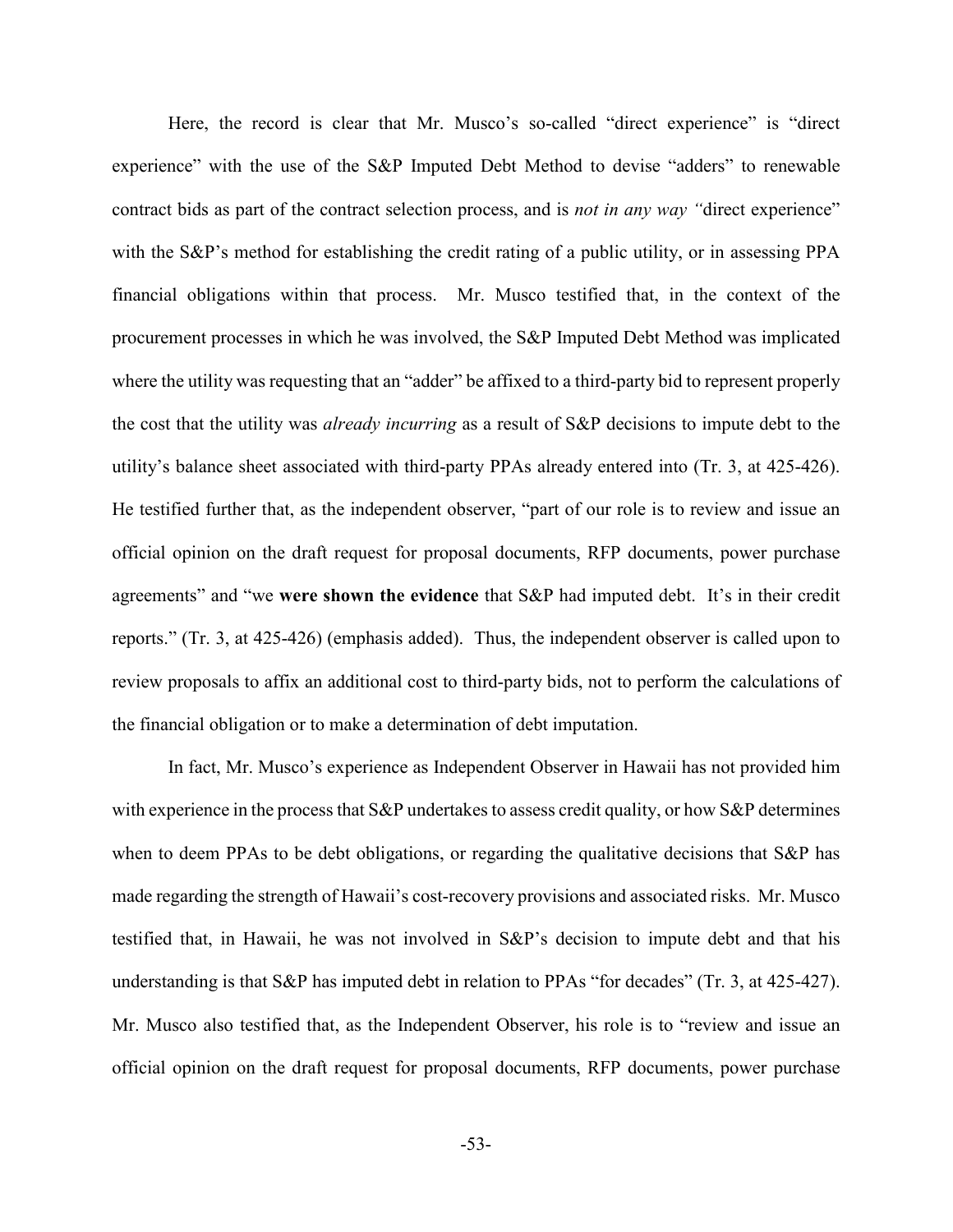Here, the record is clear that Mr. Musco's so-called "direct experience" is "direct experience" with the use of the S&P Imputed Debt Method to devise "adders" to renewable contract bids as part of the contract selection process, and is *not in any way "*direct experience" with the S&P's method for establishing the credit rating of a public utility, or in assessing PPA financial obligations within that process. Mr. Musco testified that, in the context of the procurement processes in which he was involved, the S&P Imputed Debt Method was implicated where the utility was requesting that an "adder" be affixed to a third-party bid to represent properly the cost that the utility was *already incurring* as a result of S&P decisions to impute debt to the utility's balance sheet associated with third-party PPAs already entered into (Tr. 3, at 425-426). He testified further that, as the independent observer, "part of our role is to review and issue an official opinion on the draft request for proposal documents, RFP documents, power purchase agreements" and "we **were shown the evidence** that S&P had imputed debt. It's in their credit reports." (Tr. 3, at 425-426) (emphasis added). Thus, the independent observer is called upon to review proposals to affix an additional cost to third-party bids, not to perform the calculations of the financial obligation or to make a determination of debt imputation.

In fact, Mr. Musco's experience as Independent Observer in Hawaii has not provided him with experience in the process that S&P undertakes to assess credit quality, or how S&P determines when to deem PPAs to be debt obligations, or regarding the qualitative decisions that S&P has made regarding the strength of Hawaii's cost-recovery provisions and associated risks. Mr. Musco testified that, in Hawaii, he was not involved in S&P's decision to impute debt and that his understanding is that S&P has imputed debt in relation to PPAs "for decades" (Tr. 3, at 425-427). Mr. Musco also testified that, as the Independent Observer, his role is to "review and issue an official opinion on the draft request for proposal documents, RFP documents, power purchase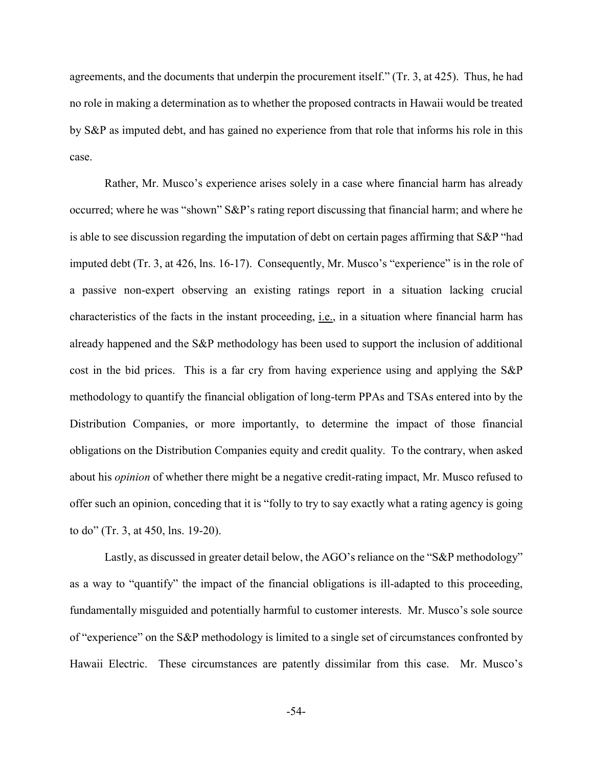agreements, and the documents that underpin the procurement itself." (Tr. 3, at 425). Thus, he had no role in making a determination as to whether the proposed contracts in Hawaii would be treated by S&P as imputed debt, and has gained no experience from that role that informs his role in this case.

Rather, Mr. Musco's experience arises solely in a case where financial harm has already occurred; where he was "shown" S&P's rating report discussing that financial harm; and where he is able to see discussion regarding the imputation of debt on certain pages affirming that S&P "had imputed debt (Tr. 3, at 426, lns. 16-17). Consequently, Mr. Musco's "experience" is in the role of a passive non-expert observing an existing ratings report in a situation lacking crucial characteristics of the facts in the instant proceeding, i.e., in a situation where financial harm has already happened and the S&P methodology has been used to support the inclusion of additional cost in the bid prices. This is a far cry from having experience using and applying the S&P methodology to quantify the financial obligation of long-term PPAs and TSAs entered into by the Distribution Companies, or more importantly, to determine the impact of those financial obligations on the Distribution Companies equity and credit quality. To the contrary, when asked about his *opinion* of whether there might be a negative credit-rating impact, Mr. Musco refused to offer such an opinion, conceding that it is "folly to try to say exactly what a rating agency is going to do" (Tr. 3, at 450, lns. 19-20).

Lastly, as discussed in greater detail below, the AGO's reliance on the "S&P methodology" as a way to "quantify" the impact of the financial obligations is ill-adapted to this proceeding, fundamentally misguided and potentially harmful to customer interests. Mr. Musco's sole source of "experience" on the S&P methodology is limited to a single set of circumstances confronted by Hawaii Electric. These circumstances are patently dissimilar from this case. Mr. Musco's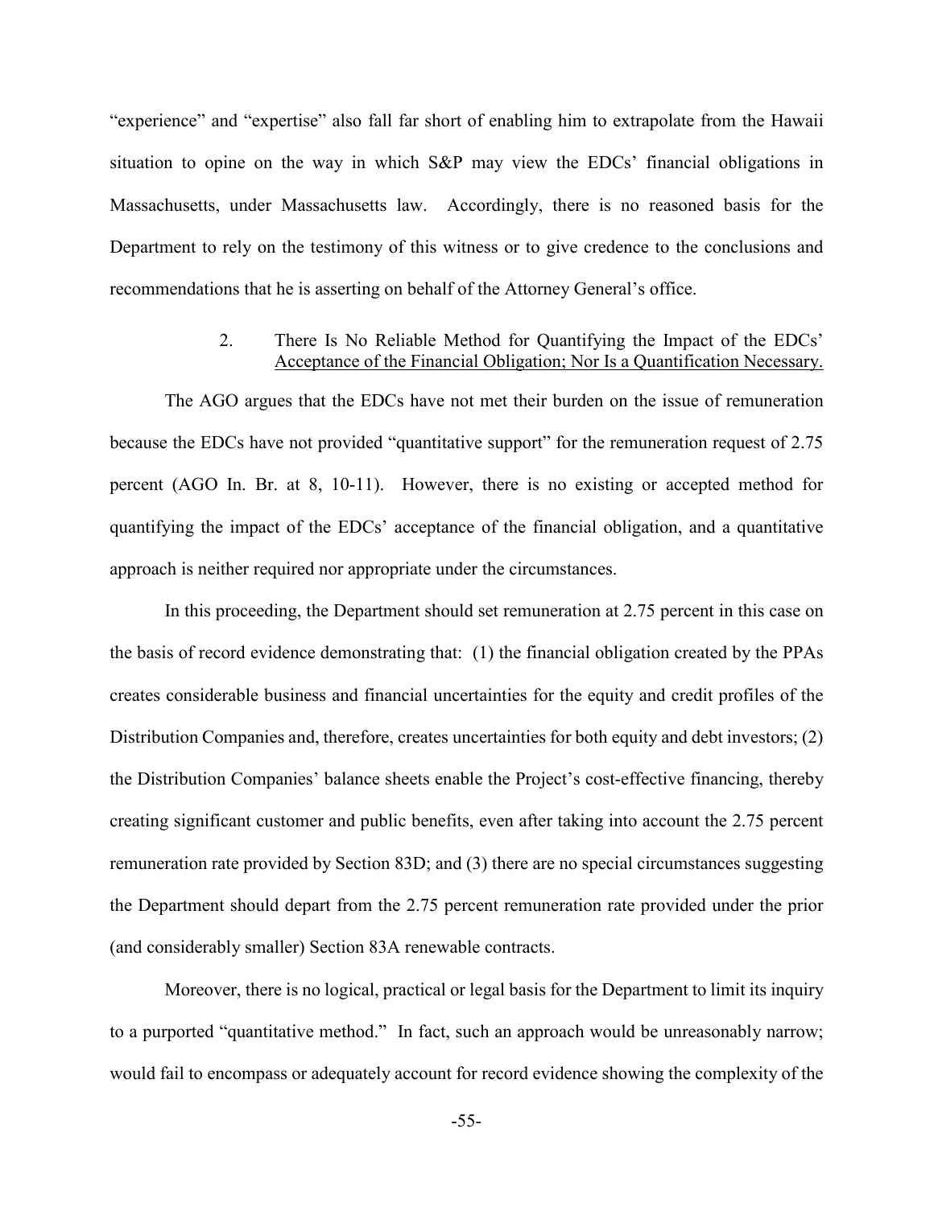"experience" and "expertise" also fall far short of enabling him to extrapolate from the Hawaii situation to opine on the way in which S&P may view the EDCs' financial obligations in Massachusetts, under Massachusetts law. Accordingly, there is no reasoned basis for the Department to rely on the testimony of this witness or to give credence to the conclusions and recommendations that he is asserting on behalf of the Attorney General's office.

### 2. There Is No Reliable Method for Quantifying the Impact of the EDCs' Acceptance of the Financial Obligation; Nor Is a Quantification Necessary.

The AGO argues that the EDCs have not met their burden on the issue of remuneration because the EDCs have not provided "quantitative support" for the remuneration request of 2.75 percent (AGO In. Br. at 8, 10-11). However, there is no existing or accepted method for quantifying the impact of the EDCs' acceptance of the financial obligation, and a quantitative approach is neither required nor appropriate under the circumstances.

In this proceeding, the Department should set remuneration at 2.75 percent in this case on the basis of record evidence demonstrating that: (1) the financial obligation created by the PPAs creates considerable business and financial uncertainties for the equity and credit profiles of the Distribution Companies and, therefore, creates uncertainties for both equity and debt investors; (2) the Distribution Companies' balance sheets enable the Project's cost-effective financing, thereby creating significant customer and public benefits, even after taking into account the 2.75 percent remuneration rate provided by Section 83D; and (3) there are no special circumstances suggesting the Department should depart from the 2.75 percent remuneration rate provided under the prior (and considerably smaller) Section 83A renewable contracts.

Moreover, there is no logical, practical or legal basis for the Department to limit its inquiry to a purported "quantitative method." In fact, such an approach would be unreasonably narrow; would fail to encompass or adequately account for record evidence showing the complexity of the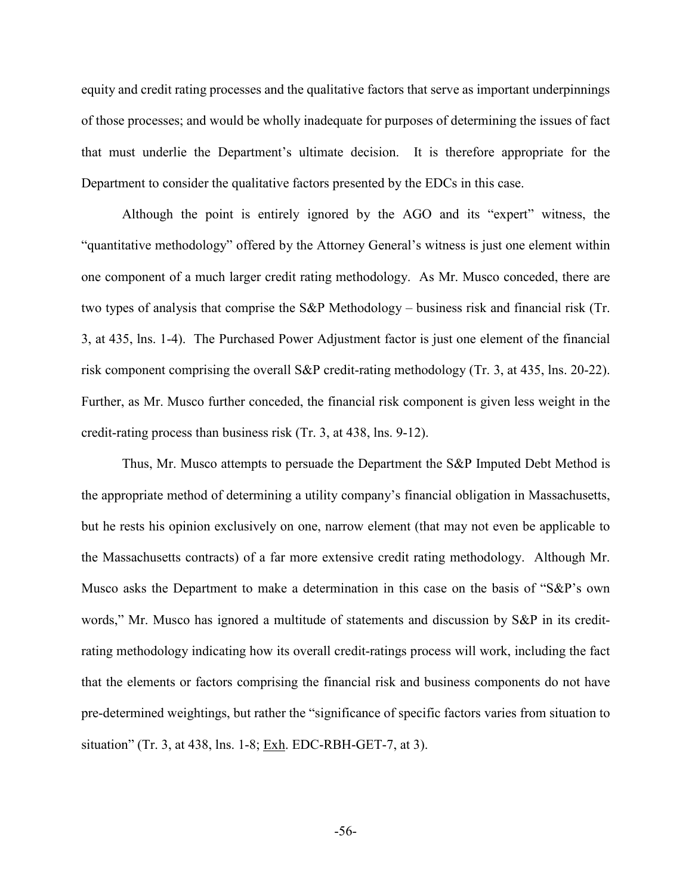equity and credit rating processes and the qualitative factors that serve as important underpinnings of those processes; and would be wholly inadequate for purposes of determining the issues of fact that must underlie the Department's ultimate decision. It is therefore appropriate for the Department to consider the qualitative factors presented by the EDCs in this case.

Although the point is entirely ignored by the AGO and its "expert" witness, the "quantitative methodology" offered by the Attorney General's witness is just one element within one component of a much larger credit rating methodology. As Mr. Musco conceded, there are two types of analysis that comprise the S&P Methodology – business risk and financial risk (Tr. 3, at 435, lns. 1-4). The Purchased Power Adjustment factor is just one element of the financial risk component comprising the overall S&P credit-rating methodology (Tr. 3, at 435, lns. 20-22). Further, as Mr. Musco further conceded, the financial risk component is given less weight in the credit-rating process than business risk (Tr. 3, at 438, lns. 9-12).

Thus, Mr. Musco attempts to persuade the Department the S&P Imputed Debt Method is the appropriate method of determining a utility company's financial obligation in Massachusetts, but he rests his opinion exclusively on one, narrow element (that may not even be applicable to the Massachusetts contracts) of a far more extensive credit rating methodology. Although Mr. Musco asks the Department to make a determination in this case on the basis of "S&P's own words," Mr. Musco has ignored a multitude of statements and discussion by S&P in its credit-rating methodology indicating how its overall credit-ratings process will work, including the fact that the elements or factors comprising the financial risk and business components do not have pre-determined weightings, but rather the "significance of specific factors varies from situation to situation" (Tr. 3, at 438, lns. 1-8; Exh. EDC-RBH-GET-7, at 3).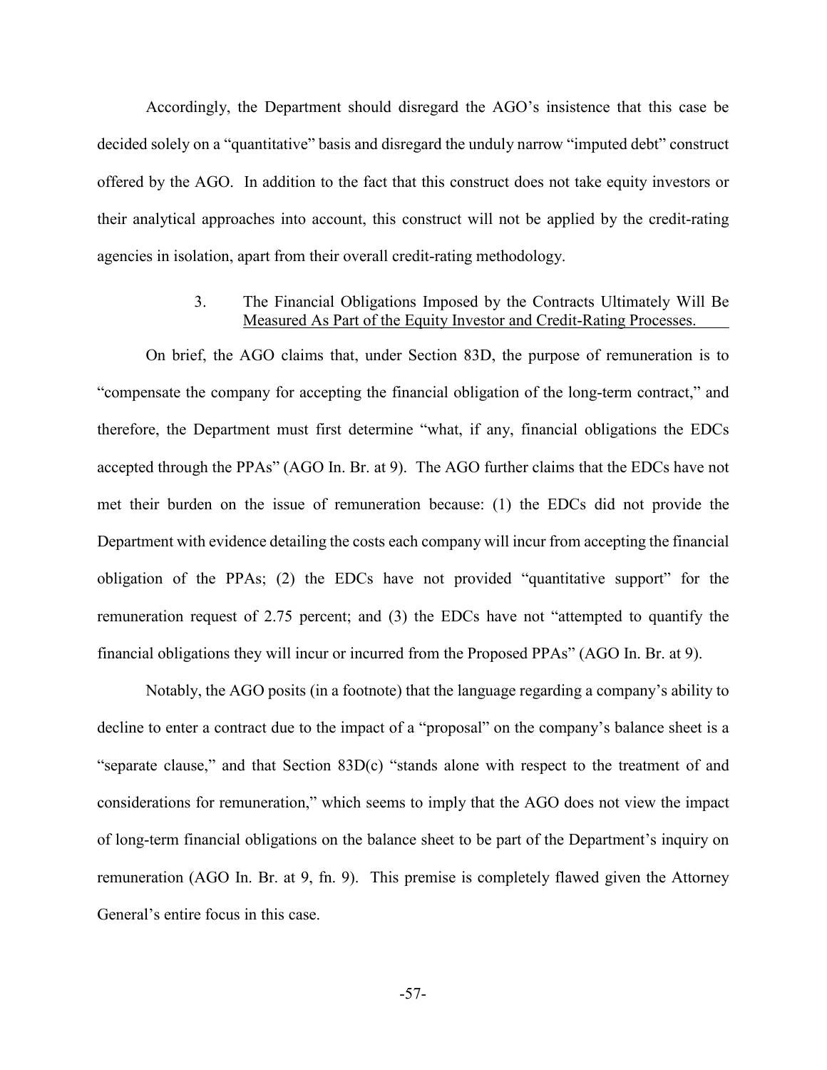Accordingly, the Department should disregard the AGO's insistence that this case be decided solely on a "quantitative" basis and disregard the unduly narrow "imputed debt" construct offered by the AGO. In addition to the fact that this construct does not take equity investors or their analytical approaches into account, this construct will not be applied by the credit-rating agencies in isolation, apart from their overall credit-rating methodology.

### 3. The Financial Obligations Imposed by the Contracts Ultimately Will Be Measured As Part of the Equity Investor and Credit-Rating Processes.

On brief, the AGO claims that, under Section 83D, the purpose of remuneration is to "compensate the company for accepting the financial obligation of the long-term contract," and therefore, the Department must first determine "what, if any, financial obligations the EDCs accepted through the PPAs" (AGO In. Br. at 9). The AGO further claims that the EDCs have not met their burden on the issue of remuneration because: (1) the EDCs did not provide the Department with evidence detailing the costs each company will incur from accepting the financial obligation of the PPAs; (2) the EDCs have not provided "quantitative support" for the remuneration request of 2.75 percent; and (3) the EDCs have not "attempted to quantify the financial obligations they will incur or incurred from the Proposed PPAs" (AGO In. Br. at 9).

Notably, the AGO posits (in a footnote) that the language regarding a company's ability to decline to enter a contract due to the impact of a "proposal" on the company's balance sheet is a "separate clause," and that Section 83D(c) "stands alone with respect to the treatment of and considerations for remuneration," which seems to imply that the AGO does not view the impact of long-term financial obligations on the balance sheet to be part of the Department's inquiry on remuneration (AGO In. Br. at 9, fn. 9). This premise is completely flawed given the Attorney General's entire focus in this case.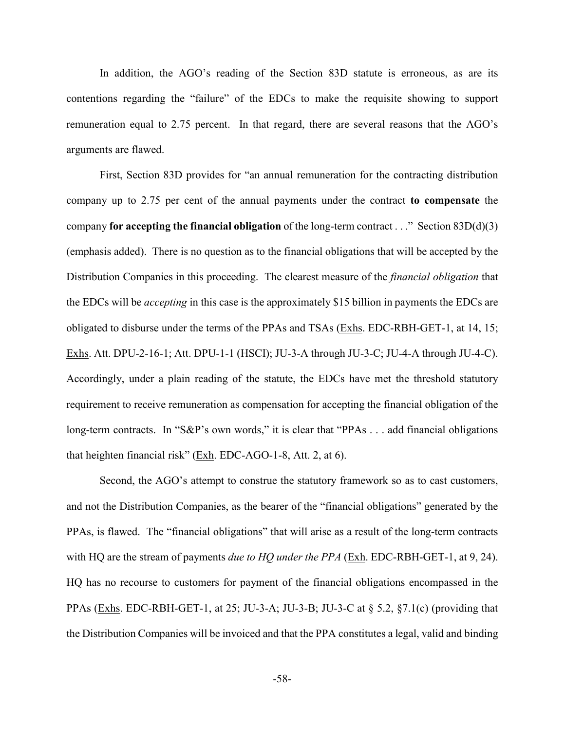In addition, the AGO's reading of the Section 83D statute is erroneous, as are its contentions regarding the "failure" of the EDCs to make the requisite showing to support remuneration equal to 2.75 percent. In that regard, there are several reasons that the AGO's arguments are flawed.

First, Section 83D provides for "an annual remuneration for the contracting distribution company up to 2.75 per cent of the annual payments under the contract **to compensate** the company **for accepting the financial obligation** of the long-term contract . . ." Section 83D(d)(3) (emphasis added). There is no question as to the financial obligations that will be accepted by the Distribution Companies in this proceeding. The clearest measure of the *financial obligation* that the EDCs will be *accepting* in this case is the approximately $15 billion in payments the EDCs are obligated to disburse under the terms of the PPAs and TSAs (Exhs. EDC-RBH-GET-1, at 14, 15; Exhs. Att. DPU-2-16-1; Att. DPU-1-1 (HSCI); JU-3-A through JU-3-C; JU-4-A through JU-4-C). Accordingly, under a plain reading of the statute, the EDCs have met the threshold statutory requirement to receive remuneration as compensation for accepting the financial obligation of the long-term contracts. In "S&P's own words," it is clear that "PPAs . . . add financial obligations that heighten financial risk" (Exh. EDC-AGO-1-8, Att. 2, at 6).

Second, the AGO's attempt to construe the statutory framework so as to cast customers, and not the Distribution Companies, as the bearer of the "financial obligations" generated by the PPAs, is flawed. The "financial obligations" that will arise as a result of the long-term contracts with HQ are the stream of payments *due to HQ under the PPA* (Exh. EDC-RBH-GET-1, at 9, 24). HQ has no recourse to customers for payment of the financial obligations encompassed in the PPAs (Exhs. EDC-RBH-GET-1, at 25; JU-3-A; JU-3-B; JU-3-C at § 5.2, §7.1(c) (providing that the Distribution Companies will be invoiced and that the PPA constitutes a legal, valid and binding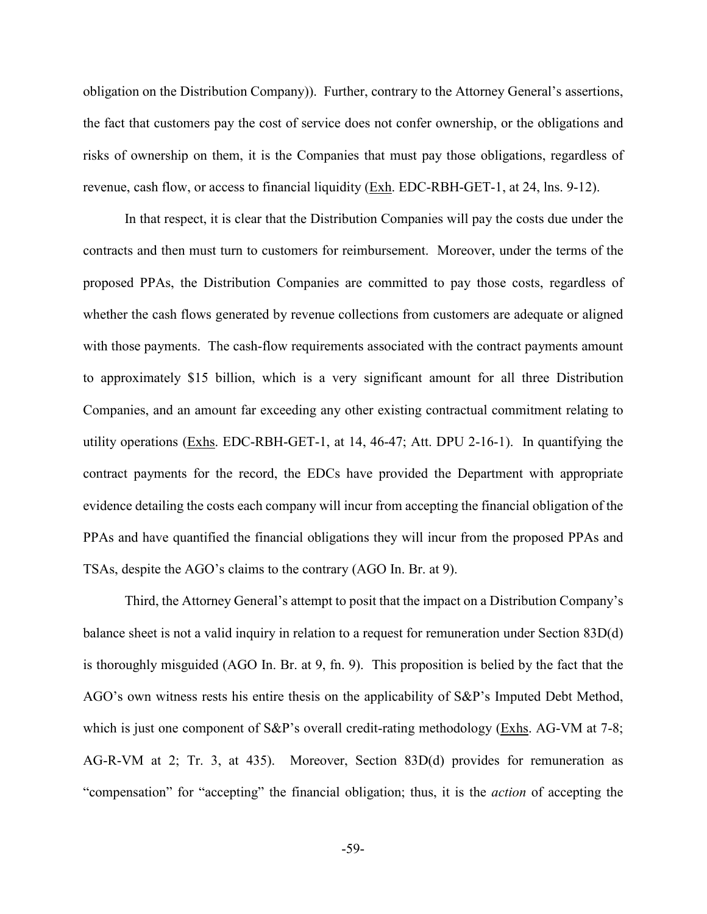obligation on the Distribution Company)). Further, contrary to the Attorney General's assertions, the fact that customers pay the cost of service does not confer ownership, or the obligations and risks of ownership on them, it is the Companies that must pay those obligations, regardless of revenue, cash flow, or access to financial liquidity (Exh. EDC-RBH-GET-1, at 24, lns. 9-12).

In that respect, it is clear that the Distribution Companies will pay the costs due under the contracts and then must turn to customers for reimbursement. Moreover, under the terms of the proposed PPAs, the Distribution Companies are committed to pay those costs, regardless of whether the cash flows generated by revenue collections from customers are adequate or aligned with those payments. The cash-flow requirements associated with the contract payments amount to approximately $15 billion, which is a very significant amount for all three Distribution Companies, and an amount far exceeding any other existing contractual commitment relating to utility operations (Exhs. EDC-RBH-GET-1, at 14, 46-47; Att. DPU 2-16-1). In quantifying the contract payments for the record, the EDCs have provided the Department with appropriate evidence detailing the costs each company will incur from accepting the financial obligation of the PPAs and have quantified the financial obligations they will incur from the proposed PPAs and TSAs, despite the AGO's claims to the contrary (AGO In. Br. at 9).

Third, the Attorney General's attempt to posit that the impact on a Distribution Company's balance sheet is not a valid inquiry in relation to a request for remuneration under Section 83D(d) is thoroughly misguided (AGO In. Br. at 9, fn. 9). This proposition is belied by the fact that the AGO's own witness rests his entire thesis on the applicability of S&P's Imputed Debt Method, which is just one component of S&P's overall credit-rating methodology (Exhs. AG-VM at 7-8; AG-R-VM at 2; Tr. 3, at 435). Moreover, Section 83D(d) provides for remuneration as "compensation" for "accepting" the financial obligation; thus, it is the *action* of accepting the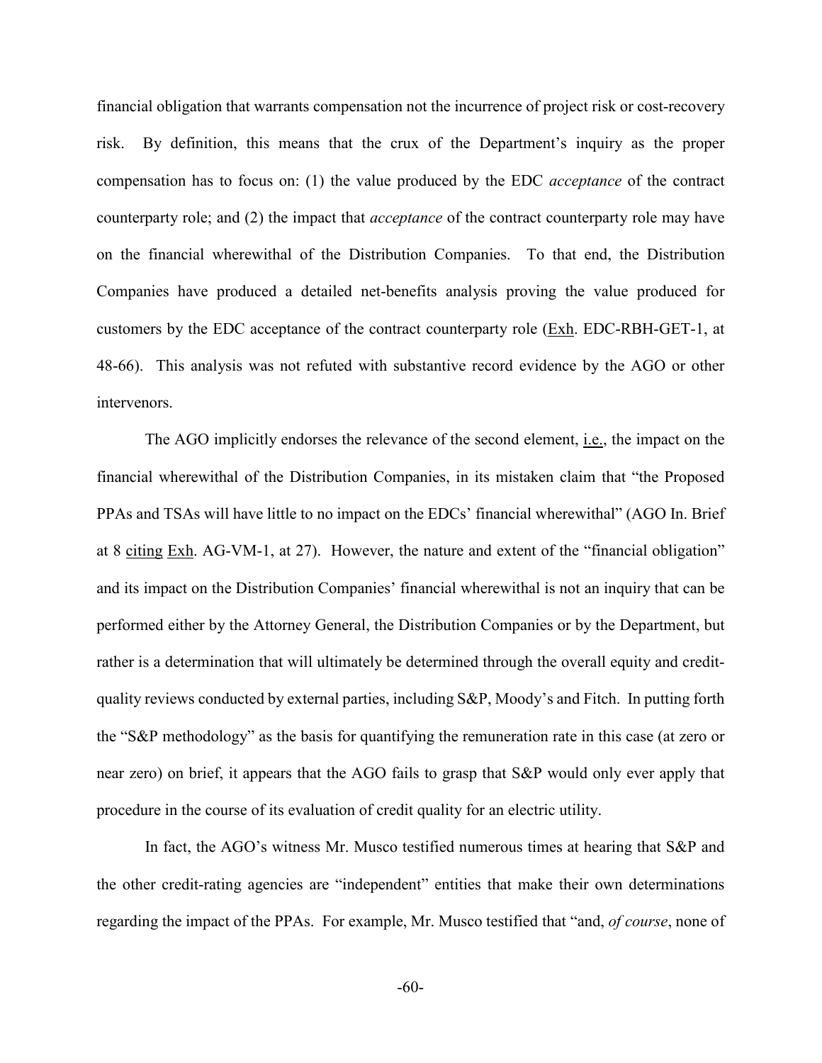financial obligation that warrants compensation not the incurrence of project risk or cost-recovery risk. By definition, this means that the crux of the Department's inquiry as the proper compensation has to focus on: (1) the value produced by the EDC *acceptance* of the contract counterparty role; and (2) the impact that *acceptance* of the contract counterparty role may have on the financial wherewithal of the Distribution Companies. To that end, the Distribution Companies have produced a detailed net-benefits analysis proving the value produced for customers by the EDC acceptance of the contract counterparty role (Exh. EDC-RBH-GET-1, at 48-66). This analysis was not refuted with substantive record evidence by the AGO or other intervenors.

The AGO implicitly endorses the relevance of the second element, i.e., the impact on the financial wherewithal of the Distribution Companies, in its mistaken claim that "the Proposed PPAs and TSAs will have little to no impact on the EDCs' financial wherewithal" (AGO In. Brief at 8 citing Exh. AG-VM-1, at 27). However, the nature and extent of the "financial obligation" and its impact on the Distribution Companies' financial wherewithal is not an inquiry that can be performed either by the Attorney General, the Distribution Companies or by the Department, but rather is a determination that will ultimately be determined through the overall equity and credit-quality reviews conducted by external parties, including S&P, Moody's and Fitch. In putting forth the "S&P methodology" as the basis for quantifying the remuneration rate in this case (at zero or near zero) on brief, it appears that the AGO fails to grasp that S&P would only ever apply that procedure in the course of its evaluation of credit quality for an electric utility.

In fact, the AGO's witness Mr. Musco testified numerous times at hearing that S&P and the other credit-rating agencies are "independent" entities that make their own determinations regarding the impact of the PPAs. For example, Mr. Musco testified that "and, *of course*, none of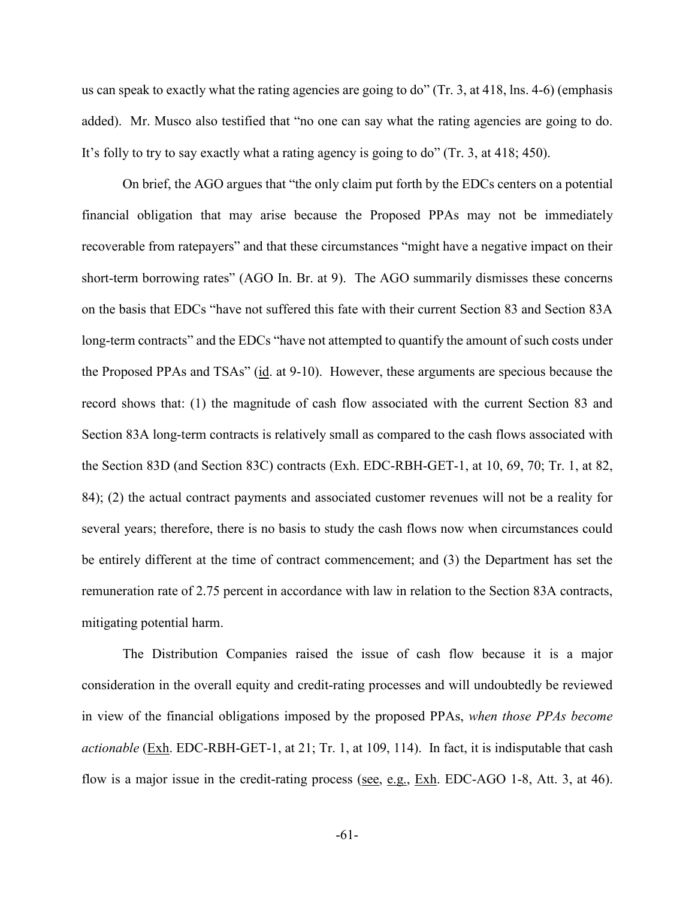us can speak to exactly what the rating agencies are going to do" (Tr. 3, at 418, lns. 4-6) (emphasis added). Mr. Musco also testified that "no one can say what the rating agencies are going to do. It's folly to try to say exactly what a rating agency is going to do" (Tr. 3, at 418; 450).

On brief, the AGO argues that "the only claim put forth by the EDCs centers on a potential financial obligation that may arise because the Proposed PPAs may not be immediately recoverable from ratepayers" and that these circumstances "might have a negative impact on their short-term borrowing rates" (AGO In. Br. at 9). The AGO summarily dismisses these concerns on the basis that EDCs "have not suffered this fate with their current Section 83 and Section 83A long-term contracts" and the EDCs "have not attempted to quantify the amount of such costs under the Proposed PPAs and TSAs" (id. at 9-10). However, these arguments are specious because the record shows that: (1) the magnitude of cash flow associated with the current Section 83 and Section 83A long-term contracts is relatively small as compared to the cash flows associated with the Section 83D (and Section 83C) contracts (Exh. EDC-RBH-GET-1, at 10, 69, 70; Tr. 1, at 82, 84); (2) the actual contract payments and associated customer revenues will not be a reality for several years; therefore, there is no basis to study the cash flows now when circumstances could be entirely different at the time of contract commencement; and (3) the Department has set the remuneration rate of 2.75 percent in accordance with law in relation to the Section 83A contracts, mitigating potential harm.

The Distribution Companies raised the issue of cash flow because it is a major consideration in the overall equity and credit-rating processes and will undoubtedly be reviewed in view of the financial obligations imposed by the proposed PPAs, *when those PPAs become actionable* (Exh. EDC-RBH-GET-1, at 21; Tr. 1, at 109, 114). In fact, it is indisputable that cash flow is a major issue in the credit-rating process (see, e.g., Exh. EDC-AGO 1-8, Att. 3, at 46).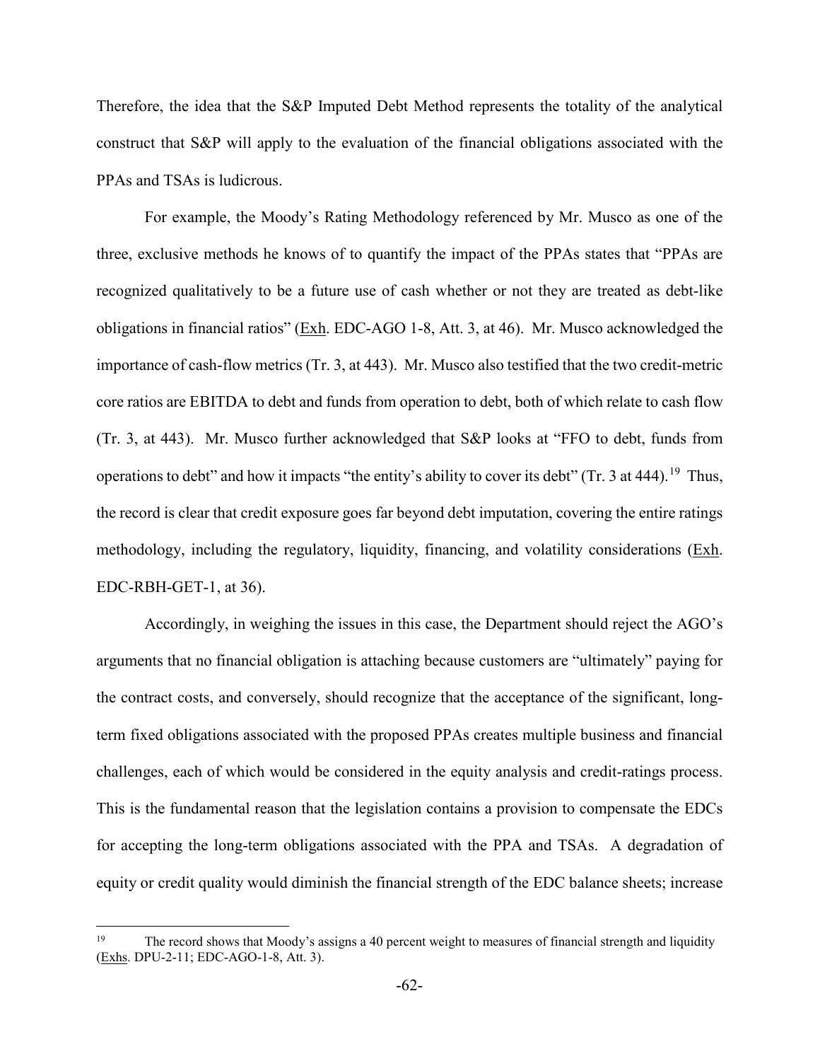Therefore, the idea that the S&P Imputed Debt Method represents the totality of the analytical construct that S&P will apply to the evaluation of the financial obligations associated with the PPAs and TSAs is ludicrous.

For example, the Moody's Rating Methodology referenced by Mr. Musco as one of the three, exclusive methods he knows of to quantify the impact of the PPAs states that "PPAs are recognized qualitatively to be a future use of cash whether or not they are treated as debt-like obligations in financial ratios" (Exh. EDC-AGO 1-8, Att. 3, at 46). Mr. Musco acknowledged the importance of cash-flow metrics (Tr. 3, at 443). Mr. Musco also testified that the two credit-metric core ratios are EBITDA to debt and funds from operation to debt, both of which relate to cash flow (Tr. 3, at 443). Mr. Musco further acknowledged that S&P looks at "FFO to debt, funds from operations to debt" and how it impacts "the entity's ability to cover its debt" (Tr. 3 at 444).[19] Thus, the record is clear that credit exposure goes far beyond debt imputation, covering the entire ratings methodology, including the regulatory, liquidity, financing, and volatility considerations (Exh. EDC-RBH-GET-1, at 36).

Accordingly, in weighing the issues in this case, the Department should reject the AGO's arguments that no financial obligation is attaching because customers are "ultimately" paying for the contract costs, and conversely, should recognize that the acceptance of the significant, long-term fixed obligations associated with the proposed PPAs creates multiple business and financial challenges, each of which would be considered in the equity analysis and credit-ratings process. This is the fundamental reason that the legislation contains a provision to compensate the EDCs for accepting the long-term obligations associated with the PPA and TSAs. A degradation of equity or credit quality would diminish the financial strength of the EDC balance sheets; increase

[19] The record shows that Moody's assigns a 40 percent weight to measures of financial strength and liquidity (Exhs. DPU-2-11; EDC-AGO-1-8, Att. 3).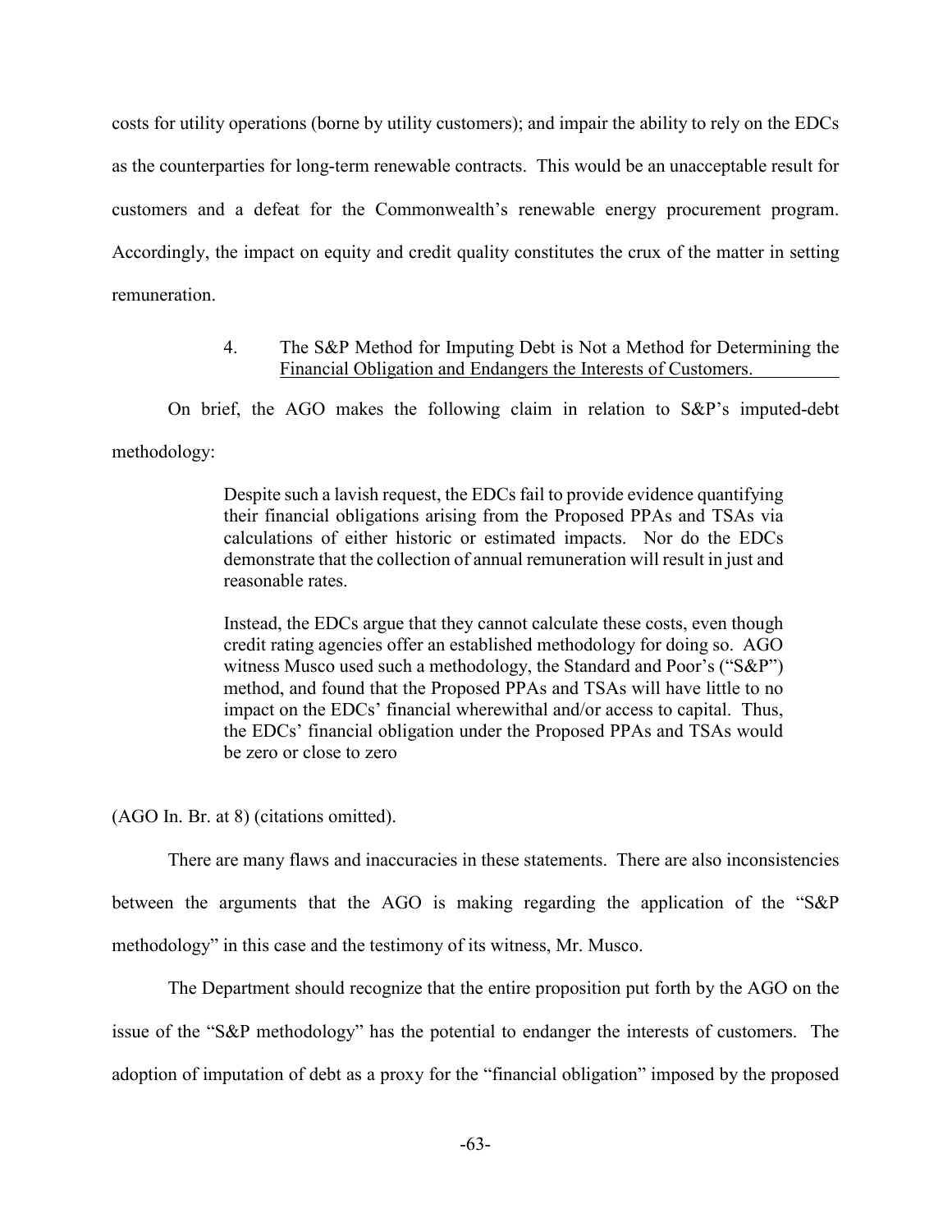costs for utility operations (borne by utility customers); and impair the ability to rely on the EDCs as the counterparties for long-term renewable contracts. This would be an unacceptable result for customers and a defeat for the Commonwealth's renewable energy procurement program. Accordingly, the impact on equity and credit quality constitutes the crux of the matter in setting remuneration.

#### 4. The S&P Method for Imputing Debt is Not a Method for Determining the Financial Obligation and Endangers the Interests of Customers.

On brief, the AGO makes the following claim in relation to S&P's imputed-debt methodology:

> Despite such a lavish request, the EDCs fail to provide evidence quantifying their financial obligations arising from the Proposed PPAs and TSAs via calculations of either historic or estimated impacts. Nor do the EDCs demonstrate that the collection of annual remuneration will result in just and reasonable rates.
>
> Instead, the EDCs argue that they cannot calculate these costs, even though credit rating agencies offer an established methodology for doing so. AGO witness Musco used such a methodology, the Standard and Poor's ("S&P") method, and found that the Proposed PPAs and TSAs will have little to no impact on the EDCs' financial wherewithal and/or access to capital. Thus, the EDCs' financial obligation under the Proposed PPAs and TSAs would be zero or close to zero

(AGO In. Br. at 8) (citations omitted).

There are many flaws and inaccuracies in these statements. There are also inconsistencies between the arguments that the AGO is making regarding the application of the "S&P methodology" in this case and the testimony of its witness, Mr. Musco.

The Department should recognize that the entire proposition put forth by the AGO on the issue of the "S&P methodology" has the potential to endanger the interests of customers. The adoption of imputation of debt as a proxy for the "financial obligation" imposed by the proposed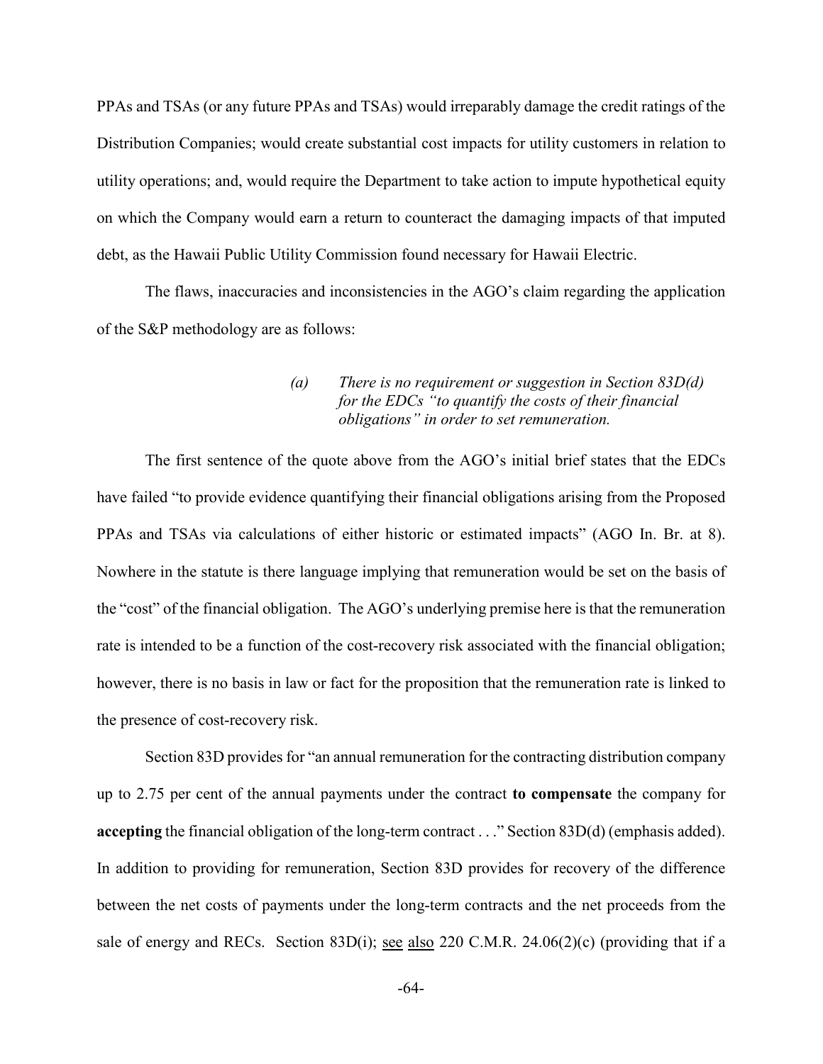PPAs and TSAs (or any future PPAs and TSAs) would irreparably damage the credit ratings of the Distribution Companies; would create substantial cost impacts for utility customers in relation to utility operations; and, would require the Department to take action to impute hypothetical equity on which the Company would earn a return to counteract the damaging impacts of that imputed debt, as the Hawaii Public Utility Commission found necessary for Hawaii Electric.

The flaws, inaccuracies and inconsistencies in the AGO's claim regarding the application of the S&P methodology are as follows:

> *(a) There is no requirement or suggestion in Section 83D(d) for the EDCs "to quantify the costs of their financial obligations" in order to set remuneration.*

The first sentence of the quote above from the AGO's initial brief states that the EDCs have failed "to provide evidence quantifying their financial obligations arising from the Proposed PPAs and TSAs via calculations of either historic or estimated impacts" (AGO In. Br. at 8). Nowhere in the statute is there language implying that remuneration would be set on the basis of the "cost" of the financial obligation. The AGO's underlying premise here is that the remuneration rate is intended to be a function of the cost-recovery risk associated with the financial obligation; however, there is no basis in law or fact for the proposition that the remuneration rate is linked to the presence of cost-recovery risk.

Section 83D provides for "an annual remuneration for the contracting distribution company up to 2.75 per cent of the annual payments under the contract **to compensate** the company for **accepting** the financial obligation of the long-term contract . . ." Section 83D(d) (emphasis added). In addition to providing for remuneration, Section 83D provides for recovery of the difference between the net costs of payments under the long-term contracts and the net proceeds from the sale of energy and RECs. Section 83D(i); see also 220 C.M.R. 24.06(2)(c) (providing that if a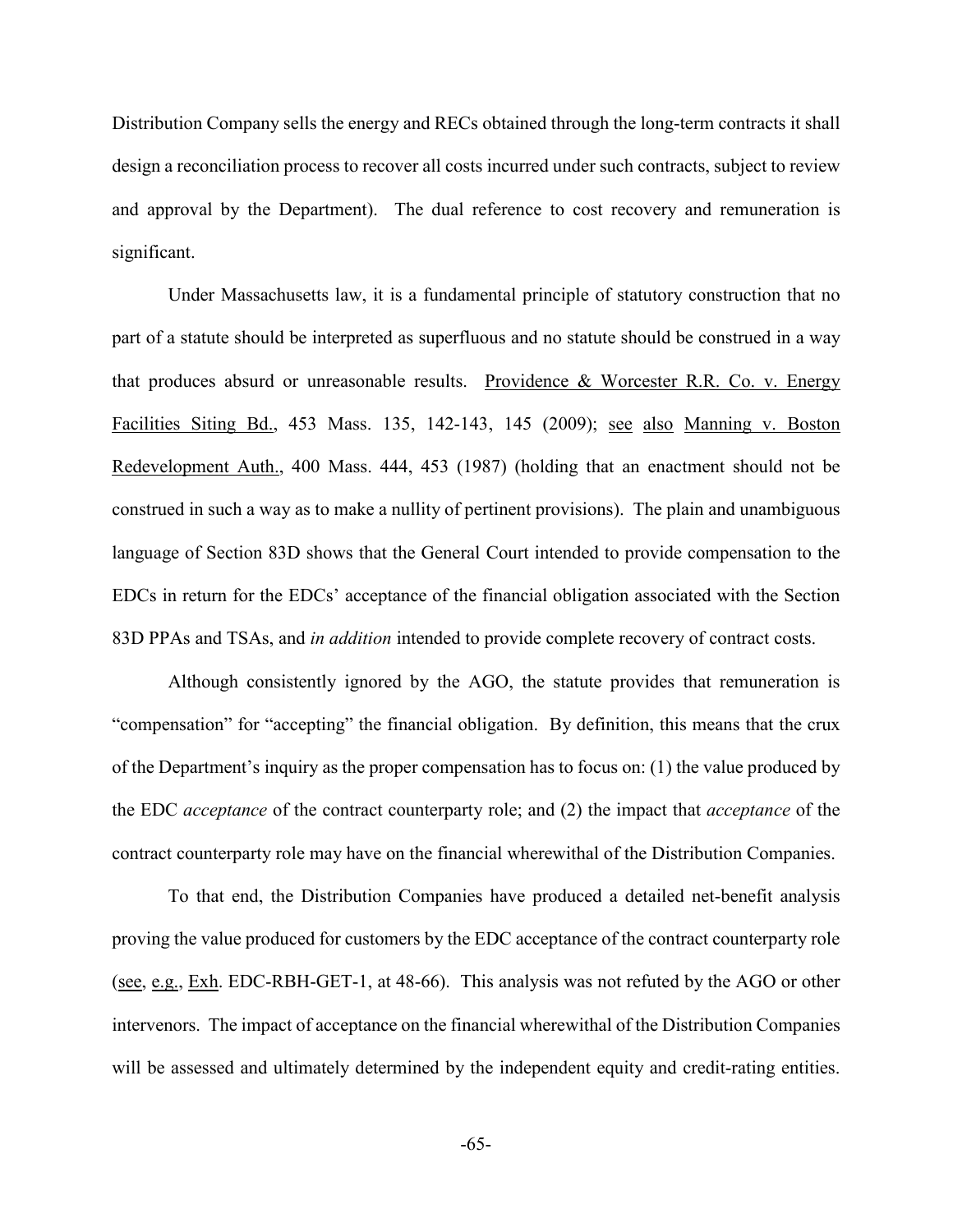Distribution Company sells the energy and RECs obtained through the long-term contracts it shall design a reconciliation process to recover all costs incurred under such contracts, subject to review and approval by the Department). The dual reference to cost recovery and remuneration is significant.

Under Massachusetts law, it is a fundamental principle of statutory construction that no part of a statute should be interpreted as superfluous and no statute should be construed in a way that produces absurd or unreasonable results. Providence & Worcester R.R. Co. v. Energy Facilities Siting Bd., 453 Mass. 135, 142-143, 145 (2009); see also Manning v. Boston Redevelopment Auth., 400 Mass. 444, 453 (1987) (holding that an enactment should not be construed in such a way as to make a nullity of pertinent provisions). The plain and unambiguous language of Section 83D shows that the General Court intended to provide compensation to the EDCs in return for the EDCs' acceptance of the financial obligation associated with the Section 83D PPAs and TSAs, and *in addition* intended to provide complete recovery of contract costs.

Although consistently ignored by the AGO, the statute provides that remuneration is "compensation" for "accepting" the financial obligation. By definition, this means that the crux of the Department's inquiry as the proper compensation has to focus on: (1) the value produced by the EDC *acceptance* of the contract counterparty role; and (2) the impact that *acceptance* of the contract counterparty role may have on the financial wherewithal of the Distribution Companies.

To that end, the Distribution Companies have produced a detailed net-benefit analysis proving the value produced for customers by the EDC acceptance of the contract counterparty role (see, e.g., Exh. EDC-RBH-GET-1, at 48-66). This analysis was not refuted by the AGO or other intervenors. The impact of acceptance on the financial wherewithal of the Distribution Companies will be assessed and ultimately determined by the independent equity and credit-rating entities.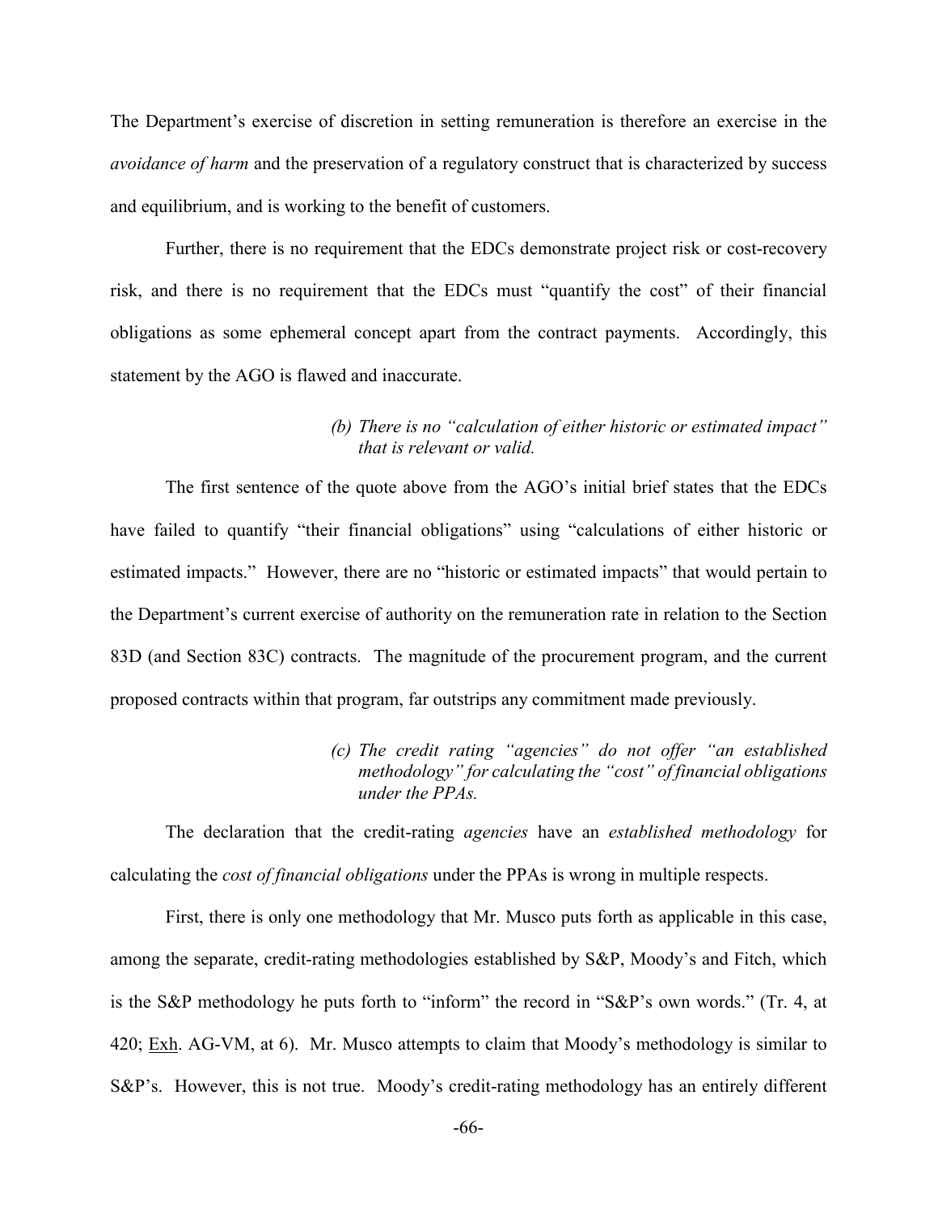The Department's exercise of discretion in setting remuneration is therefore an exercise in the *avoidance of harm* and the preservation of a regulatory construct that is characterized by success and equilibrium, and is working to the benefit of customers.

Further, there is no requirement that the EDCs demonstrate project risk or cost-recovery risk, and there is no requirement that the EDCs must "quantify the cost" of their financial obligations as some ephemeral concept apart from the contract payments. Accordingly, this statement by the AGO is flawed and inaccurate.

*(b) There is no "calculation of either historic or estimated impact" that is relevant or valid.*

The first sentence of the quote above from the AGO's initial brief states that the EDCs have failed to quantify "their financial obligations" using "calculations of either historic or estimated impacts." However, there are no "historic or estimated impacts" that would pertain to the Department's current exercise of authority on the remuneration rate in relation to the Section 83D (and Section 83C) contracts. The magnitude of the procurement program, and the current proposed contracts within that program, far outstrips any commitment made previously.

*(c) The credit rating "agencies" do not offer "an established methodology" for calculating the "cost" of financial obligations under the PPAs.*

The declaration that the credit-rating *agencies* have an *established methodology* for calculating the *cost of financial obligations* under the PPAs is wrong in multiple respects.

First, there is only one methodology that Mr. Musco puts forth as applicable in this case, among the separate, credit-rating methodologies established by S&P, Moody's and Fitch, which is the S&P methodology he puts forth to "inform" the record in "S&P's own words." (Tr. 4, at 420; Exh. AG-VM, at 6). Mr. Musco attempts to claim that Moody's methodology is similar to S&P's. However, this is not true. Moody's credit-rating methodology has an entirely different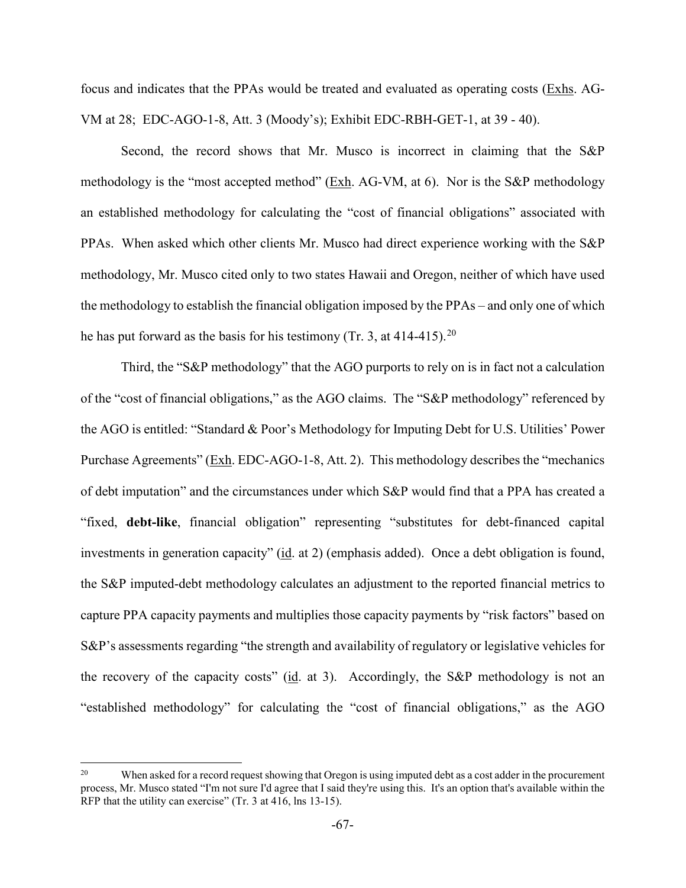focus and indicates that the PPAs would be treated and evaluated as operating costs (Exhs. AG-VM at 28; EDC-AGO-1-8, Att. 3 (Moody's); Exhibit EDC-RBH-GET-1, at 39 - 40).

Second, the record shows that Mr. Musco is incorrect in claiming that the S&P methodology is the "most accepted method" (Exh. AG-VM, at 6). Nor is the S&P methodology an established methodology for calculating the "cost of financial obligations" associated with PPAs. When asked which other clients Mr. Musco had direct experience working with the S&P methodology, Mr. Musco cited only to two states Hawaii and Oregon, neither of which have used the methodology to establish the financial obligation imposed by the PPAs – and only one of which he has put forward as the basis for his testimony (Tr. 3, at 414-415).[20]

Third, the "S&P methodology" that the AGO purports to rely on is in fact not a calculation of the "cost of financial obligations," as the AGO claims. The "S&P methodology" referenced by the AGO is entitled: "Standard & Poor's Methodology for Imputing Debt for U.S. Utilities' Power Purchase Agreements" (Exh. EDC-AGO-1-8, Att. 2). This methodology describes the "mechanics of debt imputation" and the circumstances under which S&P would find that a PPA has created a "fixed, **debt-like**, financial obligation" representing "substitutes for debt-financed capital investments in generation capacity" (id. at 2) (emphasis added). Once a debt obligation is found, the S&P imputed-debt methodology calculates an adjustment to the reported financial metrics to capture PPA capacity payments and multiplies those capacity payments by "risk factors" based on S&P's assessments regarding "the strength and availability of regulatory or legislative vehicles for the recovery of the capacity costs" (id. at 3). Accordingly, the S&P methodology is not an "established methodology" for calculating the "cost of financial obligations," as the AGO

---

[20] When asked for a record request showing that Oregon is using imputed debt as a cost adder in the procurement process, Mr. Musco stated "I'm not sure I'd agree that I said they're using this. It's an option that's available within the RFP that the utility can exercise" (Tr. 3 at 416, lns 13-15).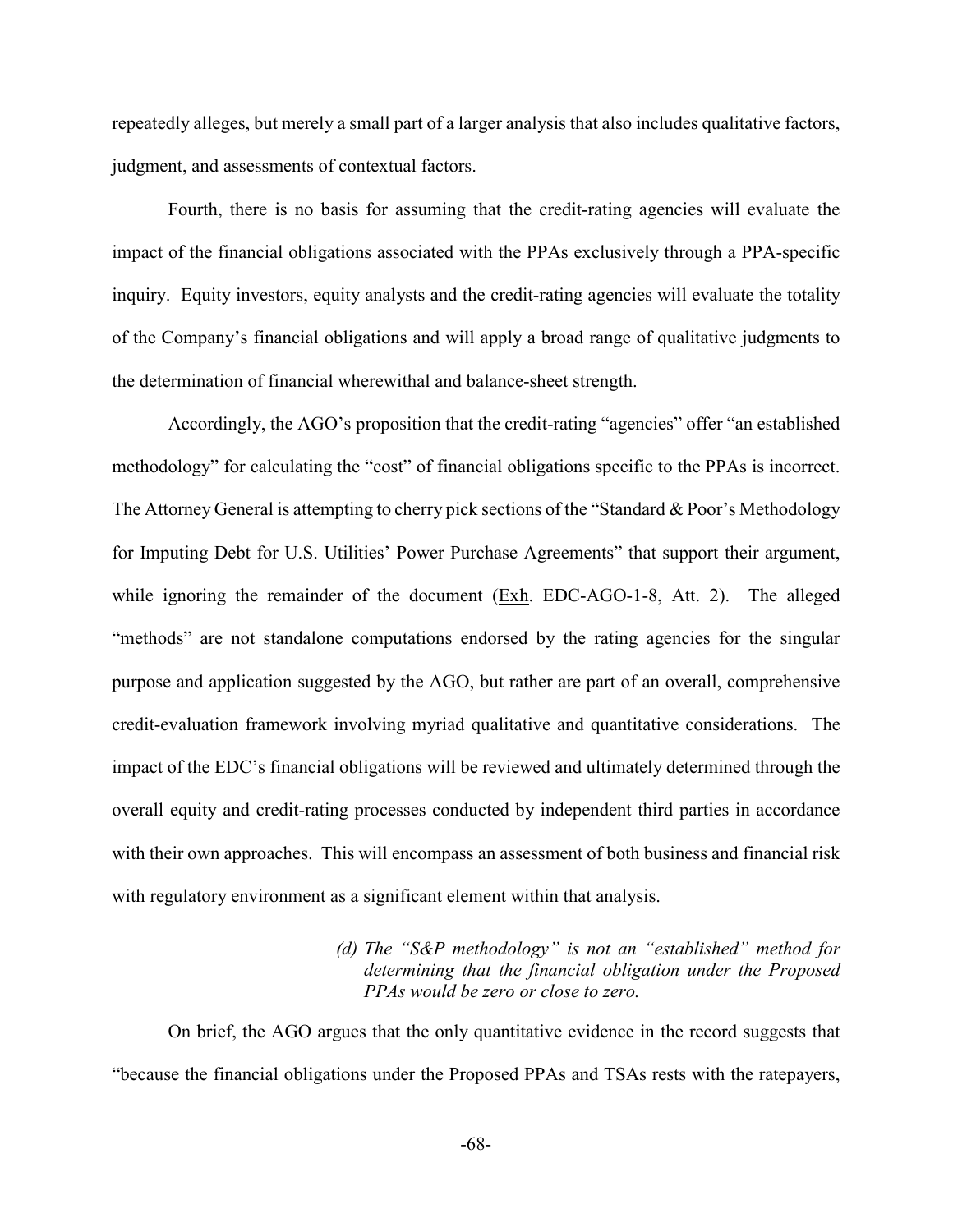repeatedly alleges, but merely a small part of a larger analysis that also includes qualitative factors, judgment, and assessments of contextual factors.

Fourth, there is no basis for assuming that the credit-rating agencies will evaluate the impact of the financial obligations associated with the PPAs exclusively through a PPA-specific inquiry. Equity investors, equity analysts and the credit-rating agencies will evaluate the totality of the Company's financial obligations and will apply a broad range of qualitative judgments to the determination of financial wherewithal and balance-sheet strength.

Accordingly, the AGO's proposition that the credit-rating "agencies" offer "an established methodology" for calculating the "cost" of financial obligations specific to the PPAs is incorrect. The Attorney General is attempting to cherry pick sections of the "Standard & Poor's Methodology for Imputing Debt for U.S. Utilities' Power Purchase Agreements" that support their argument, while ignoring the remainder of the document (Exh. EDC-AGO-1-8, Att. 2). The alleged "methods" are not standalone computations endorsed by the rating agencies for the singular purpose and application suggested by the AGO, but rather are part of an overall, comprehensive credit-evaluation framework involving myriad qualitative and quantitative considerations. The impact of the EDC's financial obligations will be reviewed and ultimately determined through the overall equity and credit-rating processes conducted by independent third parties in accordance with their own approaches. This will encompass an assessment of both business and financial risk with regulatory environment as a significant element within that analysis.

*(d) The "S&P methodology" is not an "established" method for determining that the financial obligation under the Proposed PPAs would be zero or close to zero.*

On brief, the AGO argues that the only quantitative evidence in the record suggests that "because the financial obligations under the Proposed PPAs and TSAs rests with the ratepayers,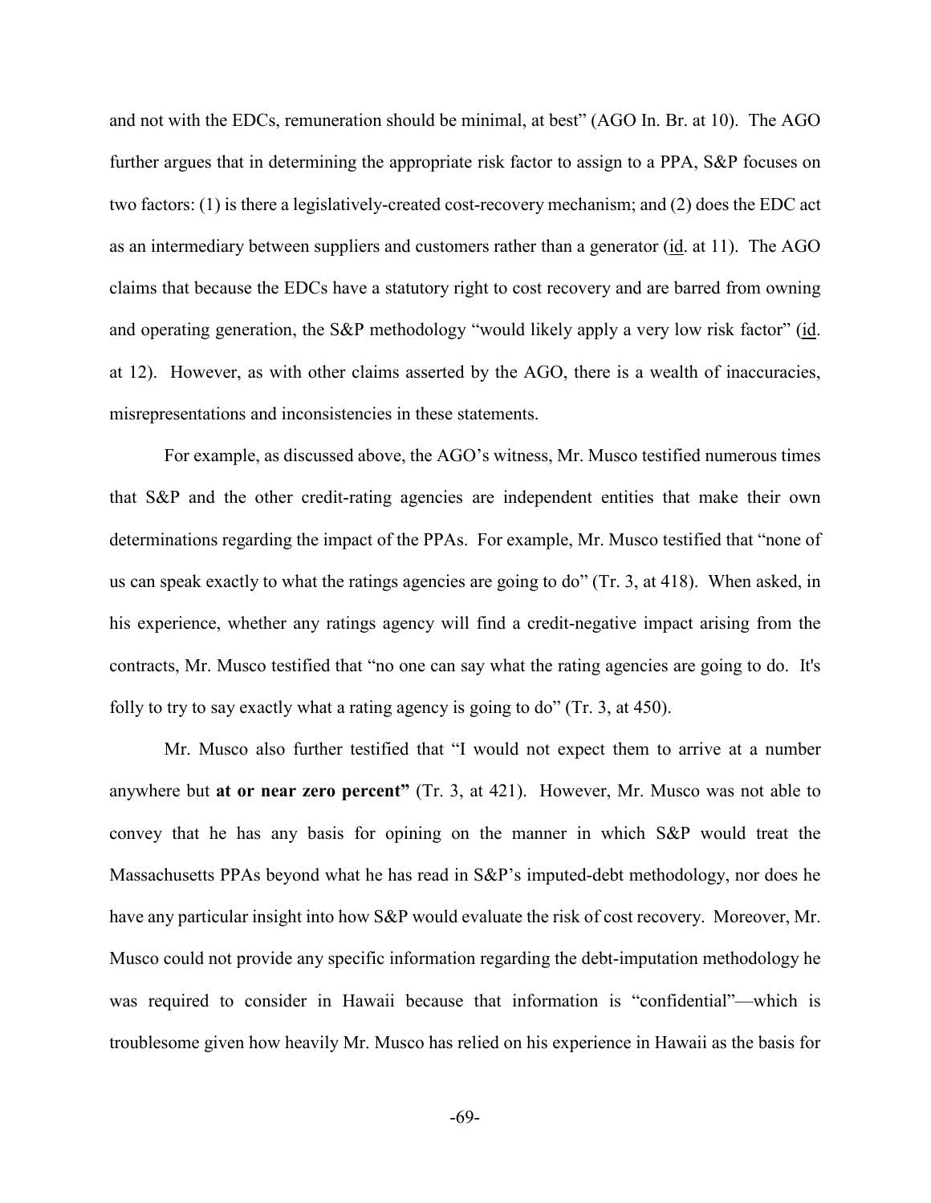and not with the EDCs, remuneration should be minimal, at best" (AGO In. Br. at 10). The AGO further argues that in determining the appropriate risk factor to assign to a PPA, S&P focuses on two factors: (1) is there a legislatively-created cost-recovery mechanism; and (2) does the EDC act as an intermediary between suppliers and customers rather than a generator (id. at 11). The AGO claims that because the EDCs have a statutory right to cost recovery and are barred from owning and operating generation, the S&P methodology "would likely apply a very low risk factor" (id. at 12). However, as with other claims asserted by the AGO, there is a wealth of inaccuracies, misrepresentations and inconsistencies in these statements.

For example, as discussed above, the AGO's witness, Mr. Musco testified numerous times that S&P and the other credit-rating agencies are independent entities that make their own determinations regarding the impact of the PPAs. For example, Mr. Musco testified that "none of us can speak exactly to what the ratings agencies are going to do" (Tr. 3, at 418). When asked, in his experience, whether any ratings agency will find a credit-negative impact arising from the contracts, Mr. Musco testified that "no one can say what the rating agencies are going to do. It's folly to try to say exactly what a rating agency is going to do" (Tr. 3, at 450).

Mr. Musco also further testified that "I would not expect them to arrive at a number anywhere but **at or near zero percent"** (Tr. 3, at 421). However, Mr. Musco was not able to convey that he has any basis for opining on the manner in which S&P would treat the Massachusetts PPAs beyond what he has read in S&P's imputed-debt methodology, nor does he have any particular insight into how S&P would evaluate the risk of cost recovery. Moreover, Mr. Musco could not provide any specific information regarding the debt-imputation methodology he was required to consider in Hawaii because that information is "confidential"—which is troublesome given how heavily Mr. Musco has relied on his experience in Hawaii as the basis for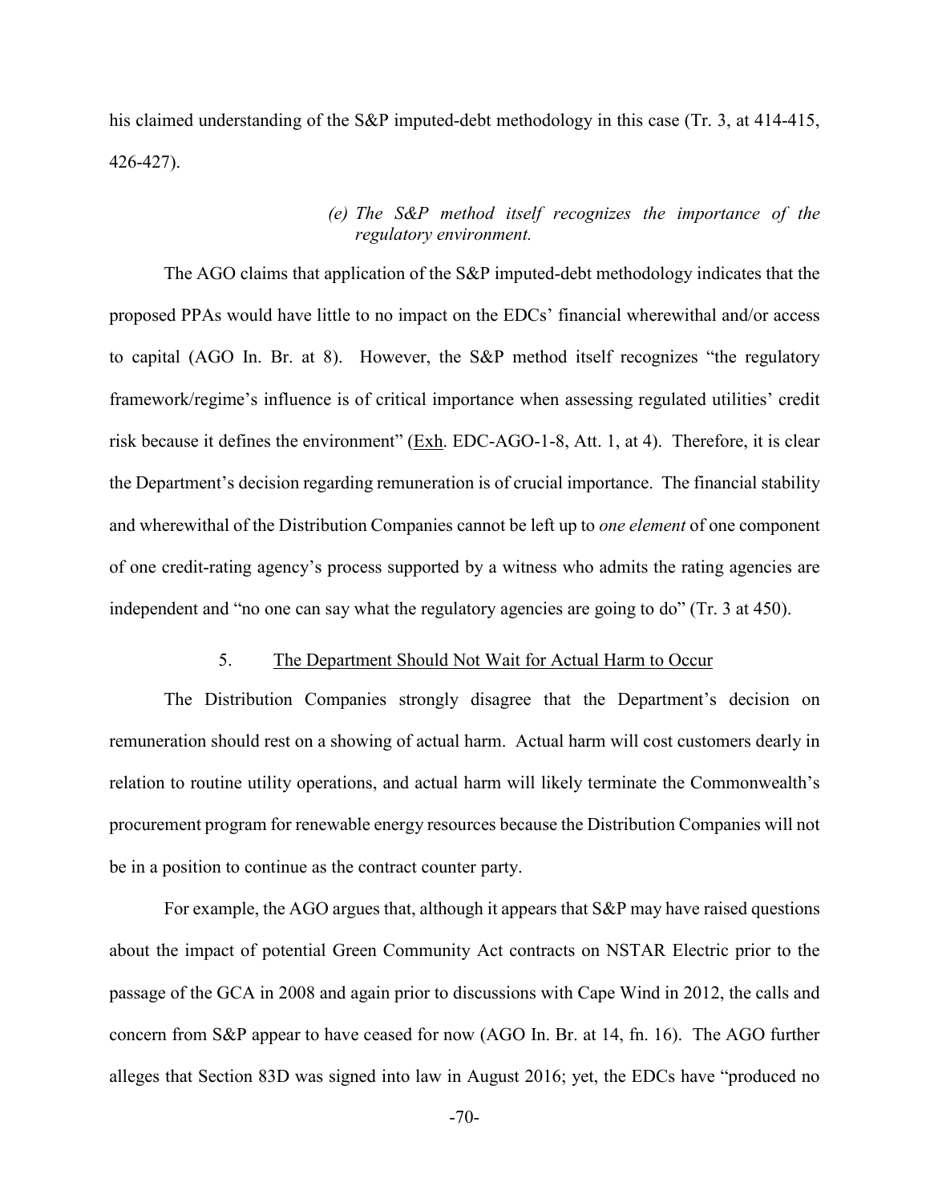his claimed understanding of the S&P imputed-debt methodology in this case (Tr. 3, at 414-415, 426-427).

*(e) The S&P method itself recognizes the importance of the regulatory environment.*

The AGO claims that application of the S&P imputed-debt methodology indicates that the proposed PPAs would have little to no impact on the EDCs' financial wherewithal and/or access to capital (AGO In. Br. at 8). However, the S&P method itself recognizes "the regulatory framework/regime's influence is of critical importance when assessing regulated utilities' credit risk because it defines the environment" (Exh. EDC-AGO-1-8, Att. 1, at 4). Therefore, it is clear the Department's decision regarding remuneration is of crucial importance. The financial stability and wherewithal of the Distribution Companies cannot be left up to *one element* of one component of one credit-rating agency's process supported by a witness who admits the rating agencies are independent and "no one can say what the regulatory agencies are going to do" (Tr. 3 at 450).

5. The Department Should Not Wait for Actual Harm to Occur

The Distribution Companies strongly disagree that the Department's decision on remuneration should rest on a showing of actual harm. Actual harm will cost customers dearly in relation to routine utility operations, and actual harm will likely terminate the Commonwealth's procurement program for renewable energy resources because the Distribution Companies will not be in a position to continue as the contract counter party.

For example, the AGO argues that, although it appears that S&P may have raised questions about the impact of potential Green Community Act contracts on NSTAR Electric prior to the passage of the GCA in 2008 and again prior to discussions with Cape Wind in 2012, the calls and concern from S&P appear to have ceased for now (AGO In. Br. at 14, fn. 16). The AGO further alleges that Section 83D was signed into law in August 2016; yet, the EDCs have "produced no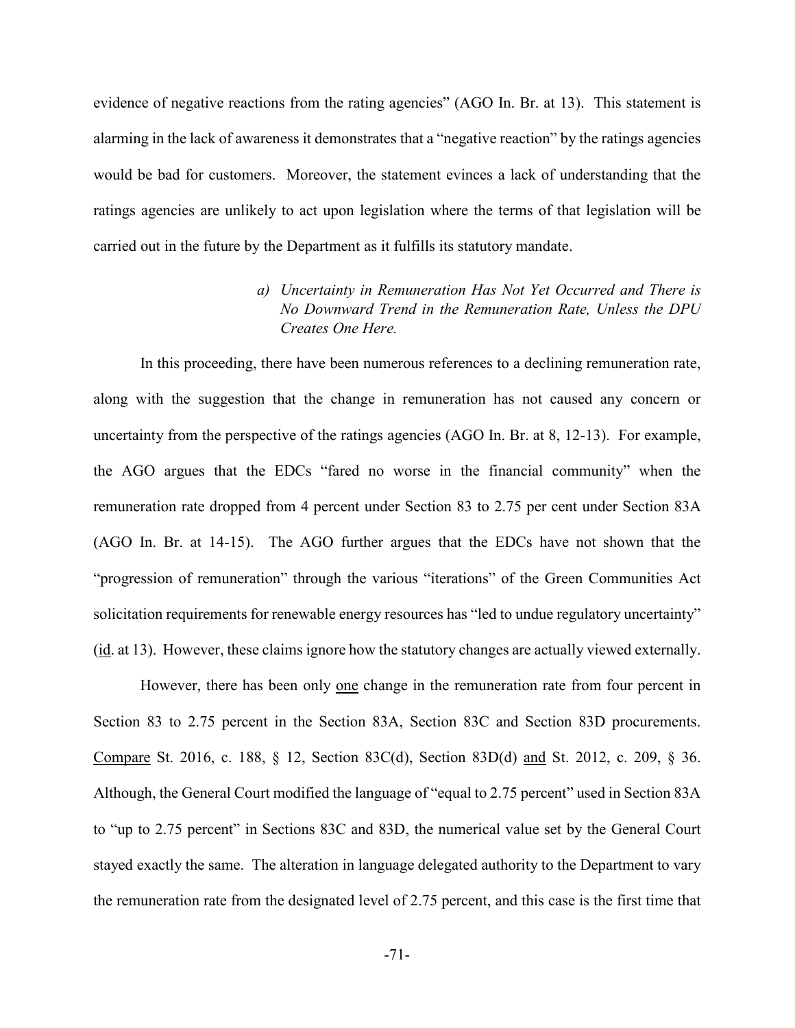evidence of negative reactions from the rating agencies" (AGO In. Br. at 13). This statement is alarming in the lack of awareness it demonstrates that a "negative reaction" by the ratings agencies would be bad for customers. Moreover, the statement evinces a lack of understanding that the ratings agencies are unlikely to act upon legislation where the terms of that legislation will be carried out in the future by the Department as it fulfills its statutory mandate.

*a) Uncertainty in Remuneration Has Not Yet Occurred and There is No Downward Trend in the Remuneration Rate, Unless the DPU Creates One Here.*

In this proceeding, there have been numerous references to a declining remuneration rate, along with the suggestion that the change in remuneration has not caused any concern or uncertainty from the perspective of the ratings agencies (AGO In. Br. at 8, 12-13). For example, the AGO argues that the EDCs "fared no worse in the financial community" when the remuneration rate dropped from 4 percent under Section 83 to 2.75 per cent under Section 83A (AGO In. Br. at 14-15). The AGO further argues that the EDCs have not shown that the "progression of remuneration" through the various "iterations" of the Green Communities Act solicitation requirements for renewable energy resources has "led to undue regulatory uncertainty" (id. at 13). However, these claims ignore how the statutory changes are actually viewed externally.

However, there has been only one change in the remuneration rate from four percent in Section 83 to 2.75 percent in the Section 83A, Section 83C and Section 83D procurements. Compare St. 2016, c. 188, § 12, Section 83C(d), Section 83D(d) and St. 2012, c. 209, § 36. Although, the General Court modified the language of "equal to 2.75 percent" used in Section 83A to "up to 2.75 percent" in Sections 83C and 83D, the numerical value set by the General Court stayed exactly the same. The alteration in language delegated authority to the Department to vary the remuneration rate from the designated level of 2.75 percent, and this case is the first time that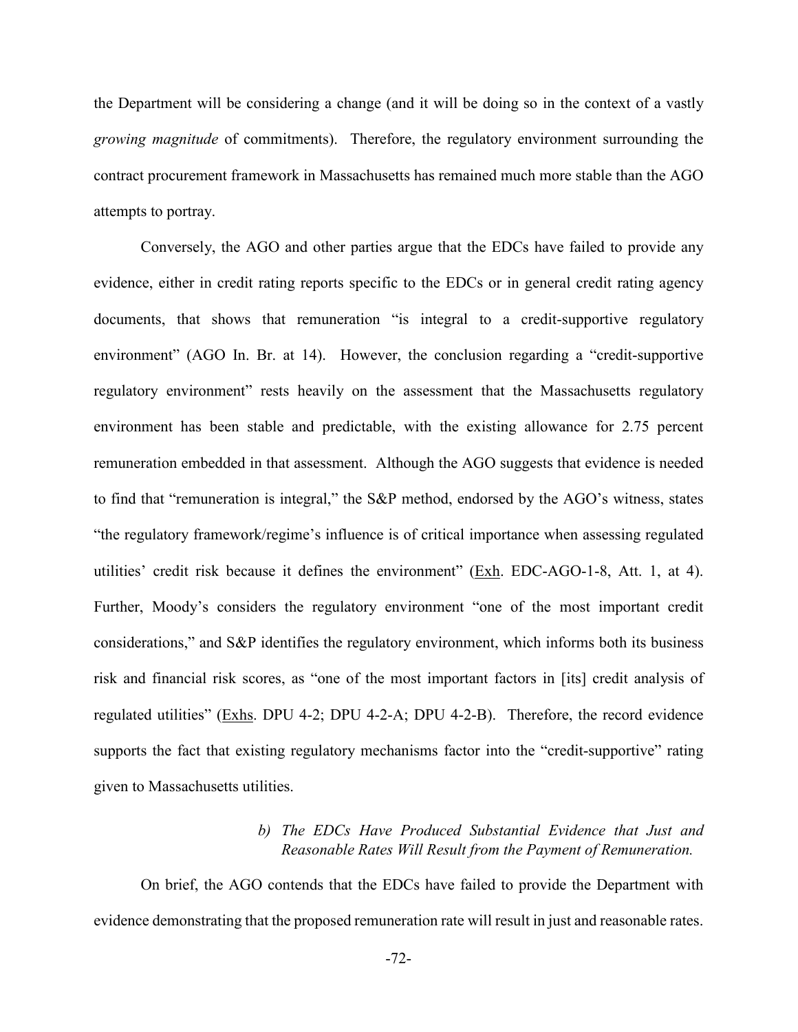the Department will be considering a change (and it will be doing so in the context of a vastly *growing magnitude* of commitments). Therefore, the regulatory environment surrounding the contract procurement framework in Massachusetts has remained much more stable than the AGO attempts to portray.

Conversely, the AGO and other parties argue that the EDCs have failed to provide any evidence, either in credit rating reports specific to the EDCs or in general credit rating agency documents, that shows that remuneration "is integral to a credit-supportive regulatory environment" (AGO In. Br. at 14). However, the conclusion regarding a "credit-supportive regulatory environment" rests heavily on the assessment that the Massachusetts regulatory environment has been stable and predictable, with the existing allowance for 2.75 percent remuneration embedded in that assessment. Although the AGO suggests that evidence is needed to find that "remuneration is integral," the S&P method, endorsed by the AGO's witness, states "the regulatory framework/regime's influence is of critical importance when assessing regulated utilities' credit risk because it defines the environment" (Exh. EDC-AGO-1-8, Att. 1, at 4). Further, Moody's considers the regulatory environment "one of the most important credit considerations," and S&P identifies the regulatory environment, which informs both its business risk and financial risk scores, as "one of the most important factors in [its] credit analysis of regulated utilities" (Exhs. DPU 4-2; DPU 4-2-A; DPU 4-2-B). Therefore, the record evidence supports the fact that existing regulatory mechanisms factor into the "credit-supportive" rating given to Massachusetts utilities.

*b) The EDCs Have Produced Substantial Evidence that Just and Reasonable Rates Will Result from the Payment of Remuneration.*

On brief, the AGO contends that the EDCs have failed to provide the Department with evidence demonstrating that the proposed remuneration rate will result in just and reasonable rates.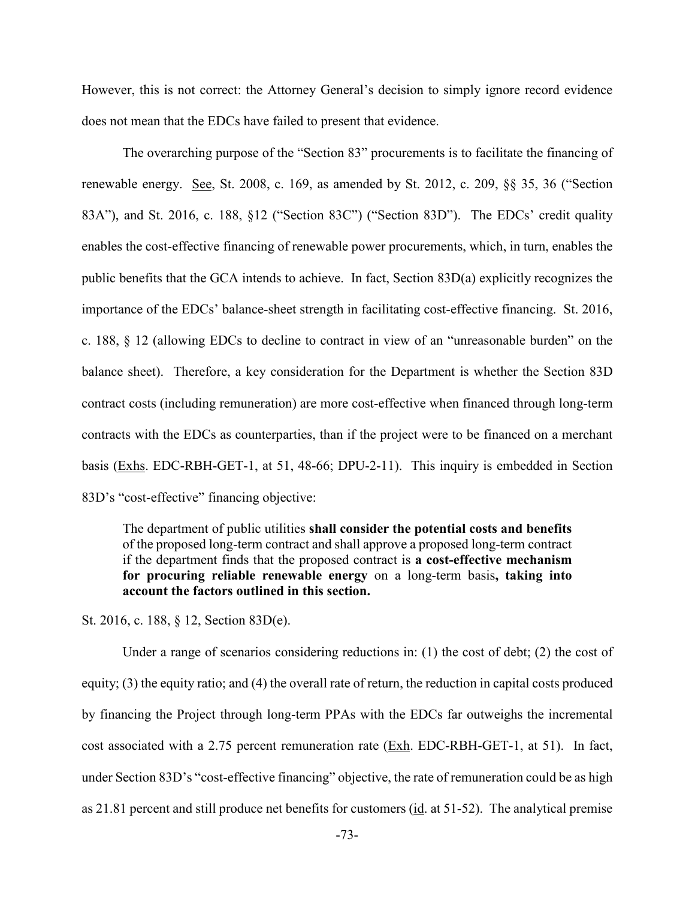However, this is not correct: the Attorney General's decision to simply ignore record evidence does not mean that the EDCs have failed to present that evidence.

The overarching purpose of the "Section 83" procurements is to facilitate the financing of renewable energy. See, St. 2008, c. 169, as amended by St. 2012, c. 209, §§ 35, 36 ("Section 83A"), and St. 2016, c. 188, §12 ("Section 83C") ("Section 83D"). The EDCs' credit quality enables the cost-effective financing of renewable power procurements, which, in turn, enables the public benefits that the GCA intends to achieve. In fact, Section 83D(a) explicitly recognizes the importance of the EDCs' balance-sheet strength in facilitating cost-effective financing. St. 2016, c. 188, § 12 (allowing EDCs to decline to contract in view of an "unreasonable burden" on the balance sheet). Therefore, a key consideration for the Department is whether the Section 83D contract costs (including remuneration) are more cost-effective when financed through long-term contracts with the EDCs as counterparties, than if the project were to be financed on a merchant basis (Exhs. EDC-RBH-GET-1, at 51, 48-66; DPU-2-11). This inquiry is embedded in Section 83D's "cost-effective" financing objective:

> The department of public utilities **shall consider the potential costs and benefits** of the proposed long-term contract and shall approve a proposed long-term contract if the department finds that the proposed contract is **a cost-effective mechanism for procuring reliable renewable energy** on a long-term basis**, taking into account the factors outlined in this section.**

St. 2016, c. 188, § 12, Section 83D(e).

Under a range of scenarios considering reductions in: (1) the cost of debt; (2) the cost of equity; (3) the equity ratio; and (4) the overall rate of return, the reduction in capital costs produced by financing the Project through long-term PPAs with the EDCs far outweighs the incremental cost associated with a 2.75 percent remuneration rate (Exh. EDC-RBH-GET-1, at 51). In fact, under Section 83D's "cost-effective financing" objective, the rate of remuneration could be as high as 21.81 percent and still produce net benefits for customers (id. at 51-52). The analytical premise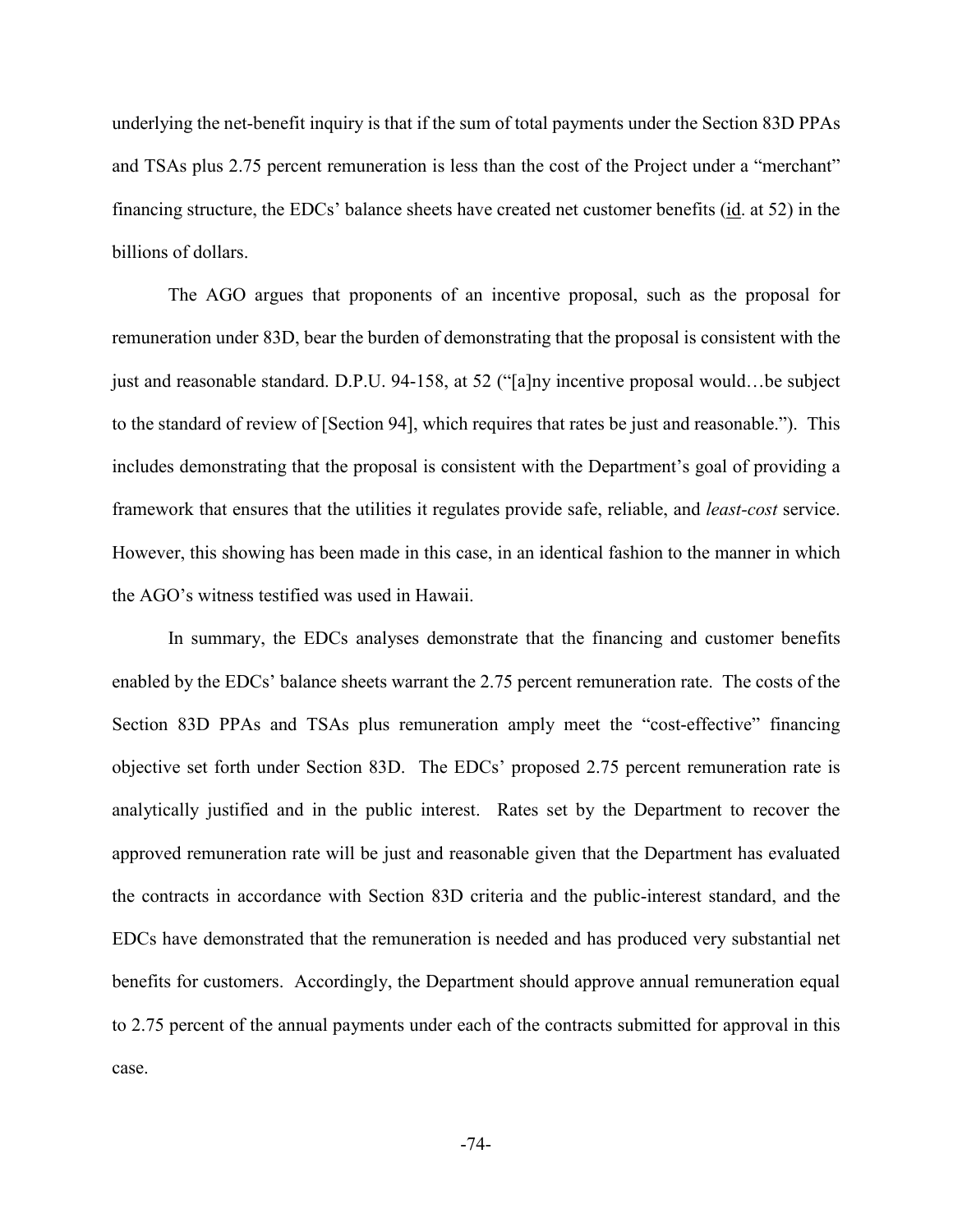underlying the net-benefit inquiry is that if the sum of total payments under the Section 83D PPAs and TSAs plus 2.75 percent remuneration is less than the cost of the Project under a "merchant" financing structure, the EDCs' balance sheets have created net customer benefits (id. at 52) in the billions of dollars.

The AGO argues that proponents of an incentive proposal, such as the proposal for remuneration under 83D, bear the burden of demonstrating that the proposal is consistent with the just and reasonable standard. D.P.U. 94-158, at 52 ("[a]ny incentive proposal would…be subject to the standard of review of [Section 94], which requires that rates be just and reasonable."). This includes demonstrating that the proposal is consistent with the Department's goal of providing a framework that ensures that the utilities it regulates provide safe, reliable, and *least-cost* service. However, this showing has been made in this case, in an identical fashion to the manner in which the AGO's witness testified was used in Hawaii.

In summary, the EDCs analyses demonstrate that the financing and customer benefits enabled by the EDCs' balance sheets warrant the 2.75 percent remuneration rate. The costs of the Section 83D PPAs and TSAs plus remuneration amply meet the "cost-effective" financing objective set forth under Section 83D. The EDCs' proposed 2.75 percent remuneration rate is analytically justified and in the public interest. Rates set by the Department to recover the approved remuneration rate will be just and reasonable given that the Department has evaluated the contracts in accordance with Section 83D criteria and the public-interest standard, and the EDCs have demonstrated that the remuneration is needed and has produced very substantial net benefits for customers. Accordingly, the Department should approve annual remuneration equal to 2.75 percent of the annual payments under each of the contracts submitted for approval in this case.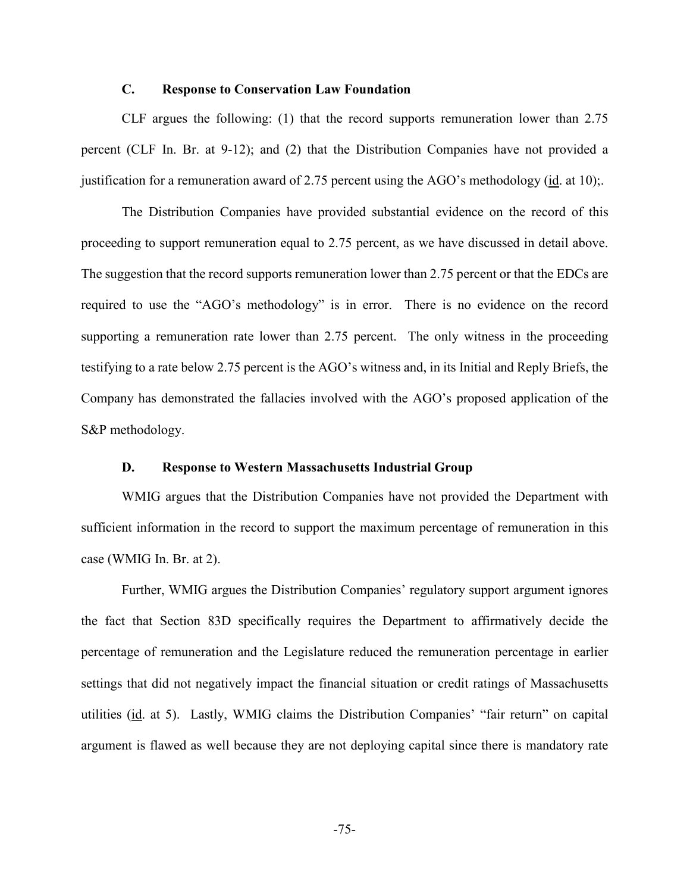### C. Response to Conservation Law Foundation

CLF argues the following: (1) that the record supports remuneration lower than 2.75 percent (CLF In. Br. at 9-12); and (2) that the Distribution Companies have not provided a justification for a remuneration award of 2.75 percent using the AGO's methodology (id. at 10);.

The Distribution Companies have provided substantial evidence on the record of this proceeding to support remuneration equal to 2.75 percent, as we have discussed in detail above. The suggestion that the record supports remuneration lower than 2.75 percent or that the EDCs are required to use the "AGO's methodology" is in error. There is no evidence on the record supporting a remuneration rate lower than 2.75 percent. The only witness in the proceeding testifying to a rate below 2.75 percent is the AGO's witness and, in its Initial and Reply Briefs, the Company has demonstrated the fallacies involved with the AGO's proposed application of the S&P methodology.

### D. Response to Western Massachusetts Industrial Group

WMIG argues that the Distribution Companies have not provided the Department with sufficient information in the record to support the maximum percentage of remuneration in this case (WMIG In. Br. at 2).

Further, WMIG argues the Distribution Companies' regulatory support argument ignores the fact that Section 83D specifically requires the Department to affirmatively decide the percentage of remuneration and the Legislature reduced the remuneration percentage in earlier settings that did not negatively impact the financial situation or credit ratings of Massachusetts utilities (id. at 5). Lastly, WMIG claims the Distribution Companies' "fair return" on capital argument is flawed as well because they are not deploying capital since there is mandatory rate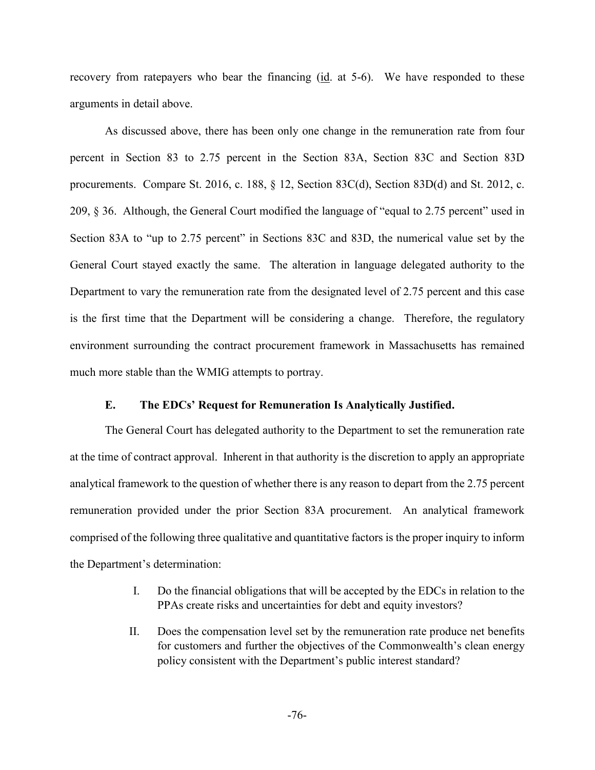recovery from ratepayers who bear the financing (id. at 5-6). We have responded to these arguments in detail above.

As discussed above, there has been only one change in the remuneration rate from four percent in Section 83 to 2.75 percent in the Section 83A, Section 83C and Section 83D procurements. Compare St. 2016, c. 188, § 12, Section 83C(d), Section 83D(d) and St. 2012, c. 209, § 36. Although, the General Court modified the language of "equal to 2.75 percent" used in Section 83A to "up to 2.75 percent" in Sections 83C and 83D, the numerical value set by the General Court stayed exactly the same. The alteration in language delegated authority to the Department to vary the remuneration rate from the designated level of 2.75 percent and this case is the first time that the Department will be considering a change. Therefore, the regulatory environment surrounding the contract procurement framework in Massachusetts has remained much more stable than the WMIG attempts to portray.

### E. The EDCs' Request for Remuneration Is Analytically Justified.

The General Court has delegated authority to the Department to set the remuneration rate at the time of contract approval. Inherent in that authority is the discretion to apply an appropriate analytical framework to the question of whether there is any reason to depart from the 2.75 percent remuneration provided under the prior Section 83A procurement. An analytical framework comprised of the following three qualitative and quantitative factors is the proper inquiry to inform the Department's determination:

I. Do the financial obligations that will be accepted by the EDCs in relation to the PPAs create risks and uncertainties for debt and equity investors?

II. Does the compensation level set by the remuneration rate produce net benefits for customers and further the objectives of the Commonwealth's clean energy policy consistent with the Department's public interest standard?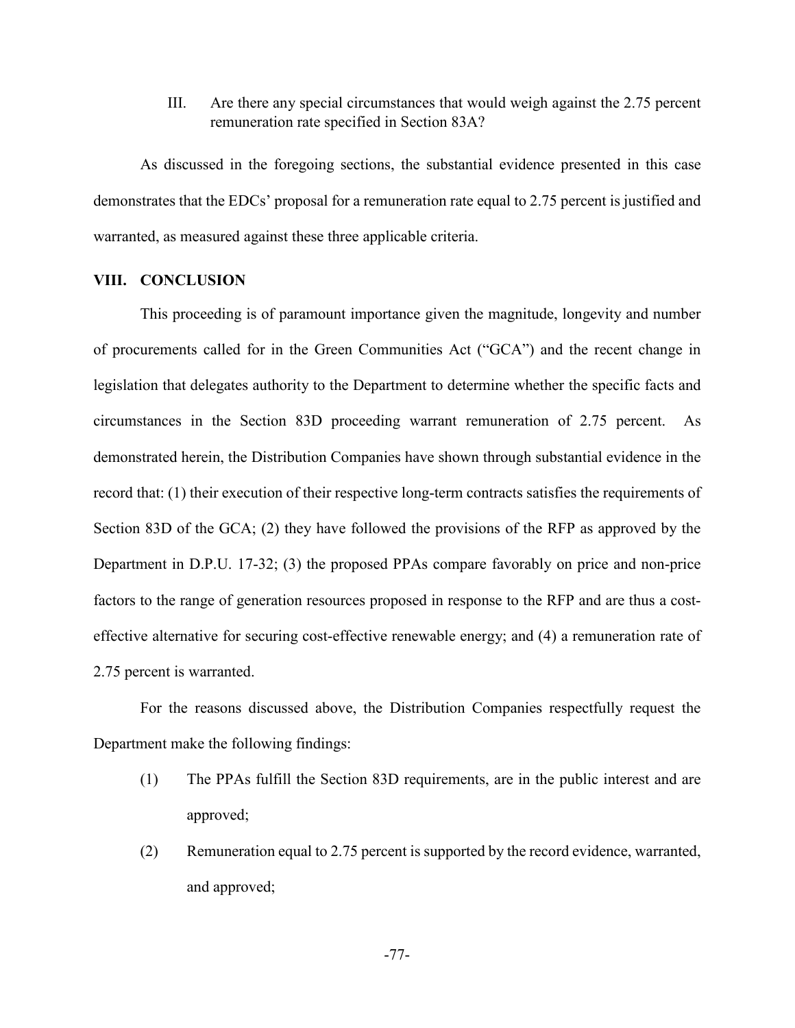III. Are there any special circumstances that would weigh against the 2.75 percent remuneration rate specified in Section 83A?

As discussed in the foregoing sections, the substantial evidence presented in this case demonstrates that the EDCs' proposal for a remuneration rate equal to 2.75 percent is justified and warranted, as measured against these three applicable criteria.

## VIII. CONCLUSION

This proceeding is of paramount importance given the magnitude, longevity and number of procurements called for in the Green Communities Act ("GCA") and the recent change in legislation that delegates authority to the Department to determine whether the specific facts and circumstances in the Section 83D proceeding warrant remuneration of 2.75 percent. As demonstrated herein, the Distribution Companies have shown through substantial evidence in the record that: (1) their execution of their respective long-term contracts satisfies the requirements of Section 83D of the GCA; (2) they have followed the provisions of the RFP as approved by the Department in D.P.U. 17-32; (3) the proposed PPAs compare favorably on price and non-price factors to the range of generation resources proposed in response to the RFP and are thus a cost-effective alternative for securing cost-effective renewable energy; and (4) a remuneration rate of 2.75 percent is warranted.

For the reasons discussed above, the Distribution Companies respectfully request the Department make the following findings:

(1) The PPAs fulfill the Section 83D requirements, are in the public interest and are approved;

(2) Remuneration equal to 2.75 percent is supported by the record evidence, warranted, and approved;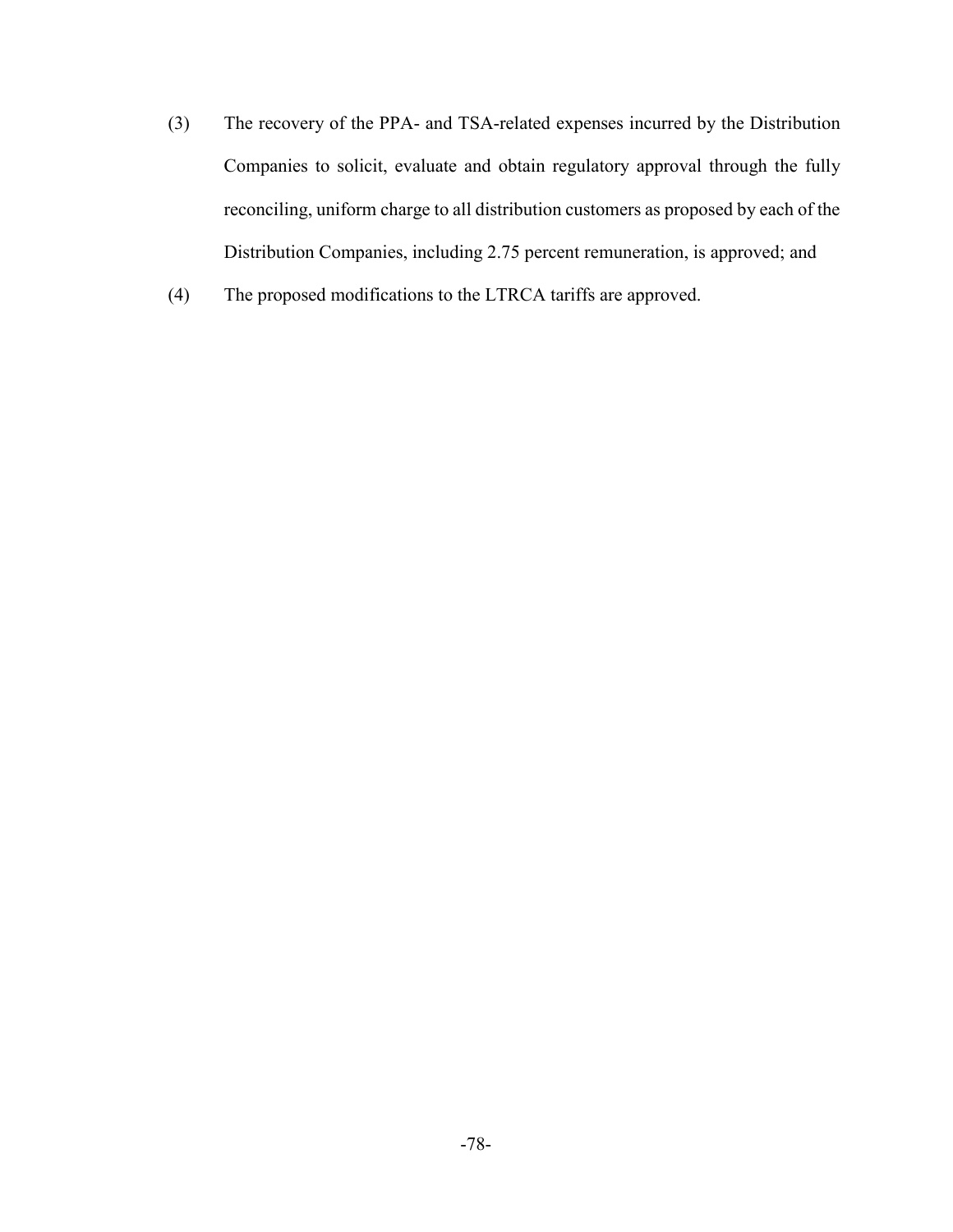(3) The recovery of the PPA- and TSA-related expenses incurred by the Distribution Companies to solicit, evaluate and obtain regulatory approval through the fully reconciling, uniform charge to all distribution customers as proposed by each of the Distribution Companies, including 2.75 percent remuneration, is approved; and

(4) The proposed modifications to the LTRCA tariffs are approved.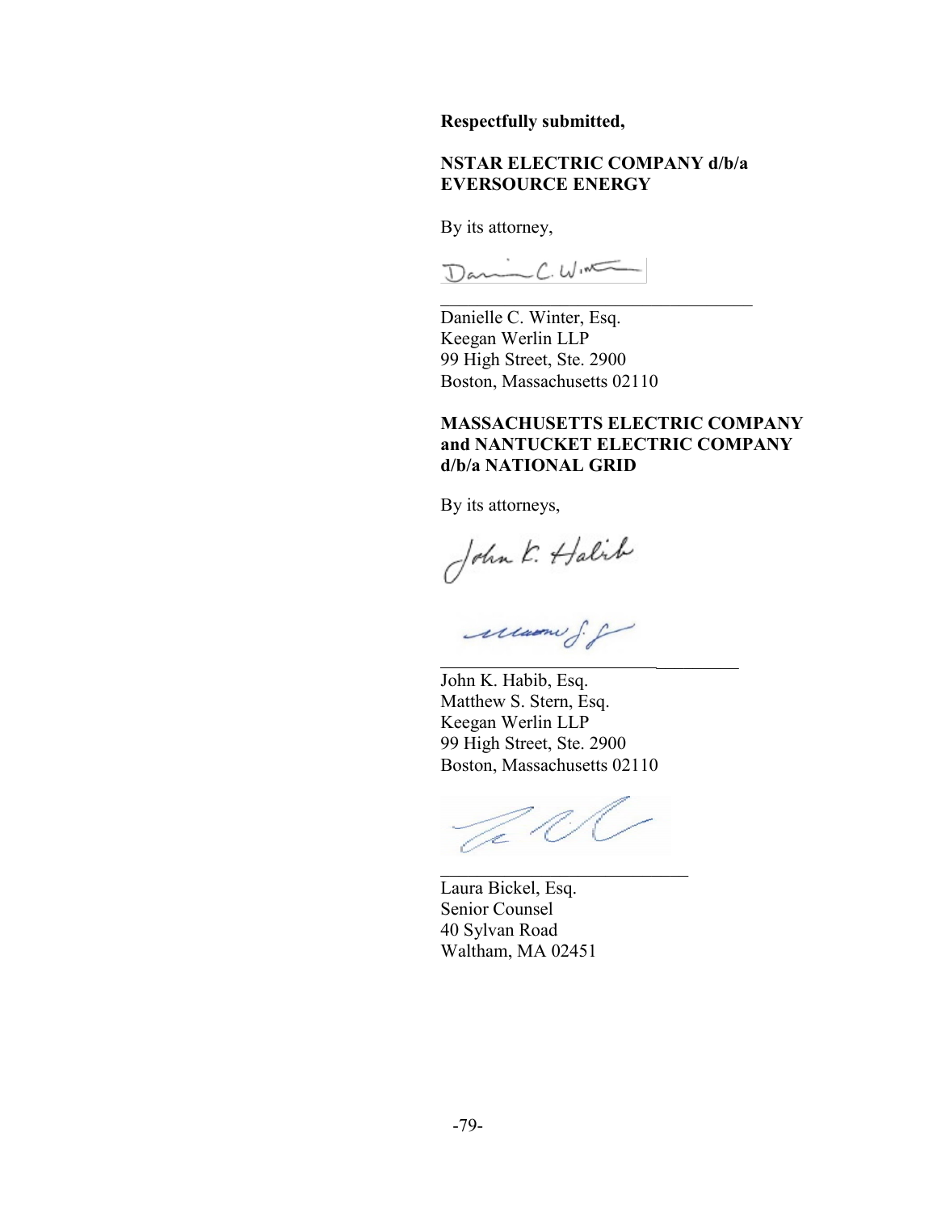**Respectfully submitted,**

**NSTAR ELECTRIC COMPANY d/b/a EVERSOURCE ENERGY**

By its attorney,

Danielle C. Winter, Esq.
Keegan Werlin LLP
99 High Street, Ste. 2900
Boston, Massachusetts 02110

**MASSACHUSETTS ELECTRIC COMPANY and NANTUCKET ELECTRIC COMPANY d/b/a NATIONAL GRID**

By its attorneys,

John K. Habib, Esq.
Matthew S. Stern, Esq.
Keegan Werlin LLP
99 High Street, Ste. 2900
Boston, Massachusetts 02110

Laura Bickel, Esq.
Senior Counsel
40 Sylvan Road
Waltham, MA 02451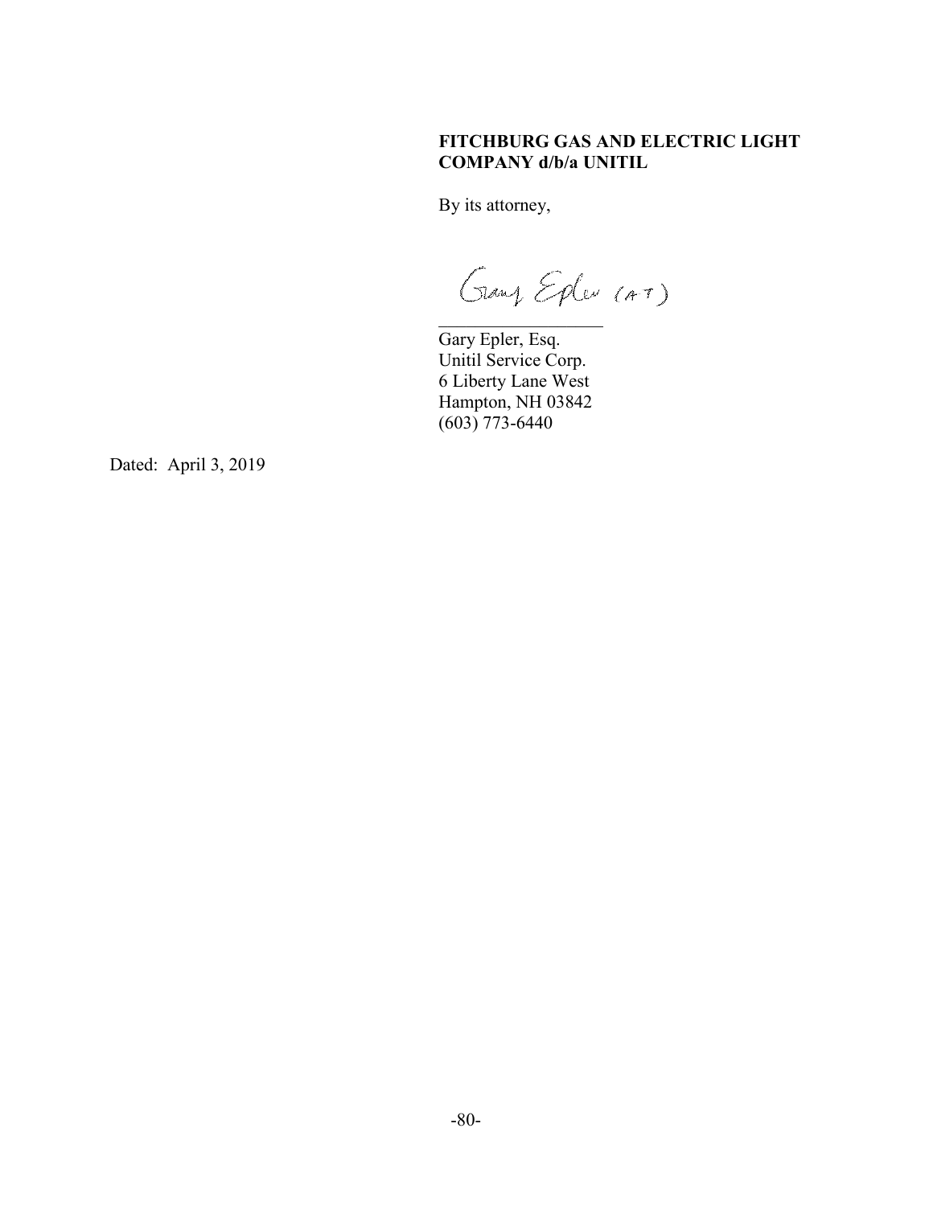**FITCHBURG GAS AND ELECTRIC LIGHT COMPANY d/b/a UNITIL**

By its attorney,

Gary Epler (AT)

\_\_\_\_\_\_\_\_\_\_\_\_\_\_\_\_\_\_\_\_

Gary Epler, Esq.
Unitil Service Corp.
6 Liberty Lane West
Hampton, NH 03842
(603) 773-6440

Dated: April 3, 2019